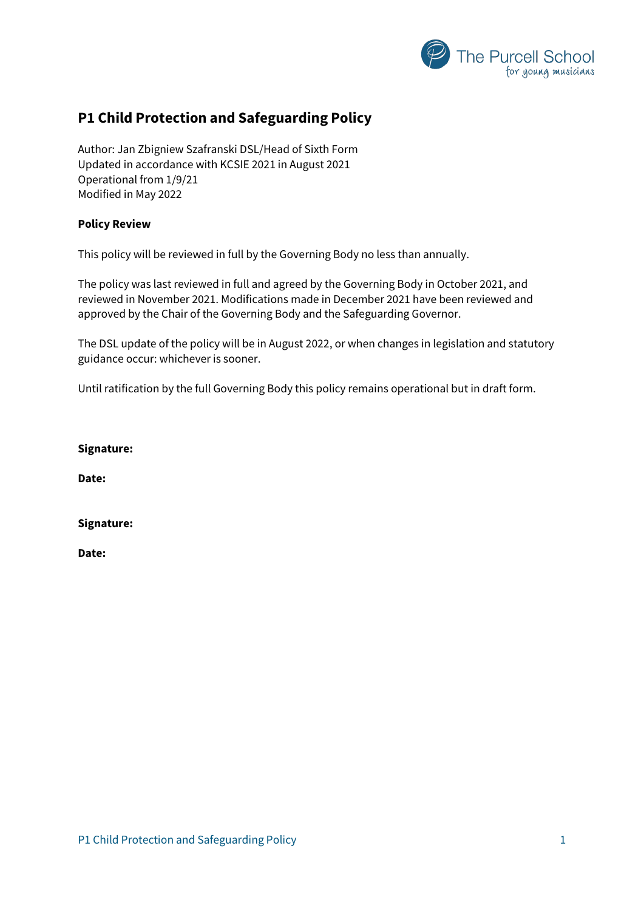# P1 Child Protection and Safeguarding Policy

Author: Jan Zbigniew Szafranski DSL/Head of Sixth Form
Updated in accordance with KCSIE 2021 in August 2021
Operational from 1/9/21
Modified in May 2022

**Policy Review**

This policy will be reviewed in full by the Governing Body no less than annually.

The policy was last reviewed in full and agreed by the Governing Body in October 2021, and reviewed in November 2021. Modifications made in December 2021 have been reviewed and approved by the Chair of the Governing Body and the Safeguarding Governor.

The DSL update of the policy will be in August 2022, or when changes in legislation and statutory guidance occur: whichever is sooner.

Until ratification by the full Governing Body this policy remains operational but in draft form.

**Signature:**

**Date:**

**Signature:**

**Date:**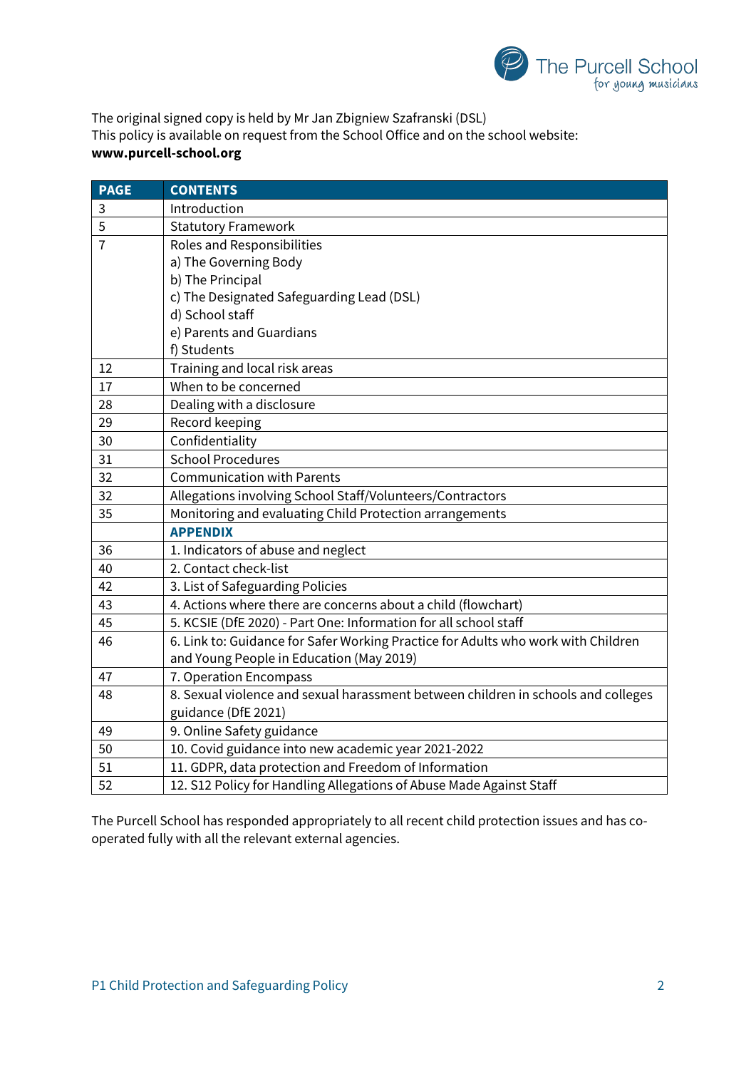The original signed copy is held by Mr Jan Zbigniew Szafranski (DSL)
This policy is available on request from the School Office and on the school website:
**www.purcell-school.org**

| PAGE | CONTENTS |
|---|---|
| 3 | Introduction |
| 5 | Statutory Framework |
| 7 | Roles and Responsibilities<br>a) The Governing Body<br>b) The Principal<br>c) The Designated Safeguarding Lead (DSL)<br>d) School staff<br>e) Parents and Guardians<br>f) Students |
| 12 | Training and local risk areas |
| 17 | When to be concerned |
| 28 | Dealing with a disclosure |
| 29 | Record keeping |
| 30 | Confidentiality |
| 31 | School Procedures |
| 32 | Communication with Parents |
| 32 | Allegations involving School Staff/Volunteers/Contractors |
| 35 | Monitoring and evaluating Child Protection arrangements |
| | **APPENDIX** |
| 36 | 1. Indicators of abuse and neglect |
| 40 | 2. Contact check-list |
| 42 | 3. List of Safeguarding Policies |
| 43 | 4. Actions where there are concerns about a child (flowchart) |
| 45 | 5. KCSIE (DfE 2020) - Part One: Information for all school staff |
| 46 | 6. Link to: Guidance for Safer Working Practice for Adults who work with Children and Young People in Education (May 2019) |
| 47 | 7. Operation Encompass |
| 48 | 8. Sexual violence and sexual harassment between children in schools and colleges guidance (DfE 2021) |
| 49 | 9. Online Safety guidance |
| 50 | 10. Covid guidance into new academic year 2021-2022 |
| 51 | 11. GDPR, data protection and Freedom of Information |
| 52 | 12. S12 Policy for Handling Allegations of Abuse Made Against Staff |

The Purcell School has responded appropriately to all recent child protection issues and has co-operated fully with all the relevant external agencies.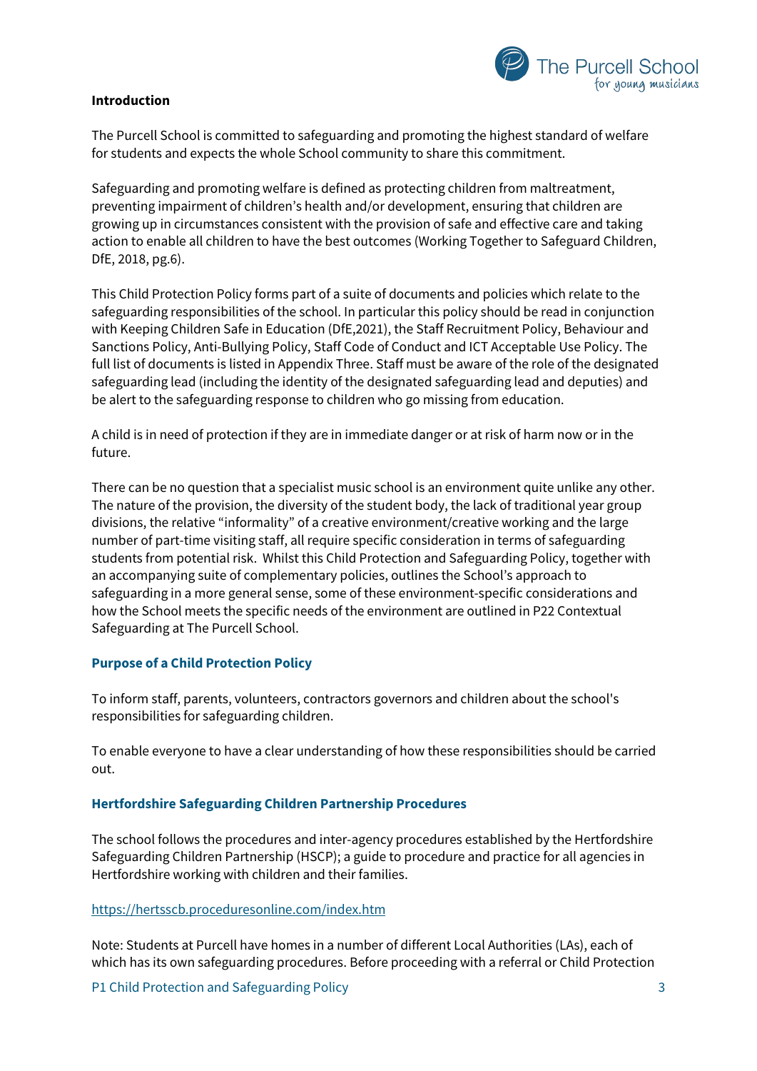**Introduction**

The Purcell School is committed to safeguarding and promoting the highest standard of welfare for students and expects the whole School community to share this commitment.

Safeguarding and promoting welfare is defined as protecting children from maltreatment, preventing impairment of children's health and/or development, ensuring that children are growing up in circumstances consistent with the provision of safe and effective care and taking action to enable all children to have the best outcomes (Working Together to Safeguard Children, DfE, 2018, pg.6).

This Child Protection Policy forms part of a suite of documents and policies which relate to the safeguarding responsibilities of the school. In particular this policy should be read in conjunction with Keeping Children Safe in Education (DfE,2021), the Staff Recruitment Policy, Behaviour and Sanctions Policy, Anti-Bullying Policy, Staff Code of Conduct and ICT Acceptable Use Policy. The full list of documents is listed in Appendix Three. Staff must be aware of the role of the designated safeguarding lead (including the identity of the designated safeguarding lead and deputies) and be alert to the safeguarding response to children who go missing from education.

A child is in need of protection if they are in immediate danger or at risk of harm now or in the future.

There can be no question that a specialist music school is an environment quite unlike any other. The nature of the provision, the diversity of the student body, the lack of traditional year group divisions, the relative "informality" of a creative environment/creative working and the large number of part-time visiting staff, all require specific consideration in terms of safeguarding students from potential risk. Whilst this Child Protection and Safeguarding Policy, together with an accompanying suite of complementary policies, outlines the School's approach to safeguarding in a more general sense, some of these environment-specific considerations and how the School meets the specific needs of the environment are outlined in P22 Contextual Safeguarding at The Purcell School.

## Purpose of a Child Protection Policy

To inform staff, parents, volunteers, contractors governors and children about the school's responsibilities for safeguarding children.

To enable everyone to have a clear understanding of how these responsibilities should be carried out.

## Hertfordshire Safeguarding Children Partnership Procedures

The school follows the procedures and inter-agency procedures established by the Hertfordshire Safeguarding Children Partnership (HSCP); a guide to procedure and practice for all agencies in Hertfordshire working with children and their families.

https://hertsscb.proceduresonline.com/index.htm

Note: Students at Purcell have homes in a number of different Local Authorities (LAs), each of which has its own safeguarding procedures. Before proceeding with a referral or Child Protection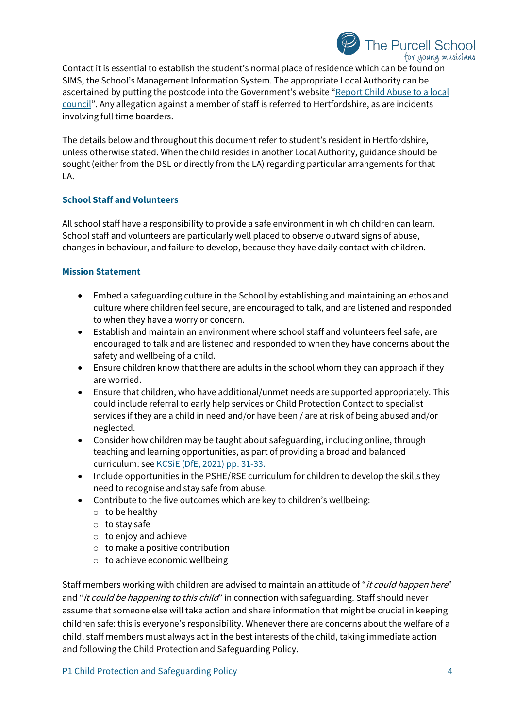Contact it is essential to establish the student's normal place of residence which can be found on SIMS, the School's Management Information System. The appropriate Local Authority can be ascertained by putting the postcode into the Government's website "Report Child Abuse to a local council". Any allegation against a member of staff is referred to Hertfordshire, as are incidents involving full time boarders.

The details below and throughout this document refer to student's resident in Hertfordshire, unless otherwise stated. When the child resides in another Local Authority, guidance should be sought (either from the DSL or directly from the LA) regarding particular arrangements for that LA.

### School Staff and Volunteers

All school staff have a responsibility to provide a safe environment in which children can learn. School staff and volunteers are particularly well placed to observe outward signs of abuse, changes in behaviour, and failure to develop, because they have daily contact with children.

### Mission Statement

- Embed a safeguarding culture in the School by establishing and maintaining an ethos and culture where children feel secure, are encouraged to talk, and are listened and responded to when they have a worry or concern.
- Establish and maintain an environment where school staff and volunteers feel safe, are encouraged to talk and are listened and responded to when they have concerns about the safety and wellbeing of a child.
- Ensure children know that there are adults in the school whom they can approach if they are worried.
- Ensure that children, who have additional/unmet needs are supported appropriately. This could include referral to early help services or Child Protection Contact to specialist services if they are a child in need and/or have been / are at risk of being abused and/or neglected.
- Consider how children may be taught about safeguarding, including online, through teaching and learning opportunities, as part of providing a broad and balanced curriculum: see KCSiE (DfE, 2021) pp. 31-33.
- Include opportunities in the PSHE/RSE curriculum for children to develop the skills they need to recognise and stay safe from abuse.
- Contribute to the five outcomes which are key to children's wellbeing:
  - to be healthy
  - to stay safe
  - to enjoy and achieve
  - to make a positive contribution
  - to achieve economic wellbeing

Staff members working with children are advised to maintain an attitude of "*it could happen here*" and "*it could be happening to this child*" in connection with safeguarding. Staff should never assume that someone else will take action and share information that might be crucial in keeping children safe: this is everyone's responsibility. Whenever there are concerns about the welfare of a child, staff members must always act in the best interests of the child, taking immediate action and following the Child Protection and Safeguarding Policy.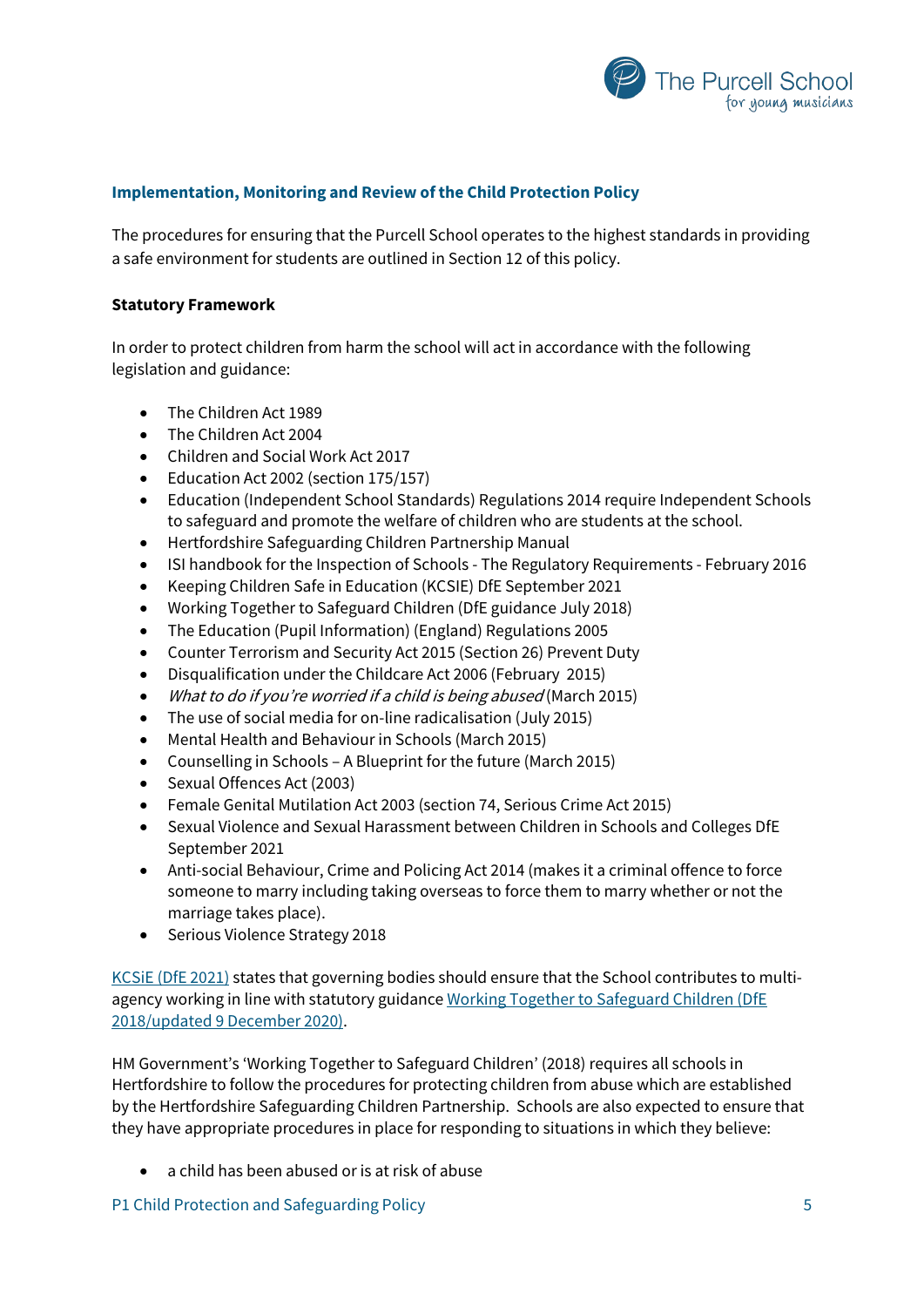### Implementation, Monitoring and Review of the Child Protection Policy

The procedures for ensuring that the Purcell School operates to the highest standards in providing a safe environment for students are outlined in Section 12 of this policy.

**Statutory Framework**

In order to protect children from harm the school will act in accordance with the following legislation and guidance:

- The Children Act 1989
- The Children Act 2004
- Children and Social Work Act 2017
- Education Act 2002 (section 175/157)
- Education (Independent School Standards) Regulations 2014 require Independent Schools to safeguard and promote the welfare of children who are students at the school.
- Hertfordshire Safeguarding Children Partnership Manual
- ISI handbook for the Inspection of Schools - The Regulatory Requirements - February 2016
- Keeping Children Safe in Education (KCSIE) DfE September 2021
- Working Together to Safeguard Children (DfE guidance July 2018)
- The Education (Pupil Information) (England) Regulations 2005
- Counter Terrorism and Security Act 2015 (Section 26) Prevent Duty
- Disqualification under the Childcare Act 2006 (February 2015)
- *What to do if you're worried if a child is being abused* (March 2015)
- The use of social media for on-line radicalisation (July 2015)
- Mental Health and Behaviour in Schools (March 2015)
- Counselling in Schools – A Blueprint for the future (March 2015)
- Sexual Offences Act (2003)
- Female Genital Mutilation Act 2003 (section 74, Serious Crime Act 2015)
- Sexual Violence and Sexual Harassment between Children in Schools and Colleges DfE September 2021
- Anti-social Behaviour, Crime and Policing Act 2014 (makes it a criminal offence to force someone to marry including taking overseas to force them to marry whether or not the marriage takes place).
- Serious Violence Strategy 2018

KCSiE (DfE 2021) states that governing bodies should ensure that the School contributes to multi-agency working in line with statutory guidance Working Together to Safeguard Children (DfE 2018/updated 9 December 2020).

HM Government's 'Working Together to Safeguard Children' (2018) requires all schools in Hertfordshire to follow the procedures for protecting children from abuse which are established by the Hertfordshire Safeguarding Children Partnership. Schools are also expected to ensure that they have appropriate procedures in place for responding to situations in which they believe:

- a child has been abused or is at risk of abuse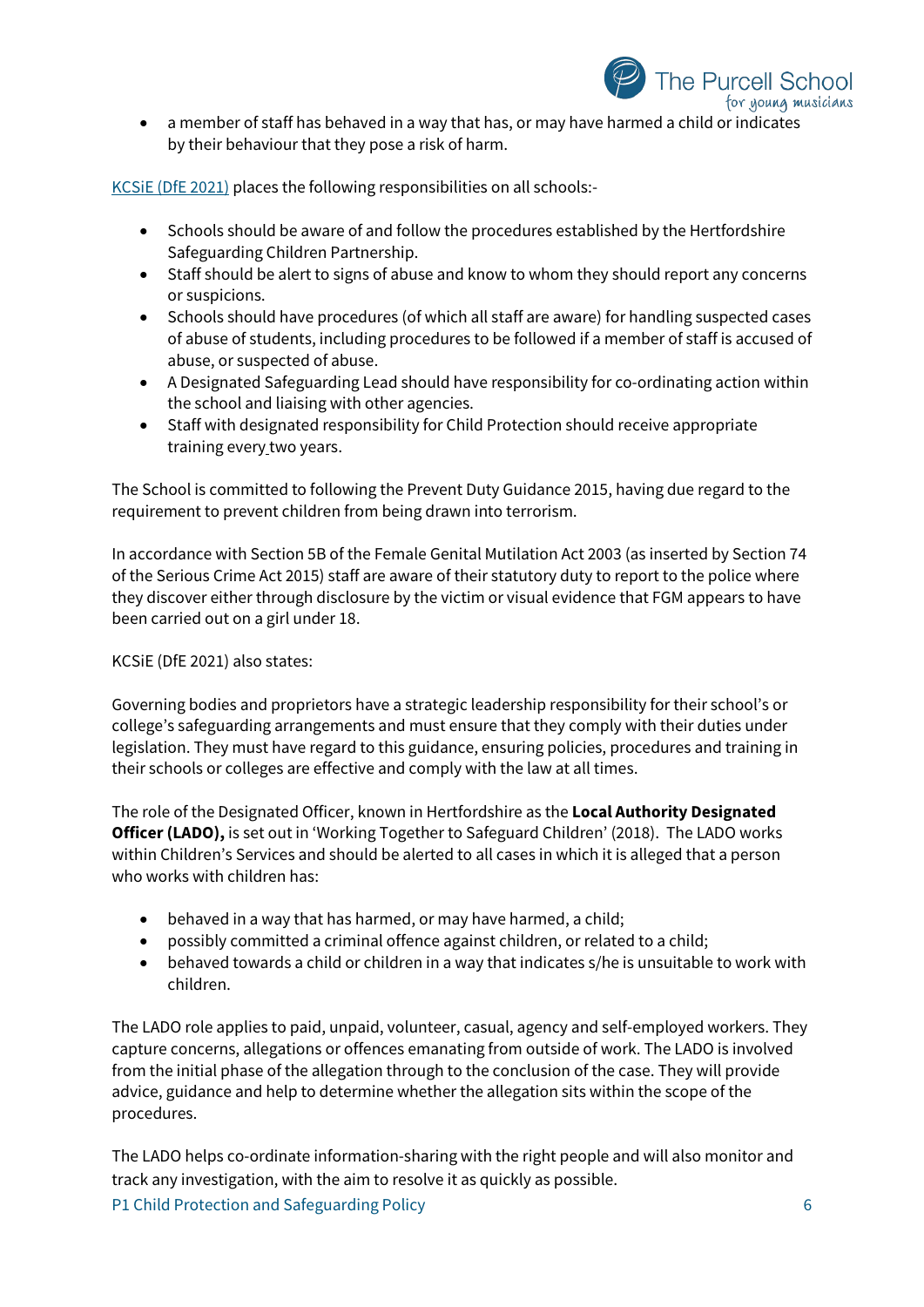- a member of staff has behaved in a way that has, or may have harmed a child or indicates by their behaviour that they pose a risk of harm.

KCSiE (DfE 2021) places the following responsibilities on all schools:-

- Schools should be aware of and follow the procedures established by the Hertfordshire Safeguarding Children Partnership.
- Staff should be alert to signs of abuse and know to whom they should report any concerns or suspicions.
- Schools should have procedures (of which all staff are aware) for handling suspected cases of abuse of students, including procedures to be followed if a member of staff is accused of abuse, or suspected of abuse.
- A Designated Safeguarding Lead should have responsibility for co-ordinating action within the school and liaising with other agencies.
- Staff with designated responsibility for Child Protection should receive appropriate training every two years.

The School is committed to following the Prevent Duty Guidance 2015, having due regard to the requirement to prevent children from being drawn into terrorism.

In accordance with Section 5B of the Female Genital Mutilation Act 2003 (as inserted by Section 74 of the Serious Crime Act 2015) staff are aware of their statutory duty to report to the police where they discover either through disclosure by the victim or visual evidence that FGM appears to have been carried out on a girl under 18.

KCSiE (DfE 2021) also states:

Governing bodies and proprietors have a strategic leadership responsibility for their school's or college's safeguarding arrangements and must ensure that they comply with their duties under legislation. They must have regard to this guidance, ensuring policies, procedures and training in their schools or colleges are effective and comply with the law at all times.

The role of the Designated Officer, known in Hertfordshire as the **Local Authority Designated Officer (LADO),** is set out in 'Working Together to Safeguard Children' (2018). The LADO works within Children's Services and should be alerted to all cases in which it is alleged that a person who works with children has:

- behaved in a way that has harmed, or may have harmed, a child;
- possibly committed a criminal offence against children, or related to a child;
- behaved towards a child or children in a way that indicates s/he is unsuitable to work with children.

The LADO role applies to paid, unpaid, volunteer, casual, agency and self-employed workers. They capture concerns, allegations or offences emanating from outside of work. The LADO is involved from the initial phase of the allegation through to the conclusion of the case. They will provide advice, guidance and help to determine whether the allegation sits within the scope of the procedures.

The LADO helps co-ordinate information-sharing with the right people and will also monitor and track any investigation, with the aim to resolve it as quickly as possible.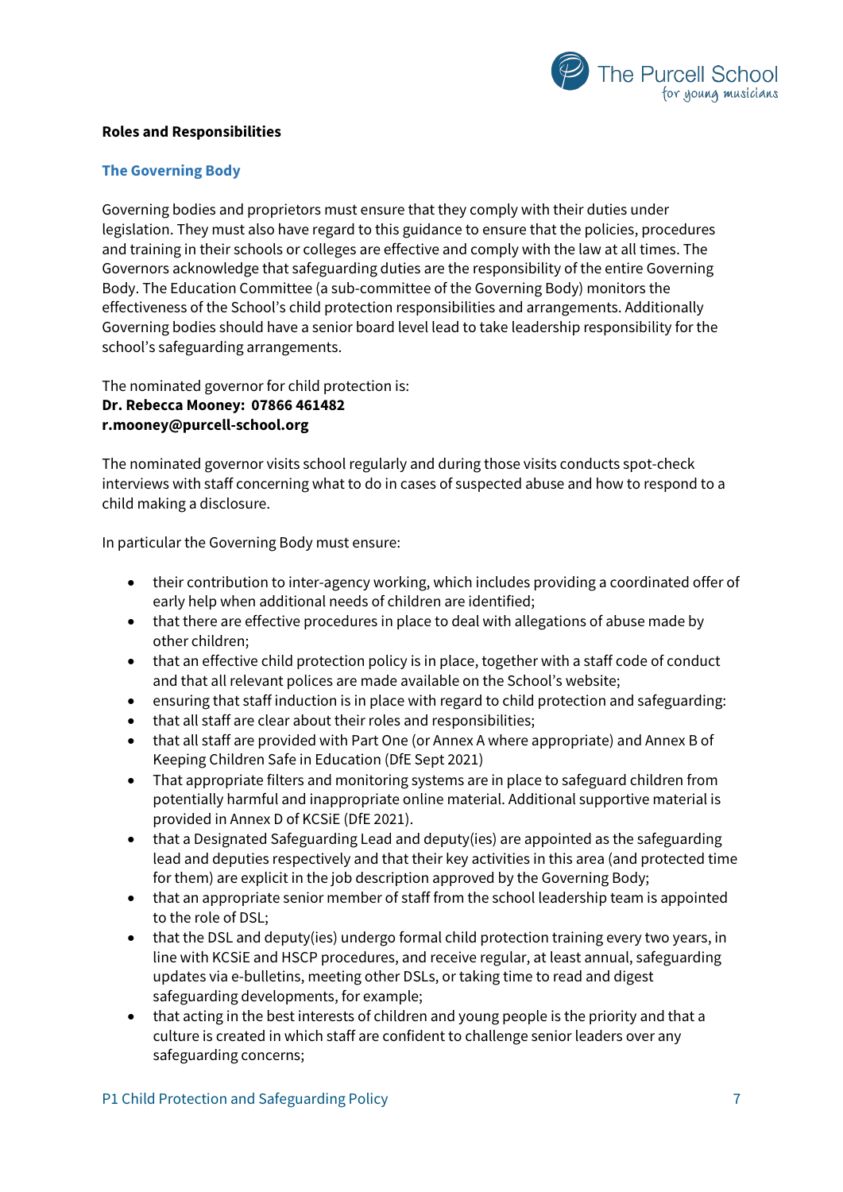**Roles and Responsibilities**

## The Governing Body

Governing bodies and proprietors must ensure that they comply with their duties under legislation. They must also have regard to this guidance to ensure that the policies, procedures and training in their schools or colleges are effective and comply with the law at all times. The Governors acknowledge that safeguarding duties are the responsibility of the entire Governing Body. The Education Committee (a sub-committee of the Governing Body) monitors the effectiveness of the School's child protection responsibilities and arrangements. Additionally Governing bodies should have a senior board level lead to take leadership responsibility for the school's safeguarding arrangements.

The nominated governor for child protection is:
**Dr. Rebecca Mooney: 07866 461482**
**r.mooney@purcell-school.org**

The nominated governor visits school regularly and during those visits conducts spot-check interviews with staff concerning what to do in cases of suspected abuse and how to respond to a child making a disclosure.

In particular the Governing Body must ensure:

- their contribution to inter-agency working, which includes providing a coordinated offer of early help when additional needs of children are identified;
- that there are effective procedures in place to deal with allegations of abuse made by other children;
- that an effective child protection policy is in place, together with a staff code of conduct and that all relevant polices are made available on the School's website;
- ensuring that staff induction is in place with regard to child protection and safeguarding:
- that all staff are clear about their roles and responsibilities;
- that all staff are provided with Part One (or Annex A where appropriate) and Annex B of Keeping Children Safe in Education (DfE Sept 2021)
- That appropriate filters and monitoring systems are in place to safeguard children from potentially harmful and inappropriate online material. Additional supportive material is provided in Annex D of KCSiE (DfE 2021).
- that a Designated Safeguarding Lead and deputy(ies) are appointed as the safeguarding lead and deputies respectively and that their key activities in this area (and protected time for them) are explicit in the job description approved by the Governing Body;
- that an appropriate senior member of staff from the school leadership team is appointed to the role of DSL;
- that the DSL and deputy(ies) undergo formal child protection training every two years, in line with KCSiE and HSCP procedures, and receive regular, at least annual, safeguarding updates via e-bulletins, meeting other DSLs, or taking time to read and digest safeguarding developments, for example;
- that acting in the best interests of children and young people is the priority and that a culture is created in which staff are confident to challenge senior leaders over any safeguarding concerns;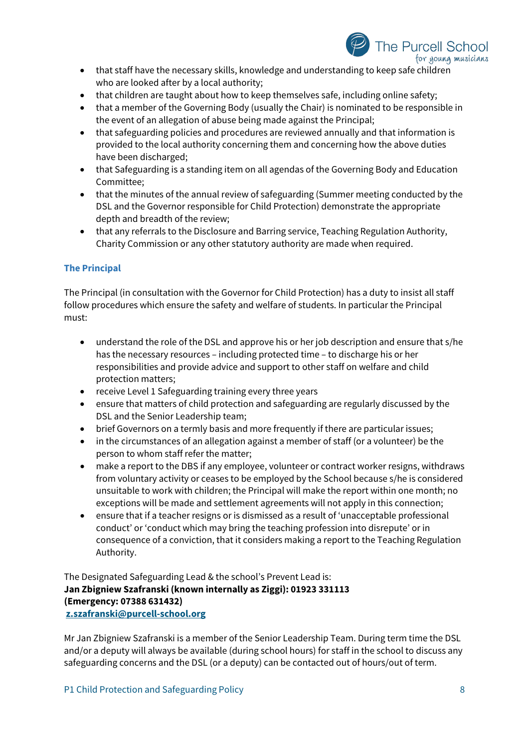- that staff have the necessary skills, knowledge and understanding to keep safe children who are looked after by a local authority;
- that children are taught about how to keep themselves safe, including online safety;
- that a member of the Governing Body (usually the Chair) is nominated to be responsible in the event of an allegation of abuse being made against the Principal;
- that safeguarding policies and procedures are reviewed annually and that information is provided to the local authority concerning them and concerning how the above duties have been discharged;
- that Safeguarding is a standing item on all agendas of the Governing Body and Education Committee;
- that the minutes of the annual review of safeguarding (Summer meeting conducted by the DSL and the Governor responsible for Child Protection) demonstrate the appropriate depth and breadth of the review;
- that any referrals to the Disclosure and Barring service, Teaching Regulation Authority, Charity Commission or any other statutory authority are made when required.

### The Principal

The Principal (in consultation with the Governor for Child Protection) has a duty to insist all staff follow procedures which ensure the safety and welfare of students. In particular the Principal must:

- understand the role of the DSL and approve his or her job description and ensure that s/he has the necessary resources – including protected time – to discharge his or her responsibilities and provide advice and support to other staff on welfare and child protection matters;
- receive Level 1 Safeguarding training every three years
- ensure that matters of child protection and safeguarding are regularly discussed by the DSL and the Senior Leadership team;
- brief Governors on a termly basis and more frequently if there are particular issues;
- in the circumstances of an allegation against a member of staff (or a volunteer) be the person to whom staff refer the matter;
- make a report to the DBS if any employee, volunteer or contract worker resigns, withdraws from voluntary activity or ceases to be employed by the School because s/he is considered unsuitable to work with children; the Principal will make the report within one month; no exceptions will be made and settlement agreements will not apply in this connection;
- ensure that if a teacher resigns or is dismissed as a result of 'unacceptable professional conduct' or 'conduct which may bring the teaching profession into disrepute' or in consequence of a conviction, that it considers making a report to the Teaching Regulation Authority.

The Designated Safeguarding Lead & the school's Prevent Lead is:
**Jan Zbigniew Szafranski (known internally as Ziggi): 01923 331113**
**(Emergency: 07388 631432)**
**z.szafranski@purcell-school.org**

Mr Jan Zbigniew Szafranski is a member of the Senior Leadership Team. During term time the DSL and/or a deputy will always be available (during school hours) for staff in the school to discuss any safeguarding concerns and the DSL (or a deputy) can be contacted out of hours/out of term.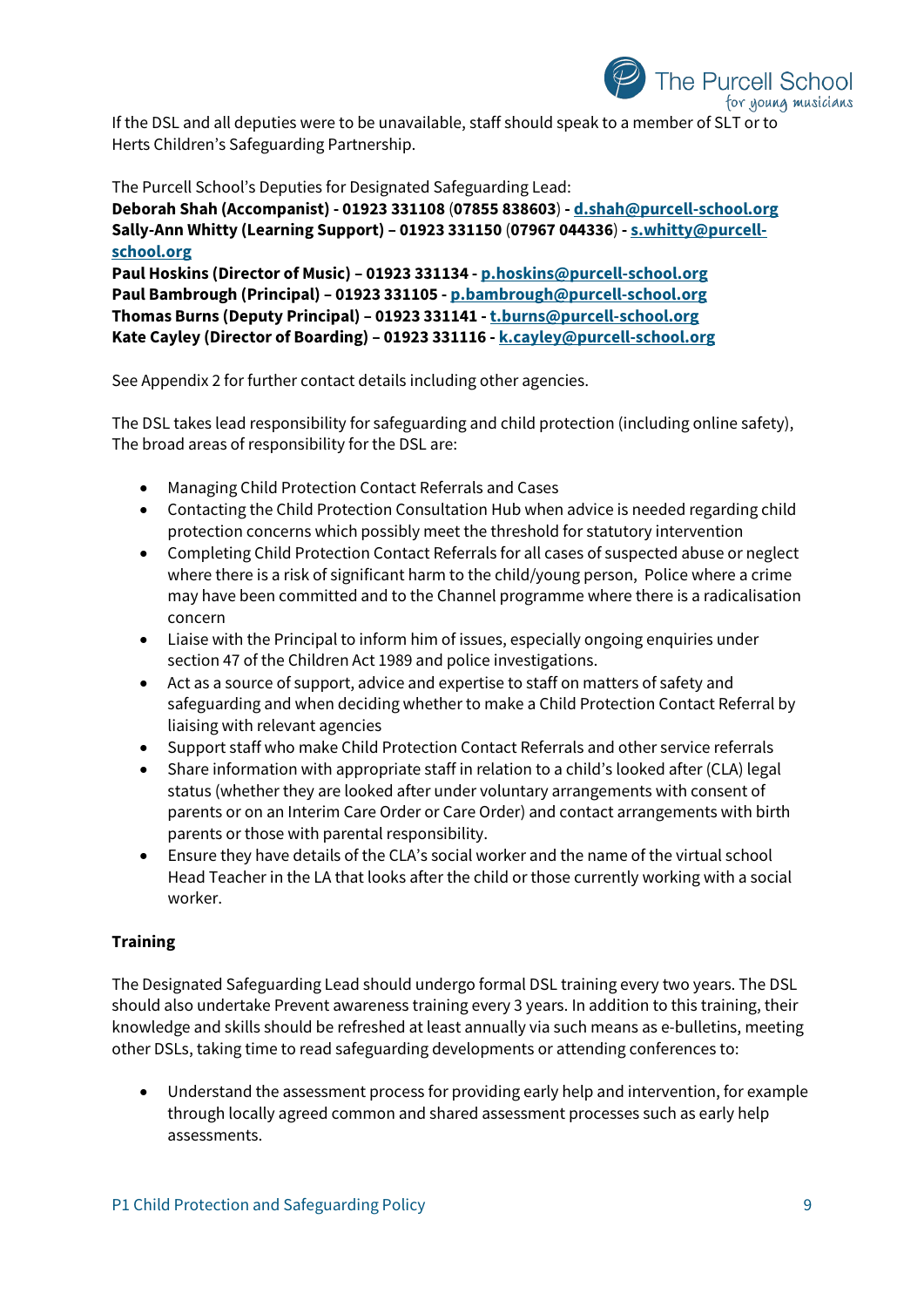If the DSL and all deputies were to be unavailable, staff should speak to a member of SLT or to Herts Children's Safeguarding Partnership.

The Purcell School's Deputies for Designated Safeguarding Lead:
**Deborah Shah (Accompanist) - 01923 331108** (**07855 838603**) **- d.shah@purcell-school.org**
**Sally-Ann Whitty (Learning Support) – 01923 331150** (**07967 044336**) **- s.whitty@purcell-school.org**
**Paul Hoskins (Director of Music) – 01923 331134 - p.hoskins@purcell-school.org**
**Paul Bambrough (Principal) – 01923 331105 - p.bambrough@purcell-school.org**
**Thomas Burns (Deputy Principal) – 01923 331141 - t.burns@purcell-school.org**
**Kate Cayley (Director of Boarding) – 01923 331116 - k.cayley@purcell-school.org**

See Appendix 2 for further contact details including other agencies.

The DSL takes lead responsibility for safeguarding and child protection (including online safety), The broad areas of responsibility for the DSL are:

- Managing Child Protection Contact Referrals and Cases
- Contacting the Child Protection Consultation Hub when advice is needed regarding child protection concerns which possibly meet the threshold for statutory intervention
- Completing Child Protection Contact Referrals for all cases of suspected abuse or neglect where there is a risk of significant harm to the child/young person, Police where a crime may have been committed and to the Channel programme where there is a radicalisation concern
- Liaise with the Principal to inform him of issues, especially ongoing enquiries under section 47 of the Children Act 1989 and police investigations.
- Act as a source of support, advice and expertise to staff on matters of safety and safeguarding and when deciding whether to make a Child Protection Contact Referral by liaising with relevant agencies
- Support staff who make Child Protection Contact Referrals and other service referrals
- Share information with appropriate staff in relation to a child's looked after (CLA) legal status (whether they are looked after under voluntary arrangements with consent of parents or on an Interim Care Order or Care Order) and contact arrangements with birth parents or those with parental responsibility.
- Ensure they have details of the CLA's social worker and the name of the virtual school Head Teacher in the LA that looks after the child or those currently working with a social worker.

**Training**

The Designated Safeguarding Lead should undergo formal DSL training every two years. The DSL should also undertake Prevent awareness training every 3 years. In addition to this training, their knowledge and skills should be refreshed at least annually via such means as e-bulletins, meeting other DSLs, taking time to read safeguarding developments or attending conferences to:

- Understand the assessment process for providing early help and intervention, for example through locally agreed common and shared assessment processes such as early help assessments.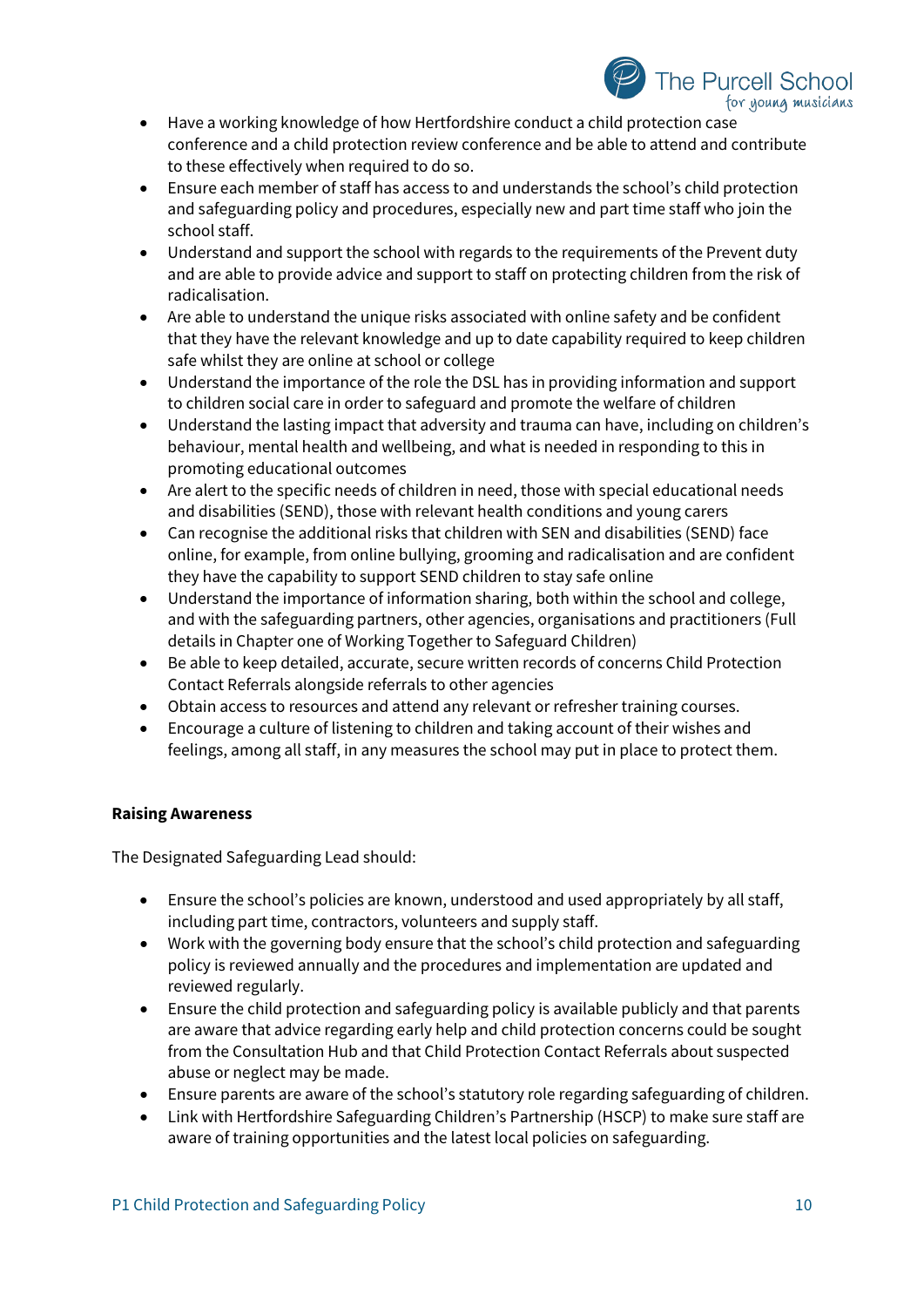- Have a working knowledge of how Hertfordshire conduct a child protection case conference and a child protection review conference and be able to attend and contribute to these effectively when required to do so.
- Ensure each member of staff has access to and understands the school's child protection and safeguarding policy and procedures, especially new and part time staff who join the school staff.
- Understand and support the school with regards to the requirements of the Prevent duty and are able to provide advice and support to staff on protecting children from the risk of radicalisation.
- Are able to understand the unique risks associated with online safety and be confident that they have the relevant knowledge and up to date capability required to keep children safe whilst they are online at school or college
- Understand the importance of the role the DSL has in providing information and support to children social care in order to safeguard and promote the welfare of children
- Understand the lasting impact that adversity and trauma can have, including on children's behaviour, mental health and wellbeing, and what is needed in responding to this in promoting educational outcomes
- Are alert to the specific needs of children in need, those with special educational needs and disabilities (SEND), those with relevant health conditions and young carers
- Can recognise the additional risks that children with SEN and disabilities (SEND) face online, for example, from online bullying, grooming and radicalisation and are confident they have the capability to support SEND children to stay safe online
- Understand the importance of information sharing, both within the school and college, and with the safeguarding partners, other agencies, organisations and practitioners (Full details in Chapter one of Working Together to Safeguard Children)
- Be able to keep detailed, accurate, secure written records of concerns Child Protection Contact Referrals alongside referrals to other agencies
- Obtain access to resources and attend any relevant or refresher training courses.
- Encourage a culture of listening to children and taking account of their wishes and feelings, among all staff, in any measures the school may put in place to protect them.

**Raising Awareness**

The Designated Safeguarding Lead should:

- Ensure the school's policies are known, understood and used appropriately by all staff, including part time, contractors, volunteers and supply staff.
- Work with the governing body ensure that the school's child protection and safeguarding policy is reviewed annually and the procedures and implementation are updated and reviewed regularly.
- Ensure the child protection and safeguarding policy is available publicly and that parents are aware that advice regarding early help and child protection concerns could be sought from the Consultation Hub and that Child Protection Contact Referrals about suspected abuse or neglect may be made.
- Ensure parents are aware of the school's statutory role regarding safeguarding of children.
- Link with Hertfordshire Safeguarding Children's Partnership (HSCP) to make sure staff are aware of training opportunities and the latest local policies on safeguarding.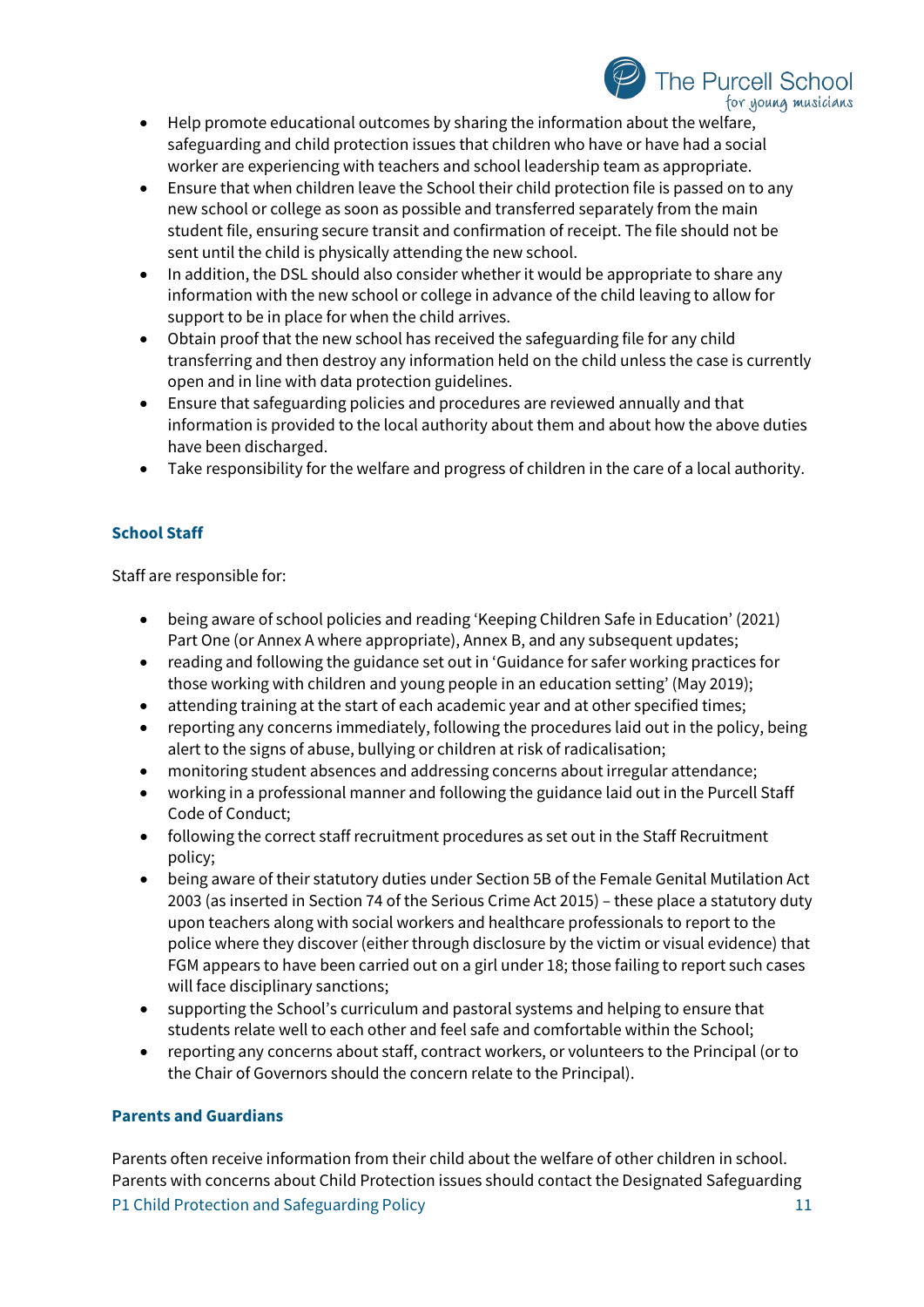- Help promote educational outcomes by sharing the information about the welfare, safeguarding and child protection issues that children who have or have had a social worker are experiencing with teachers and school leadership team as appropriate.
- Ensure that when children leave the School their child protection file is passed on to any new school or college as soon as possible and transferred separately from the main student file, ensuring secure transit and confirmation of receipt. The file should not be sent until the child is physically attending the new school.
- In addition, the DSL should also consider whether it would be appropriate to share any information with the new school or college in advance of the child leaving to allow for support to be in place for when the child arrives.
- Obtain proof that the new school has received the safeguarding file for any child transferring and then destroy any information held on the child unless the case is currently open and in line with data protection guidelines.
- Ensure that safeguarding policies and procedures are reviewed annually and that information is provided to the local authority about them and about how the above duties have been discharged.
- Take responsibility for the welfare and progress of children in the care of a local authority.

### School Staff

Staff are responsible for:

- being aware of school policies and reading 'Keeping Children Safe in Education' (2021) Part One (or Annex A where appropriate), Annex B, and any subsequent updates;
- reading and following the guidance set out in 'Guidance for safer working practices for those working with children and young people in an education setting' (May 2019);
- attending training at the start of each academic year and at other specified times;
- reporting any concerns immediately, following the procedures laid out in the policy, being alert to the signs of abuse, bullying or children at risk of radicalisation;
- monitoring student absences and addressing concerns about irregular attendance;
- working in a professional manner and following the guidance laid out in the Purcell Staff Code of Conduct;
- following the correct staff recruitment procedures as set out in the Staff Recruitment policy;
- being aware of their statutory duties under Section 5B of the Female Genital Mutilation Act 2003 (as inserted in Section 74 of the Serious Crime Act 2015) – these place a statutory duty upon teachers along with social workers and healthcare professionals to report to the police where they discover (either through disclosure by the victim or visual evidence) that FGM appears to have been carried out on a girl under 18; those failing to report such cases will face disciplinary sanctions;
- supporting the School's curriculum and pastoral systems and helping to ensure that students relate well to each other and feel safe and comfortable within the School;
- reporting any concerns about staff, contract workers, or volunteers to the Principal (or to the Chair of Governors should the concern relate to the Principal).

### Parents and Guardians

Parents often receive information from their child about the welfare of other children in school. Parents with concerns about Child Protection issues should contact the Designated Safeguarding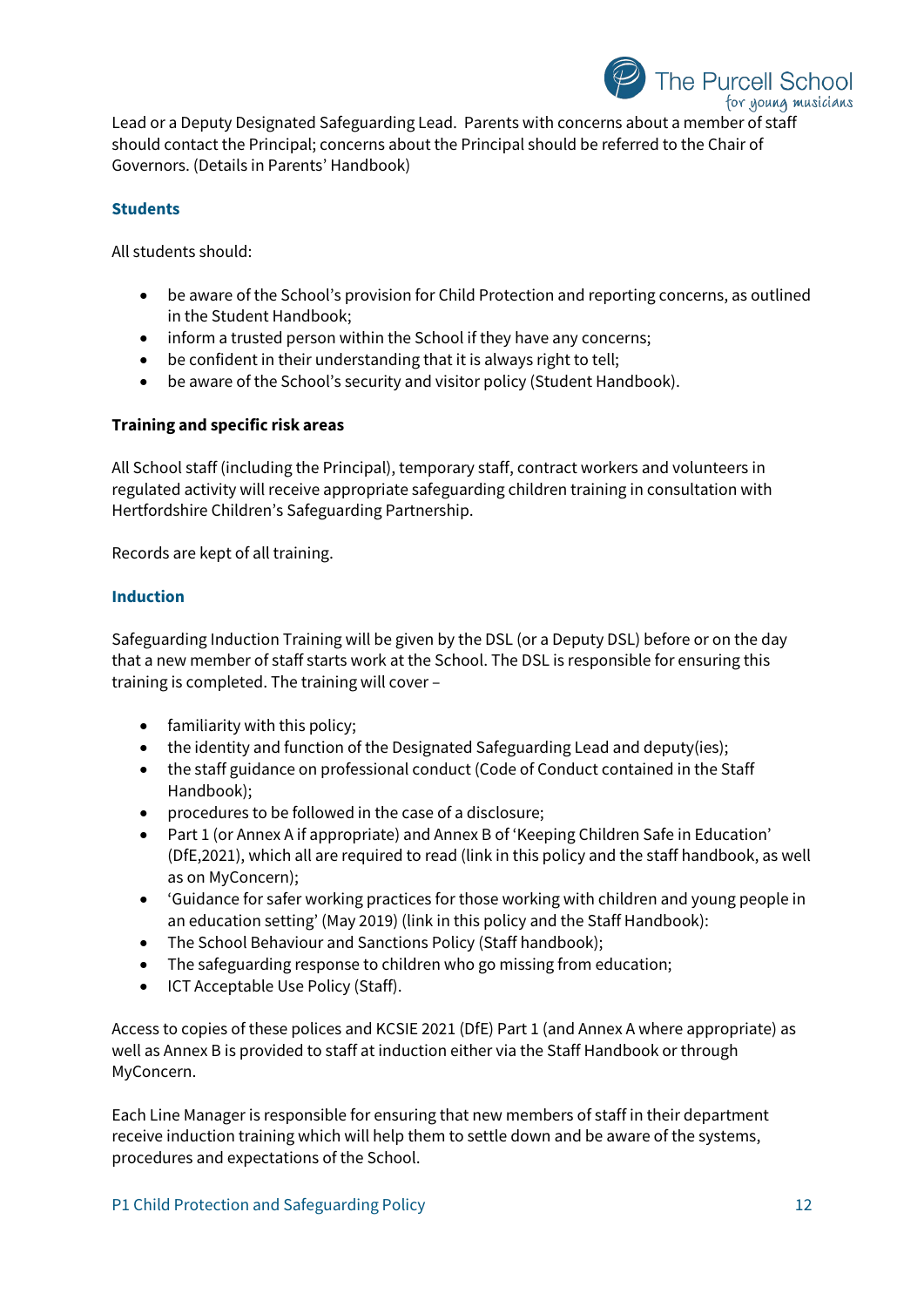Lead or a Deputy Designated Safeguarding Lead. Parents with concerns about a member of staff should contact the Principal; concerns about the Principal should be referred to the Chair of Governors. (Details in Parents' Handbook)

### Students

All students should:

- be aware of the School's provision for Child Protection and reporting concerns, as outlined in the Student Handbook;
- inform a trusted person within the School if they have any concerns;
- be confident in their understanding that it is always right to tell;
- be aware of the School's security and visitor policy (Student Handbook).

**Training and specific risk areas**

All School staff (including the Principal), temporary staff, contract workers and volunteers in regulated activity will receive appropriate safeguarding children training in consultation with Hertfordshire Children's Safeguarding Partnership.

Records are kept of all training.

### Induction

Safeguarding Induction Training will be given by the DSL (or a Deputy DSL) before or on the day that a new member of staff starts work at the School. The DSL is responsible for ensuring this training is completed. The training will cover –

- familiarity with this policy;
- the identity and function of the Designated Safeguarding Lead and deputy(ies);
- the staff guidance on professional conduct (Code of Conduct contained in the Staff Handbook);
- procedures to be followed in the case of a disclosure;
- Part 1 (or Annex A if appropriate) and Annex B of 'Keeping Children Safe in Education' (DfE,2021), which all are required to read (link in this policy and the staff handbook, as well as on MyConcern);
- 'Guidance for safer working practices for those working with children and young people in an education setting' (May 2019) (link in this policy and the Staff Handbook):
- The School Behaviour and Sanctions Policy (Staff handbook);
- The safeguarding response to children who go missing from education;
- ICT Acceptable Use Policy (Staff).

Access to copies of these polices and KCSIE 2021 (DfE) Part 1 (and Annex A where appropriate) as well as Annex B is provided to staff at induction either via the Staff Handbook or through MyConcern.

Each Line Manager is responsible for ensuring that new members of staff in their department receive induction training which will help them to settle down and be aware of the systems, procedures and expectations of the School.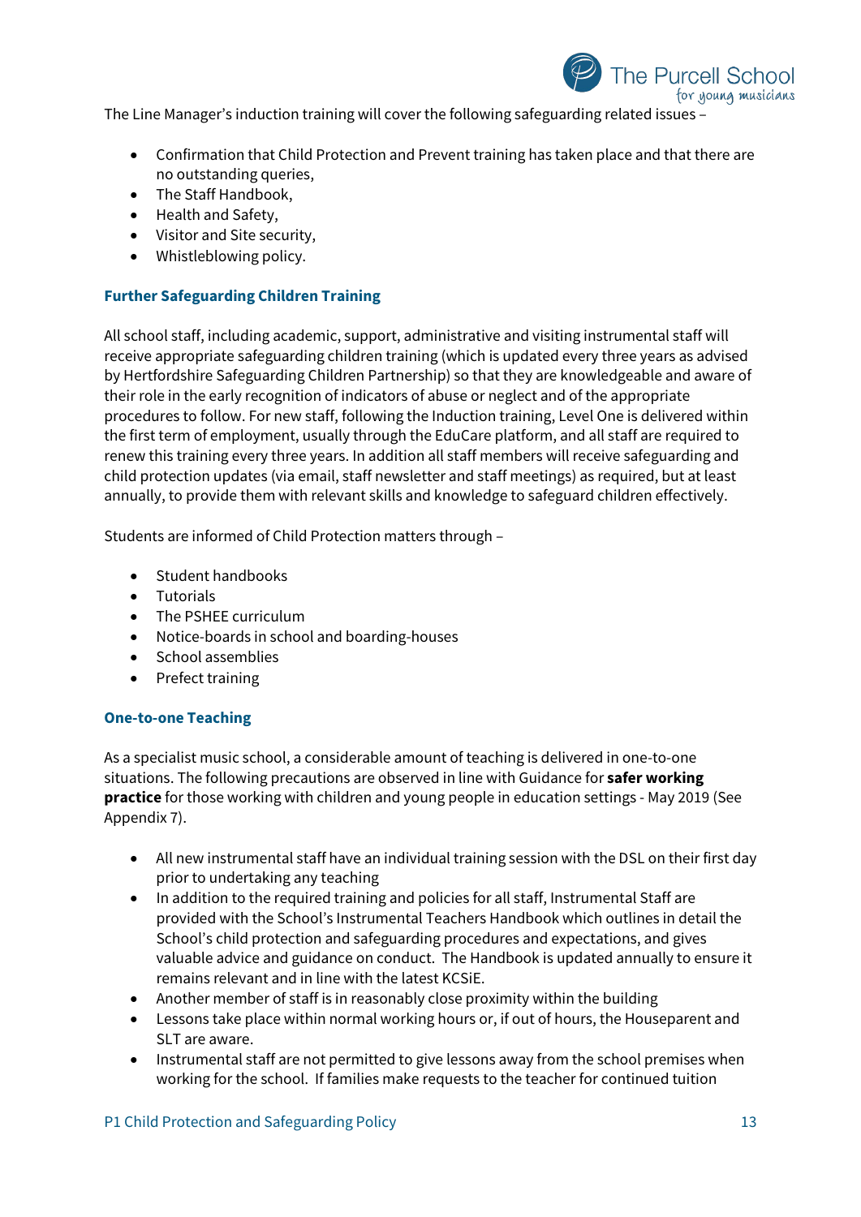The Line Manager's induction training will cover the following safeguarding related issues –

- Confirmation that Child Protection and Prevent training has taken place and that there are no outstanding queries,
- The Staff Handbook,
- Health and Safety,
- Visitor and Site security,
- Whistleblowing policy.

### Further Safeguarding Children Training

All school staff, including academic, support, administrative and visiting instrumental staff will receive appropriate safeguarding children training (which is updated every three years as advised by Hertfordshire Safeguarding Children Partnership) so that they are knowledgeable and aware of their role in the early recognition of indicators of abuse or neglect and of the appropriate procedures to follow. For new staff, following the Induction training, Level One is delivered within the first term of employment, usually through the EduCare platform, and all staff are required to renew this training every three years. In addition all staff members will receive safeguarding and child protection updates (via email, staff newsletter and staff meetings) as required, but at least annually, to provide them with relevant skills and knowledge to safeguard children effectively.

Students are informed of Child Protection matters through –

- Student handbooks
- Tutorials
- The PSHEE curriculum
- Notice-boards in school and boarding-houses
- School assemblies
- Prefect training

### One-to-one Teaching

As a specialist music school, a considerable amount of teaching is delivered in one-to-one situations. The following precautions are observed in line with Guidance for **safer working practice** for those working with children and young people in education settings - May 2019 (See Appendix 7).

- All new instrumental staff have an individual training session with the DSL on their first day prior to undertaking any teaching
- In addition to the required training and policies for all staff, Instrumental Staff are provided with the School's Instrumental Teachers Handbook which outlines in detail the School's child protection and safeguarding procedures and expectations, and gives valuable advice and guidance on conduct. The Handbook is updated annually to ensure it remains relevant and in line with the latest KCSiE.
- Another member of staff is in reasonably close proximity within the building
- Lessons take place within normal working hours or, if out of hours, the Houseparent and SLT are aware.
- Instrumental staff are not permitted to give lessons away from the school premises when working for the school. If families make requests to the teacher for continued tuition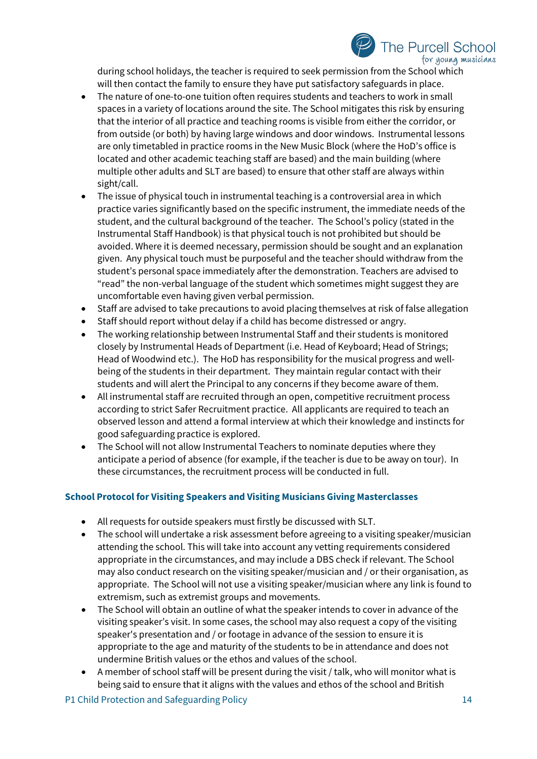during school holidays, the teacher is required to seek permission from the School which will then contact the family to ensure they have put satisfactory safeguards in place.

- The nature of one-to-one tuition often requires students and teachers to work in small spaces in a variety of locations around the site. The School mitigates this risk by ensuring that the interior of all practice and teaching rooms is visible from either the corridor, or from outside (or both) by having large windows and door windows. Instrumental lessons are only timetabled in practice rooms in the New Music Block (where the HoD's office is located and other academic teaching staff are based) and the main building (where multiple other adults and SLT are based) to ensure that other staff are always within sight/call.
- The issue of physical touch in instrumental teaching is a controversial area in which practice varies significantly based on the specific instrument, the immediate needs of the student, and the cultural background of the teacher. The School's policy (stated in the Instrumental Staff Handbook) is that physical touch is not prohibited but should be avoided. Where it is deemed necessary, permission should be sought and an explanation given. Any physical touch must be purposeful and the teacher should withdraw from the student's personal space immediately after the demonstration. Teachers are advised to "read" the non-verbal language of the student which sometimes might suggest they are uncomfortable even having given verbal permission.
- Staff are advised to take precautions to avoid placing themselves at risk of false allegation
- Staff should report without delay if a child has become distressed or angry.
- The working relationship between Instrumental Staff and their students is monitored closely by Instrumental Heads of Department (i.e. Head of Keyboard; Head of Strings; Head of Woodwind etc.). The HoD has responsibility for the musical progress and well-being of the students in their department. They maintain regular contact with their students and will alert the Principal to any concerns if they become aware of them.
- All instrumental staff are recruited through an open, competitive recruitment process according to strict Safer Recruitment practice. All applicants are required to teach an observed lesson and attend a formal interview at which their knowledge and instincts for good safeguarding practice is explored.
- The School will not allow Instrumental Teachers to nominate deputies where they anticipate a period of absence (for example, if the teacher is due to be away on tour). In these circumstances, the recruitment process will be conducted in full.

### School Protocol for Visiting Speakers and Visiting Musicians Giving Masterclasses

- All requests for outside speakers must firstly be discussed with SLT.
- The school will undertake a risk assessment before agreeing to a visiting speaker/musician attending the school. This will take into account any vetting requirements considered appropriate in the circumstances, and may include a DBS check if relevant. The School may also conduct research on the visiting speaker/musician and / or their organisation, as appropriate. The School will not use a visiting speaker/musician where any link is found to extremism, such as extremist groups and movements.
- The School will obtain an outline of what the speaker intends to cover in advance of the visiting speaker's visit. In some cases, the school may also request a copy of the visiting speaker's presentation and / or footage in advance of the session to ensure it is appropriate to the age and maturity of the students to be in attendance and does not undermine British values or the ethos and values of the school.
- A member of school staff will be present during the visit / talk, who will monitor what is being said to ensure that it aligns with the values and ethos of the school and British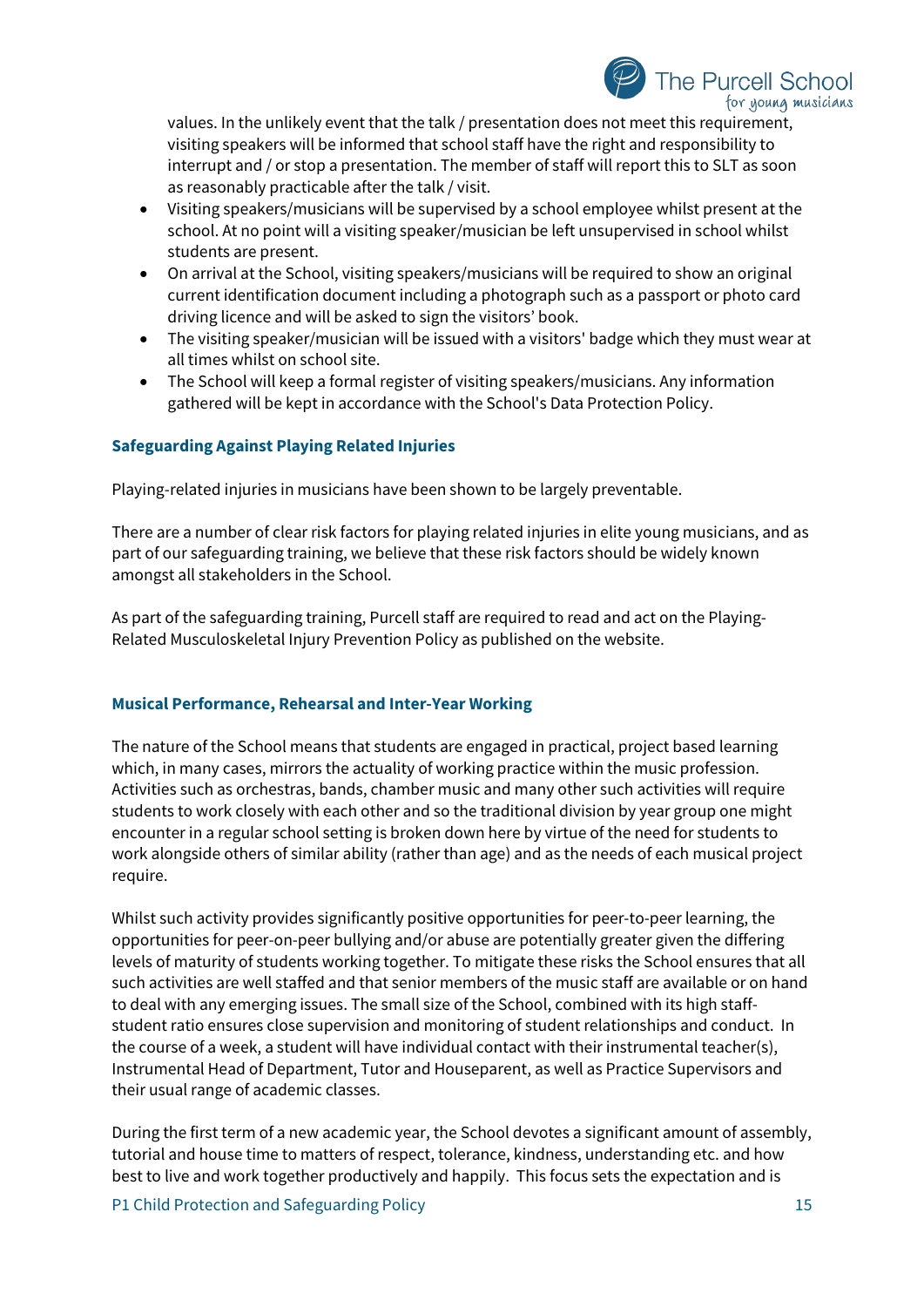values. In the unlikely event that the talk / presentation does not meet this requirement, visiting speakers will be informed that school staff have the right and responsibility to interrupt and / or stop a presentation. The member of staff will report this to SLT as soon as reasonably practicable after the talk / visit.

- Visiting speakers/musicians will be supervised by a school employee whilst present at the school. At no point will a visiting speaker/musician be left unsupervised in school whilst students are present.
- On arrival at the School, visiting speakers/musicians will be required to show an original current identification document including a photograph such as a passport or photo card driving licence and will be asked to sign the visitors' book.
- The visiting speaker/musician will be issued with a visitors' badge which they must wear at all times whilst on school site.
- The School will keep a formal register of visiting speakers/musicians. Any information gathered will be kept in accordance with the School's Data Protection Policy.

### Safeguarding Against Playing Related Injuries

Playing-related injuries in musicians have been shown to be largely preventable.

There are a number of clear risk factors for playing related injuries in elite young musicians, and as part of our safeguarding training, we believe that these risk factors should be widely known amongst all stakeholders in the School.

As part of the safeguarding training, Purcell staff are required to read and act on the Playing-Related Musculoskeletal Injury Prevention Policy as published on the website.

### Musical Performance, Rehearsal and Inter-Year Working

The nature of the School means that students are engaged in practical, project based learning which, in many cases, mirrors the actuality of working practice within the music profession. Activities such as orchestras, bands, chamber music and many other such activities will require students to work closely with each other and so the traditional division by year group one might encounter in a regular school setting is broken down here by virtue of the need for students to work alongside others of similar ability (rather than age) and as the needs of each musical project require.

Whilst such activity provides significantly positive opportunities for peer-to-peer learning, the opportunities for peer-on-peer bullying and/or abuse are potentially greater given the differing levels of maturity of students working together. To mitigate these risks the School ensures that all such activities are well staffed and that senior members of the music staff are available or on hand to deal with any emerging issues. The small size of the School, combined with its high staff-student ratio ensures close supervision and monitoring of student relationships and conduct. In the course of a week, a student will have individual contact with their instrumental teacher(s), Instrumental Head of Department, Tutor and Houseparent, as well as Practice Supervisors and their usual range of academic classes.

During the first term of a new academic year, the School devotes a significant amount of assembly, tutorial and house time to matters of respect, tolerance, kindness, understanding etc. and how best to live and work together productively and happily. This focus sets the expectation and is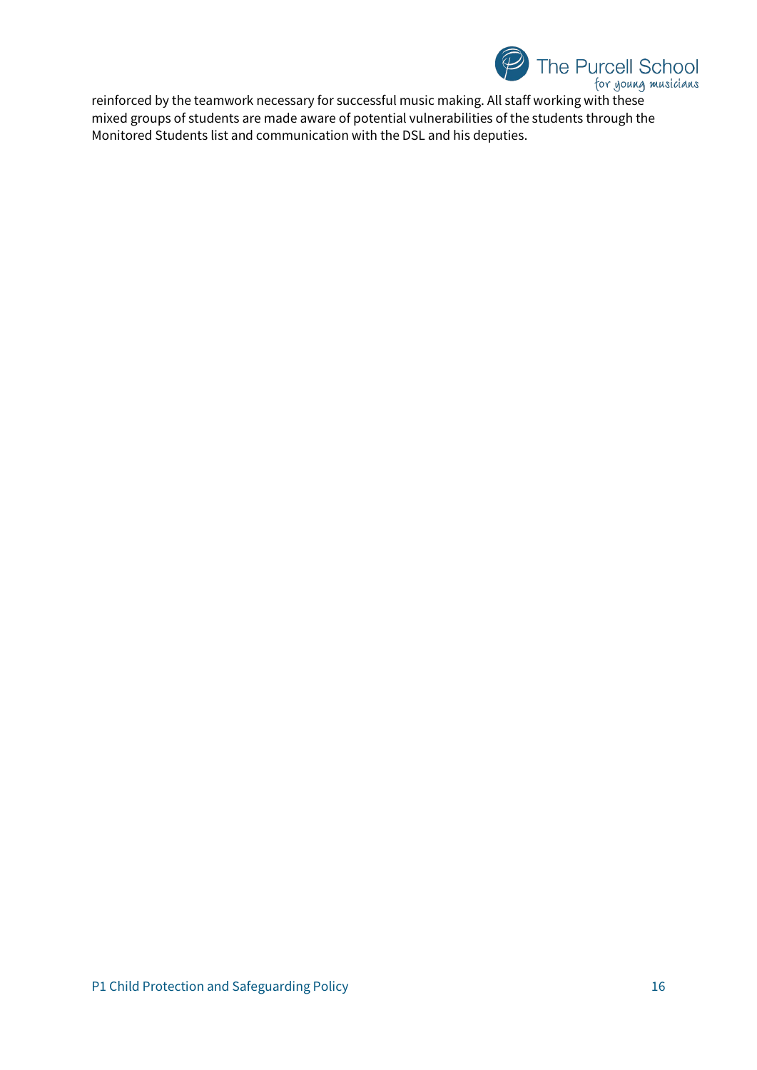reinforced by the teamwork necessary for successful music making. All staff working with these mixed groups of students are made aware of potential vulnerabilities of the students through the Monitored Students list and communication with the DSL and his deputies.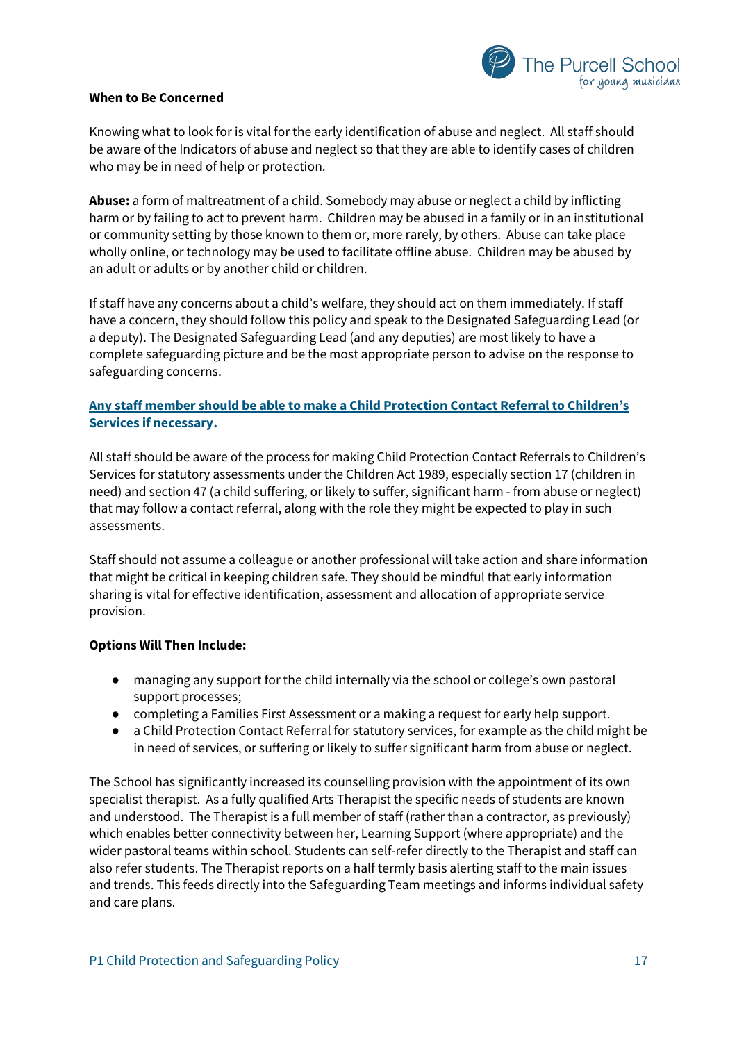**When to Be Concerned**

Knowing what to look for is vital for the early identification of abuse and neglect. All staff should be aware of the Indicators of abuse and neglect so that they are able to identify cases of children who may be in need of help or protection.

**Abuse:** a form of maltreatment of a child. Somebody may abuse or neglect a child by inflicting harm or by failing to act to prevent harm. Children may be abused in a family or in an institutional or community setting by those known to them or, more rarely, by others. Abuse can take place wholly online, or technology may be used to facilitate offline abuse. Children may be abused by an adult or adults or by another child or children.

If staff have any concerns about a child's welfare, they should act on them immediately. If staff have a concern, they should follow this policy and speak to the Designated Safeguarding Lead (or a deputy). The Designated Safeguarding Lead (and any deputies) are most likely to have a complete safeguarding picture and be the most appropriate person to advise on the response to safeguarding concerns.

**Any staff member should be able to make a Child Protection Contact Referral to Children's Services if necessary.**

All staff should be aware of the process for making Child Protection Contact Referrals to Children's Services for statutory assessments under the Children Act 1989, especially section 17 (children in need) and section 47 (a child suffering, or likely to suffer, significant harm - from abuse or neglect) that may follow a contact referral, along with the role they might be expected to play in such assessments.

Staff should not assume a colleague or another professional will take action and share information that might be critical in keeping children safe. They should be mindful that early information sharing is vital for effective identification, assessment and allocation of appropriate service provision.

**Options Will Then Include:**

- managing any support for the child internally via the school or college's own pastoral support processes;
- completing a Families First Assessment or a making a request for early help support.
- a Child Protection Contact Referral for statutory services, for example as the child might be in need of services, or suffering or likely to suffer significant harm from abuse or neglect.

The School has significantly increased its counselling provision with the appointment of its own specialist therapist. As a fully qualified Arts Therapist the specific needs of students are known and understood. The Therapist is a full member of staff (rather than a contractor, as previously) which enables better connectivity between her, Learning Support (where appropriate) and the wider pastoral teams within school. Students can self-refer directly to the Therapist and staff can also refer students. The Therapist reports on a half termly basis alerting staff to the main issues and trends. This feeds directly into the Safeguarding Team meetings and informs individual safety and care plans.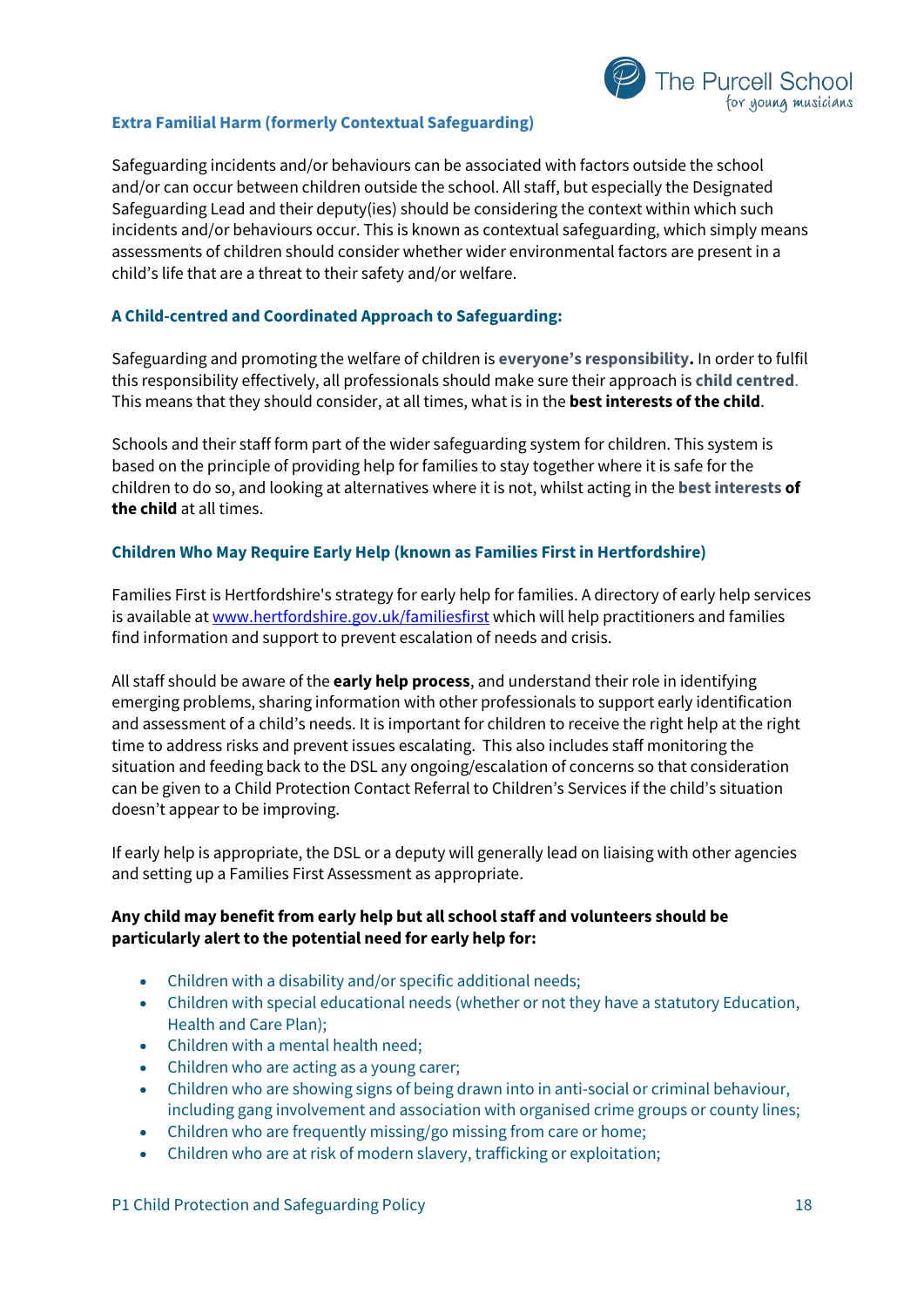### Extra Familial Harm (formerly Contextual Safeguarding)

Safeguarding incidents and/or behaviours can be associated with factors outside the school and/or can occur between children outside the school. All staff, but especially the Designated Safeguarding Lead and their deputy(ies) should be considering the context within which such incidents and/or behaviours occur. This is known as contextual safeguarding, which simply means assessments of children should consider whether wider environmental factors are present in a child's life that are a threat to their safety and/or welfare.

### A Child-centred and Coordinated Approach to Safeguarding:

Safeguarding and promoting the welfare of children is **everyone's responsibility.** In order to fulfil this responsibility effectively, all professionals should make sure their approach is **child centred**. This means that they should consider, at all times, what is in the **best interests of the child**.

Schools and their staff form part of the wider safeguarding system for children. This system is based on the principle of providing help for families to stay together where it is safe for the children to do so, and looking at alternatives where it is not, whilst acting in the **best interests of the child** at all times.

### Children Who May Require Early Help (known as Families First in Hertfordshire)

Families First is Hertfordshire's strategy for early help for families. A directory of early help services is available at [www.hertfordshire.gov.uk/familiesfirst](www.hertfordshire.gov.uk/familiesfirst) which will help practitioners and families find information and support to prevent escalation of needs and crisis.

All staff should be aware of the **early help process**, and understand their role in identifying emerging problems, sharing information with other professionals to support early identification and assessment of a child's needs. It is important for children to receive the right help at the right time to address risks and prevent issues escalating. This also includes staff monitoring the situation and feeding back to the DSL any ongoing/escalation of concerns so that consideration can be given to a Child Protection Contact Referral to Children's Services if the child's situation doesn't appear to be improving.

If early help is appropriate, the DSL or a deputy will generally lead on liaising with other agencies and setting up a Families First Assessment as appropriate.

**Any child may benefit from early help but all school staff and volunteers should be particularly alert to the potential need for early help for:**

- Children with a disability and/or specific additional needs;
- Children with special educational needs (whether or not they have a statutory Education, Health and Care Plan);
- Children with a mental health need;
- Children who are acting as a young carer;
- Children who are showing signs of being drawn into in anti-social or criminal behaviour, including gang involvement and association with organised crime groups or county lines;
- Children who are frequently missing/go missing from care or home;
- Children who are at risk of modern slavery, trafficking or exploitation;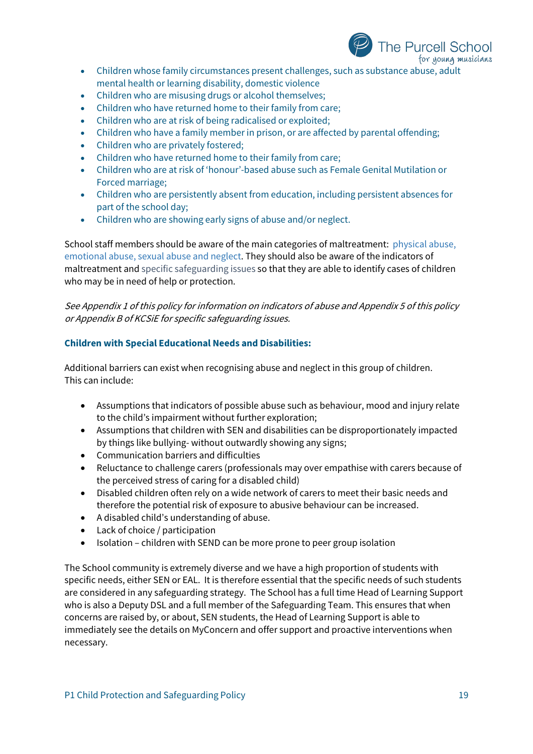- Children whose family circumstances present challenges, such as substance abuse, adult mental health or learning disability, domestic violence
- Children who are misusing drugs or alcohol themselves;
- Children who have returned home to their family from care;
- Children who are at risk of being radicalised or exploited;
- Children who have a family member in prison, or are affected by parental offending;
- Children who are privately fostered;
- Children who have returned home to their family from care;
- Children who are at risk of 'honour'-based abuse such as Female Genital Mutilation or Forced marriage;
- Children who are persistently absent from education, including persistent absences for part of the school day;
- Children who are showing early signs of abuse and/or neglect.

School staff members should be aware of the main categories of maltreatment: physical abuse, emotional abuse, sexual abuse and neglect. They should also be aware of the indicators of maltreatment and specific safeguarding issues so that they are able to identify cases of children who may be in need of help or protection.

*See Appendix 1 of this policy for information on indicators of abuse and Appendix 5 of this policy or Appendix B of KCSiE for specific safeguarding issues.*

**Children with Special Educational Needs and Disabilities:**

Additional barriers can exist when recognising abuse and neglect in this group of children. This can include:

- Assumptions that indicators of possible abuse such as behaviour, mood and injury relate to the child's impairment without further exploration;
- Assumptions that children with SEN and disabilities can be disproportionately impacted by things like bullying- without outwardly showing any signs;
- Communication barriers and difficulties
- Reluctance to challenge carers (professionals may over empathise with carers because of the perceived stress of caring for a disabled child)
- Disabled children often rely on a wide network of carers to meet their basic needs and therefore the potential risk of exposure to abusive behaviour can be increased.
- A disabled child's understanding of abuse.
- Lack of choice / participation
- Isolation – children with SEND can be more prone to peer group isolation

The School community is extremely diverse and we have a high proportion of students with specific needs, either SEN or EAL. It is therefore essential that the specific needs of such students are considered in any safeguarding strategy. The School has a full time Head of Learning Support who is also a Deputy DSL and a full member of the Safeguarding Team. This ensures that when concerns are raised by, or about, SEN students, the Head of Learning Support is able to immediately see the details on MyConcern and offer support and proactive interventions when necessary.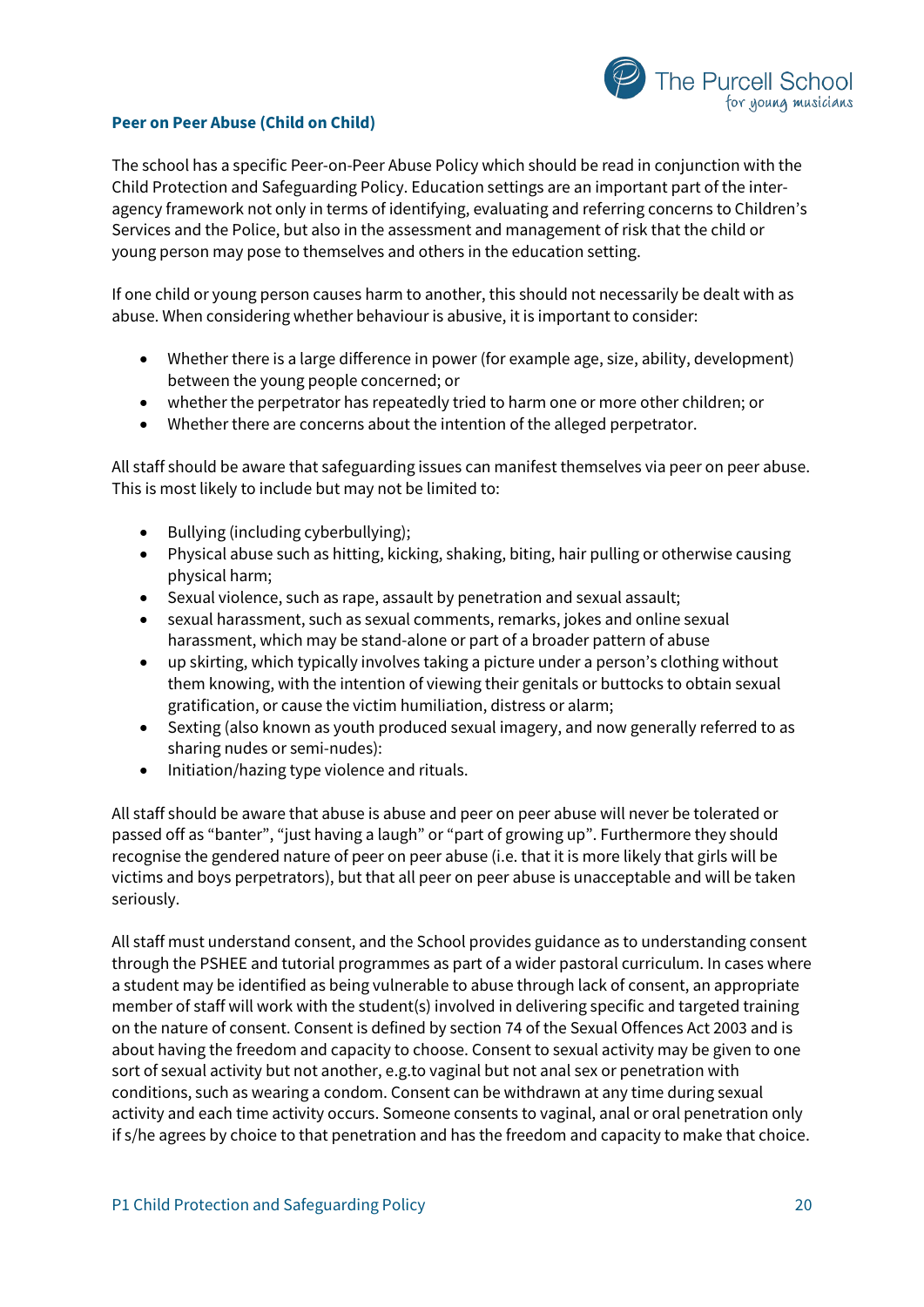### Peer on Peer Abuse (Child on Child)

The school has a specific Peer-on-Peer Abuse Policy which should be read in conjunction with the Child Protection and Safeguarding Policy. Education settings are an important part of the inter-agency framework not only in terms of identifying, evaluating and referring concerns to Children's Services and the Police, but also in the assessment and management of risk that the child or young person may pose to themselves and others in the education setting.

If one child or young person causes harm to another, this should not necessarily be dealt with as abuse. When considering whether behaviour is abusive, it is important to consider:

- Whether there is a large difference in power (for example age, size, ability, development) between the young people concerned; or
- whether the perpetrator has repeatedly tried to harm one or more other children; or
- Whether there are concerns about the intention of the alleged perpetrator.

All staff should be aware that safeguarding issues can manifest themselves via peer on peer abuse. This is most likely to include but may not be limited to:

- Bullying (including cyberbullying);
- Physical abuse such as hitting, kicking, shaking, biting, hair pulling or otherwise causing physical harm;
- Sexual violence, such as rape, assault by penetration and sexual assault;
- sexual harassment, such as sexual comments, remarks, jokes and online sexual harassment, which may be stand-alone or part of a broader pattern of abuse
- up skirting, which typically involves taking a picture under a person's clothing without them knowing, with the intention of viewing their genitals or buttocks to obtain sexual gratification, or cause the victim humiliation, distress or alarm;
- Sexting (also known as youth produced sexual imagery, and now generally referred to as sharing nudes or semi-nudes):
- Initiation/hazing type violence and rituals.

All staff should be aware that abuse is abuse and peer on peer abuse will never be tolerated or passed off as "banter", "just having a laugh" or "part of growing up". Furthermore they should recognise the gendered nature of peer on peer abuse (i.e. that it is more likely that girls will be victims and boys perpetrators), but that all peer on peer abuse is unacceptable and will be taken seriously.

All staff must understand consent, and the School provides guidance as to understanding consent through the PSHEE and tutorial programmes as part of a wider pastoral curriculum. In cases where a student may be identified as being vulnerable to abuse through lack of consent, an appropriate member of staff will work with the student(s) involved in delivering specific and targeted training on the nature of consent. Consent is defined by section 74 of the Sexual Offences Act 2003 and is about having the freedom and capacity to choose. Consent to sexual activity may be given to one sort of sexual activity but not another, e.g.to vaginal but not anal sex or penetration with conditions, such as wearing a condom. Consent can be withdrawn at any time during sexual activity and each time activity occurs. Someone consents to vaginal, anal or oral penetration only if s/he agrees by choice to that penetration and has the freedom and capacity to make that choice.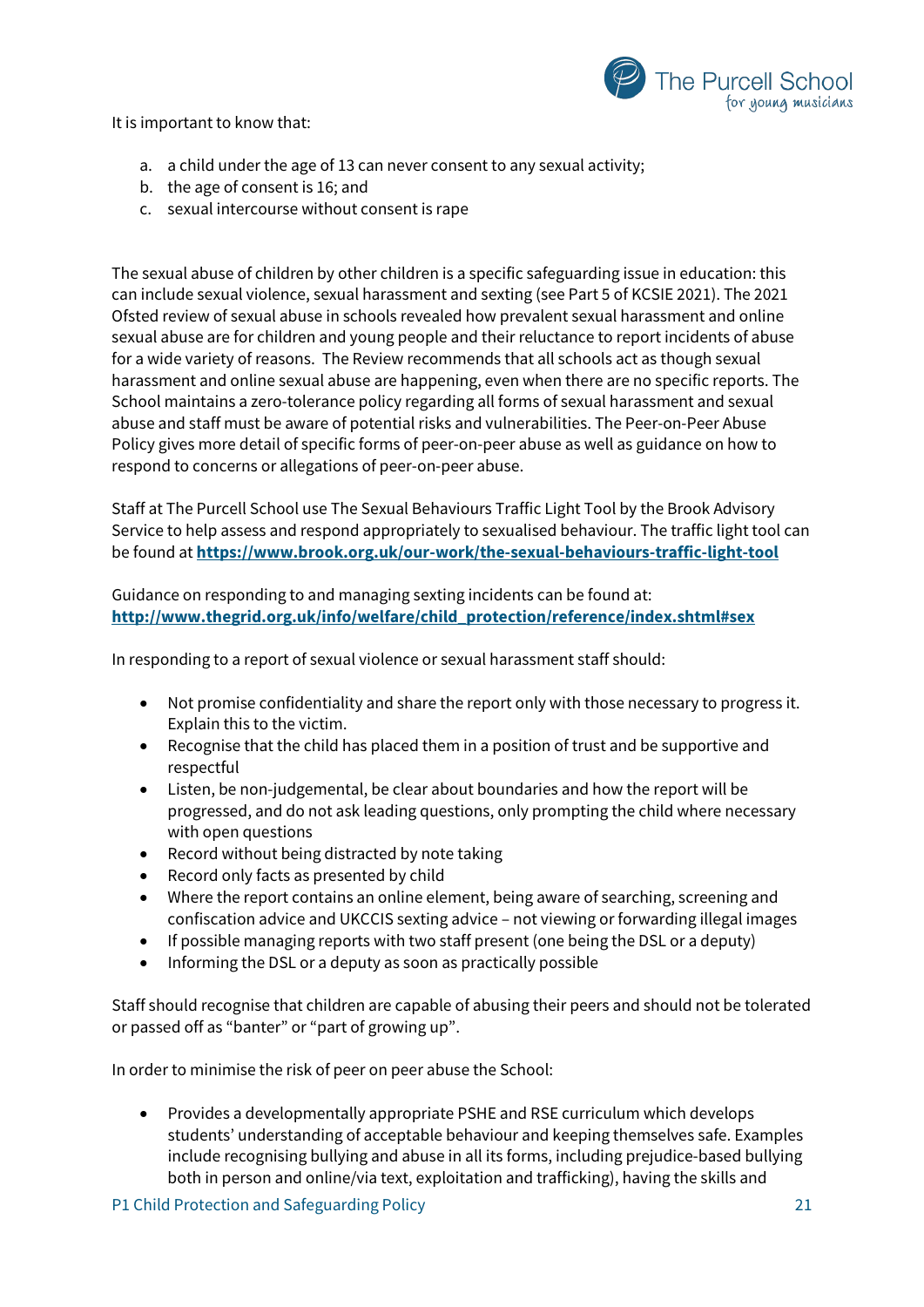It is important to know that:

a. a child under the age of 13 can never consent to any sexual activity;
b. the age of consent is 16; and
c. sexual intercourse without consent is rape

The sexual abuse of children by other children is a specific safeguarding issue in education: this can include sexual violence, sexual harassment and sexting (see Part 5 of KCSIE 2021). The 2021 Ofsted review of sexual abuse in schools revealed how prevalent sexual harassment and online sexual abuse are for children and young people and their reluctance to report incidents of abuse for a wide variety of reasons. The Review recommends that all schools act as though sexual harassment and online sexual abuse are happening, even when there are no specific reports. The School maintains a zero-tolerance policy regarding all forms of sexual harassment and sexual abuse and staff must be aware of potential risks and vulnerabilities. The Peer-on-Peer Abuse Policy gives more detail of specific forms of peer-on-peer abuse as well as guidance on how to respond to concerns or allegations of peer-on-peer abuse.

Staff at The Purcell School use The Sexual Behaviours Traffic Light Tool by the Brook Advisory Service to help assess and respond appropriately to sexualised behaviour. The traffic light tool can be found at **https://www.brook.org.uk/our-work/the-sexual-behaviours-traffic-light-tool**

Guidance on responding to and managing sexting incidents can be found at: **http://www.thegrid.org.uk/info/welfare/child_protection/reference/index.shtml#sex**

In responding to a report of sexual violence or sexual harassment staff should:

- Not promise confidentiality and share the report only with those necessary to progress it. Explain this to the victim.
- Recognise that the child has placed them in a position of trust and be supportive and respectful
- Listen, be non-judgemental, be clear about boundaries and how the report will be progressed, and do not ask leading questions, only prompting the child where necessary with open questions
- Record without being distracted by note taking
- Record only facts as presented by child
- Where the report contains an online element, being aware of searching, screening and confiscation advice and UKCCIS sexting advice – not viewing or forwarding illegal images
- If possible managing reports with two staff present (one being the DSL or a deputy)
- Informing the DSL or a deputy as soon as practically possible

Staff should recognise that children are capable of abusing their peers and should not be tolerated or passed off as "banter" or "part of growing up".

In order to minimise the risk of peer on peer abuse the School:

- Provides a developmentally appropriate PSHE and RSE curriculum which develops students' understanding of acceptable behaviour and keeping themselves safe. Examples include recognising bullying and abuse in all its forms, including prejudice-based bullying both in person and online/via text, exploitation and trafficking), having the skills and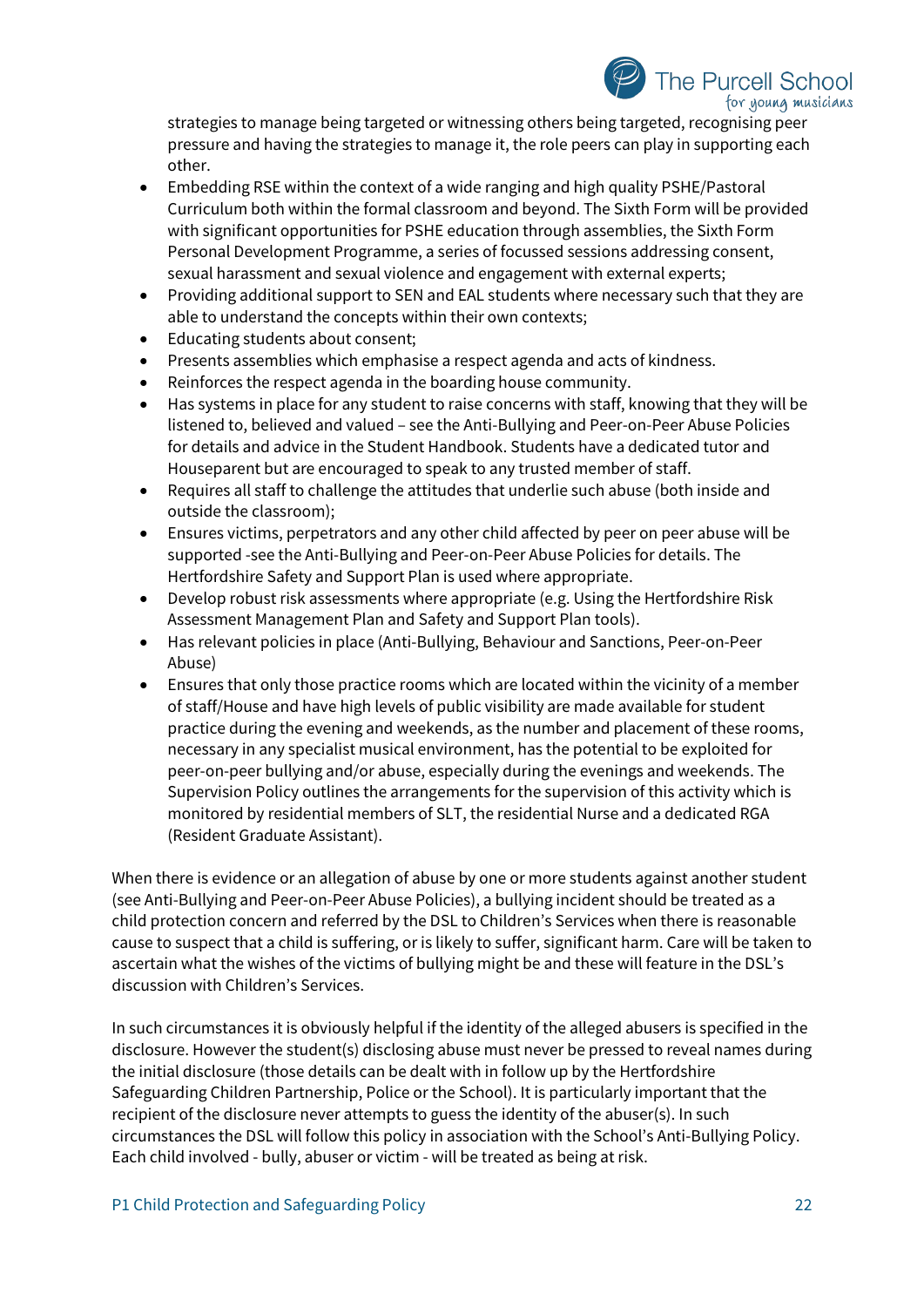strategies to manage being targeted or witnessing others being targeted, recognising peer pressure and having the strategies to manage it, the role peers can play in supporting each other.

- Embedding RSE within the context of a wide ranging and high quality PSHE/Pastoral Curriculum both within the formal classroom and beyond. The Sixth Form will be provided with significant opportunities for PSHE education through assemblies, the Sixth Form Personal Development Programme, a series of focussed sessions addressing consent, sexual harassment and sexual violence and engagement with external experts;
- Providing additional support to SEN and EAL students where necessary such that they are able to understand the concepts within their own contexts;
- Educating students about consent;
- Presents assemblies which emphasise a respect agenda and acts of kindness.
- Reinforces the respect agenda in the boarding house community.
- Has systems in place for any student to raise concerns with staff, knowing that they will be listened to, believed and valued – see the Anti-Bullying and Peer-on-Peer Abuse Policies for details and advice in the Student Handbook. Students have a dedicated tutor and Houseparent but are encouraged to speak to any trusted member of staff.
- Requires all staff to challenge the attitudes that underlie such abuse (both inside and outside the classroom);
- Ensures victims, perpetrators and any other child affected by peer on peer abuse will be supported -see the Anti-Bullying and Peer-on-Peer Abuse Policies for details. The Hertfordshire Safety and Support Plan is used where appropriate.
- Develop robust risk assessments where appropriate (e.g. Using the Hertfordshire Risk Assessment Management Plan and Safety and Support Plan tools).
- Has relevant policies in place (Anti-Bullying, Behaviour and Sanctions, Peer-on-Peer Abuse)
- Ensures that only those practice rooms which are located within the vicinity of a member of staff/House and have high levels of public visibility are made available for student practice during the evening and weekends, as the number and placement of these rooms, necessary in any specialist musical environment, has the potential to be exploited for peer-on-peer bullying and/or abuse, especially during the evenings and weekends. The Supervision Policy outlines the arrangements for the supervision of this activity which is monitored by residential members of SLT, the residential Nurse and a dedicated RGA (Resident Graduate Assistant).

When there is evidence or an allegation of abuse by one or more students against another student (see Anti-Bullying and Peer-on-Peer Abuse Policies), a bullying incident should be treated as a child protection concern and referred by the DSL to Children's Services when there is reasonable cause to suspect that a child is suffering, or is likely to suffer, significant harm. Care will be taken to ascertain what the wishes of the victims of bullying might be and these will feature in the DSL's discussion with Children's Services.

In such circumstances it is obviously helpful if the identity of the alleged abusers is specified in the disclosure. However the student(s) disclosing abuse must never be pressed to reveal names during the initial disclosure (those details can be dealt with in follow up by the Hertfordshire Safeguarding Children Partnership, Police or the School). It is particularly important that the recipient of the disclosure never attempts to guess the identity of the abuser(s). In such circumstances the DSL will follow this policy in association with the School's Anti-Bullying Policy. Each child involved - bully, abuser or victim - will be treated as being at risk.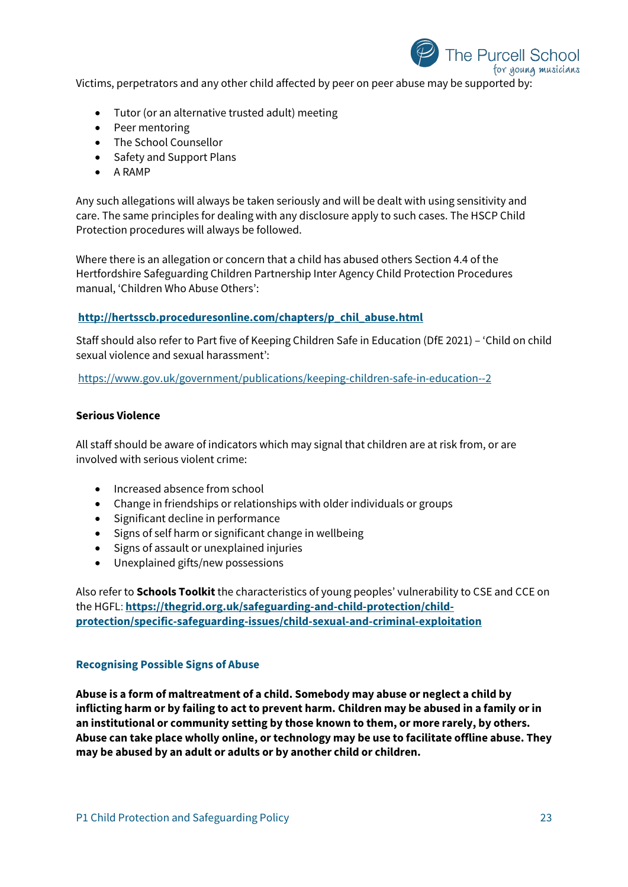Victims, perpetrators and any other child affected by peer on peer abuse may be supported by:

- Tutor (or an alternative trusted adult) meeting
- Peer mentoring
- The School Counsellor
- Safety and Support Plans
- A RAMP

Any such allegations will always be taken seriously and will be dealt with using sensitivity and care. The same principles for dealing with any disclosure apply to such cases. The HSCP Child Protection procedures will always be followed.

Where there is an allegation or concern that a child has abused others Section 4.4 of the Hertfordshire Safeguarding Children Partnership Inter Agency Child Protection Procedures manual, 'Children Who Abuse Others':

**http://hertsscb.proceduresonline.com/chapters/p_chil_abuse.html**

Staff should also refer to Part five of Keeping Children Safe in Education (DfE 2021) – 'Child on child sexual violence and sexual harassment':

https://www.gov.uk/government/publications/keeping-children-safe-in-education--2

**Serious Violence**

All staff should be aware of indicators which may signal that children are at risk from, or are involved with serious violent crime:

- Increased absence from school
- Change in friendships or relationships with older individuals or groups
- Significant decline in performance
- Signs of self harm or significant change in wellbeing
- Signs of assault or unexplained injuries
- Unexplained gifts/new possessions

Also refer to **Schools Toolkit** the characteristics of young peoples' vulnerability to CSE and CCE on the HGFL: **https://thegrid.org.uk/safeguarding-and-child-protection/child-protection/specific-safeguarding-issues/child-sexual-and-criminal-exploitation**

### Recognising Possible Signs of Abuse

**Abuse is a form of maltreatment of a child. Somebody may abuse or neglect a child by inflicting harm or by failing to act to prevent harm. Children may be abused in a family or in an institutional or community setting by those known to them, or more rarely, by others. Abuse can take place wholly online, or technology may be use to facilitate offline abuse. They may be abused by an adult or adults or by another child or children.**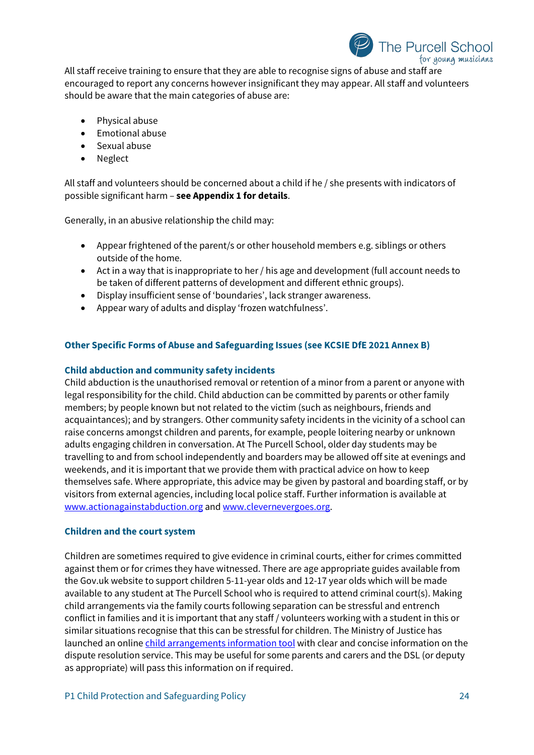All staff receive training to ensure that they are able to recognise signs of abuse and staff are encouraged to report any concerns however insignificant they may appear. All staff and volunteers should be aware that the main categories of abuse are:

- Physical abuse
- Emotional abuse
- Sexual abuse
- Neglect

All staff and volunteers should be concerned about a child if he / she presents with indicators of possible significant harm – **see Appendix 1 for details**.

Generally, in an abusive relationship the child may:

- Appear frightened of the parent/s or other household members e.g. siblings or others outside of the home.
- Act in a way that is inappropriate to her / his age and development (full account needs to be taken of different patterns of development and different ethnic groups).
- Display insufficient sense of 'boundaries', lack stranger awareness.
- Appear wary of adults and display 'frozen watchfulness'.

### Other Specific Forms of Abuse and Safeguarding Issues (see KCSIE DfE 2021 Annex B)

#### Child abduction and community safety incidents

Child abduction is the unauthorised removal or retention of a minor from a parent or anyone with legal responsibility for the child. Child abduction can be committed by parents or other family members; by people known but not related to the victim (such as neighbours, friends and acquaintances); and by strangers. Other community safety incidents in the vicinity of a school can raise concerns amongst children and parents, for example, people loitering nearby or unknown adults engaging children in conversation. At The Purcell School, older day students may be travelling to and from school independently and boarders may be allowed off site at evenings and weekends, and it is important that we provide them with practical advice on how to keep themselves safe. Where appropriate, this advice may be given by pastoral and boarding staff, or by visitors from external agencies, including local police staff. Further information is available at www.actionagainstabduction.org and www.clevernevergoes.org.

#### Children and the court system

Children are sometimes required to give evidence in criminal courts, either for crimes committed against them or for crimes they have witnessed. There are age appropriate guides available from the Gov.uk website to support children 5-11-year olds and 12-17 year olds which will be made available to any student at The Purcell School who is required to attend criminal court(s). Making child arrangements via the family courts following separation can be stressful and entrench conflict in families and it is important that any staff / volunteers working with a student in this or similar situations recognise that this can be stressful for children. The Ministry of Justice has launched an online child arrangements information tool with clear and concise information on the dispute resolution service. This may be useful for some parents and carers and the DSL (or deputy as appropriate) will pass this information on if required.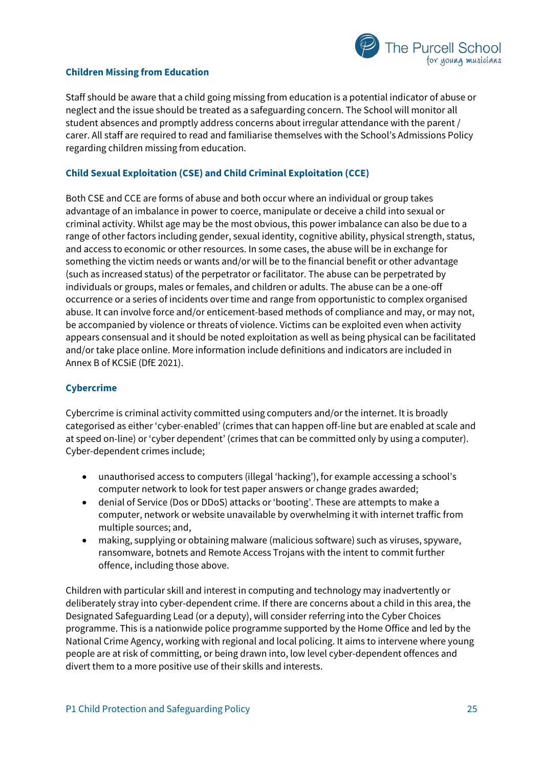### Children Missing from Education

Staff should be aware that a child going missing from education is a potential indicator of abuse or neglect and the issue should be treated as a safeguarding concern. The School will monitor all student absences and promptly address concerns about irregular attendance with the parent / carer. All staff are required to read and familiarise themselves with the School's Admissions Policy regarding children missing from education.

### Child Sexual Exploitation (CSE) and Child Criminal Exploitation (CCE)

Both CSE and CCE are forms of abuse and both occur where an individual or group takes advantage of an imbalance in power to coerce, manipulate or deceive a child into sexual or criminal activity. Whilst age may be the most obvious, this power imbalance can also be due to a range of other factors including gender, sexual identity, cognitive ability, physical strength, status, and access to economic or other resources. In some cases, the abuse will be in exchange for something the victim needs or wants and/or will be to the financial benefit or other advantage (such as increased status) of the perpetrator or facilitator. The abuse can be perpetrated by individuals or groups, males or females, and children or adults. The abuse can be a one-off occurrence or a series of incidents over time and range from opportunistic to complex organised abuse. It can involve force and/or enticement-based methods of compliance and may, or may not, be accompanied by violence or threats of violence. Victims can be exploited even when activity appears consensual and it should be noted exploitation as well as being physical can be facilitated and/or take place online. More information include definitions and indicators are included in Annex B of KCSiE (DfE 2021).

### Cybercrime

Cybercrime is criminal activity committed using computers and/or the internet. It is broadly categorised as either 'cyber-enabled' (crimes that can happen off-line but are enabled at scale and at speed on-line) or 'cyber dependent' (crimes that can be committed only by using a computer). Cyber-dependent crimes include;

- unauthorised access to computers (illegal 'hacking'), for example accessing a school's computer network to look for test paper answers or change grades awarded;
- denial of Service (Dos or DDoS) attacks or 'booting'. These are attempts to make a computer, network or website unavailable by overwhelming it with internet traffic from multiple sources; and,
- making, supplying or obtaining malware (malicious software) such as viruses, spyware, ransomware, botnets and Remote Access Trojans with the intent to commit further offence, including those above.

Children with particular skill and interest in computing and technology may inadvertently or deliberately stray into cyber-dependent crime. If there are concerns about a child in this area, the Designated Safeguarding Lead (or a deputy), will consider referring into the Cyber Choices programme. This is a nationwide police programme supported by the Home Office and led by the National Crime Agency, working with regional and local policing. It aims to intervene where young people are at risk of committing, or being drawn into, low level cyber-dependent offences and divert them to a more positive use of their skills and interests.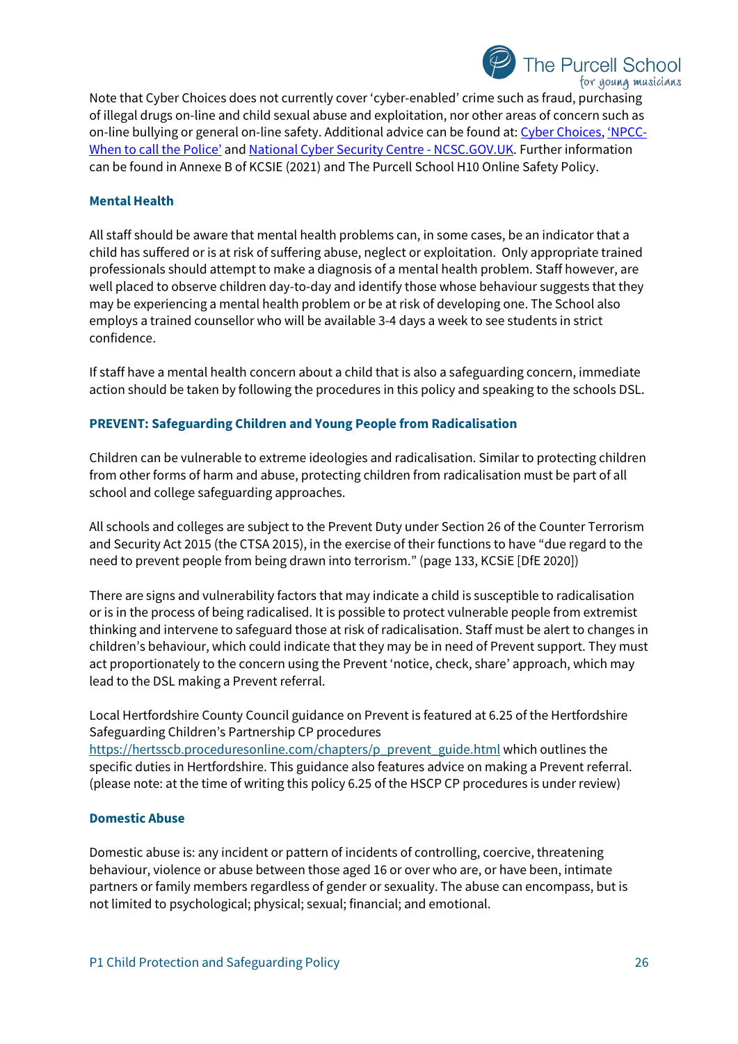Note that Cyber Choices does not currently cover 'cyber-enabled' crime such as fraud, purchasing of illegal drugs on-line and child sexual abuse and exploitation, nor other areas of concern such as on-line bullying or general on-line safety. Additional advice can be found at: [Cyber Choices](), ['NPCC-When to call the Police']() and [National Cyber Security Centre - NCSC.GOV.UK](). Further information can be found in Annexe B of KCSIE (2021) and The Purcell School H10 Online Safety Policy.

### Mental Health

All staff should be aware that mental health problems can, in some cases, be an indicator that a child has suffered or is at risk of suffering abuse, neglect or exploitation. Only appropriate trained professionals should attempt to make a diagnosis of a mental health problem. Staff however, are well placed to observe children day-to-day and identify those whose behaviour suggests that they may be experiencing a mental health problem or be at risk of developing one. The School also employs a trained counsellor who will be available 3-4 days a week to see students in strict confidence.

If staff have a mental health concern about a child that is also a safeguarding concern, immediate action should be taken by following the procedures in this policy and speaking to the schools DSL.

### PREVENT: Safeguarding Children and Young People from Radicalisation

Children can be vulnerable to extreme ideologies and radicalisation. Similar to protecting children from other forms of harm and abuse, protecting children from radicalisation must be part of all school and college safeguarding approaches.

All schools and colleges are subject to the Prevent Duty under Section 26 of the Counter Terrorism and Security Act 2015 (the CTSA 2015), in the exercise of their functions to have "due regard to the need to prevent people from being drawn into terrorism." (page 133, KCSiE [DfE 2020])

There are signs and vulnerability factors that may indicate a child is susceptible to radicalisation or is in the process of being radicalised. It is possible to protect vulnerable people from extremist thinking and intervene to safeguard those at risk of radicalisation. Staff must be alert to changes in children's behaviour, which could indicate that they may be in need of Prevent support. They must act proportionately to the concern using the Prevent 'notice, check, share' approach, which may lead to the DSL making a Prevent referral.

Local Hertfordshire County Council guidance on Prevent is featured at 6.25 of the Hertfordshire Safeguarding Children's Partnership CP procedures https://hertsscb.proceduresonline.com/chapters/p_prevent_guide.html which outlines the specific duties in Hertfordshire. This guidance also features advice on making a Prevent referral. (please note: at the time of writing this policy 6.25 of the HSCP CP procedures is under review)

### Domestic Abuse

Domestic abuse is: any incident or pattern of incidents of controlling, coercive, threatening behaviour, violence or abuse between those aged 16 or over who are, or have been, intimate partners or family members regardless of gender or sexuality. The abuse can encompass, but is not limited to psychological; physical; sexual; financial; and emotional.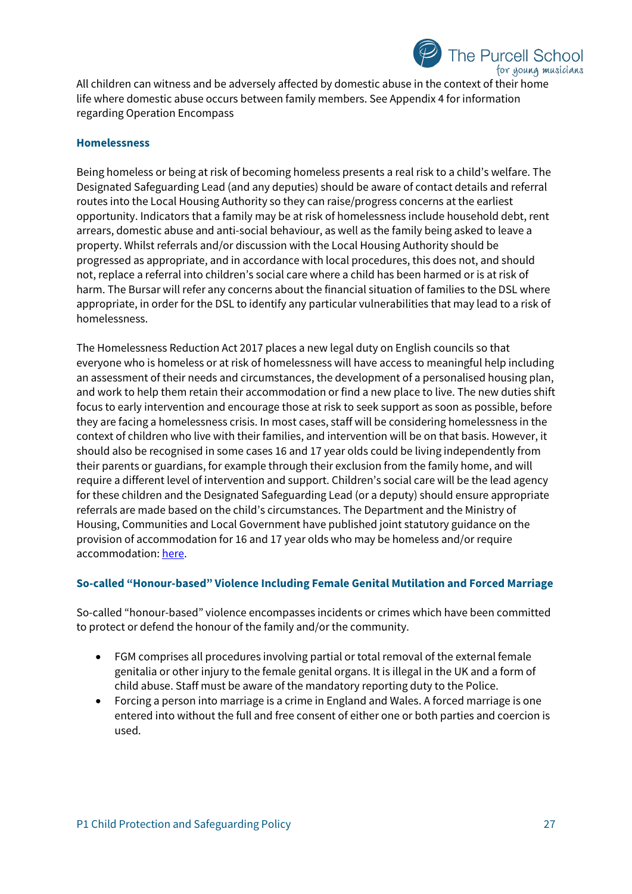All children can witness and be adversely affected by domestic abuse in the context of their home life where domestic abuse occurs between family members. See Appendix 4 for information regarding Operation Encompass

### Homelessness

Being homeless or being at risk of becoming homeless presents a real risk to a child's welfare. The Designated Safeguarding Lead (and any deputies) should be aware of contact details and referral routes into the Local Housing Authority so they can raise/progress concerns at the earliest opportunity. Indicators that a family may be at risk of homelessness include household debt, rent arrears, domestic abuse and anti-social behaviour, as well as the family being asked to leave a property. Whilst referrals and/or discussion with the Local Housing Authority should be progressed as appropriate, and in accordance with local procedures, this does not, and should not, replace a referral into children's social care where a child has been harmed or is at risk of harm. The Bursar will refer any concerns about the financial situation of families to the DSL where appropriate, in order for the DSL to identify any particular vulnerabilities that may lead to a risk of homelessness.

The Homelessness Reduction Act 2017 places a new legal duty on English councils so that everyone who is homeless or at risk of homelessness will have access to meaningful help including an assessment of their needs and circumstances, the development of a personalised housing plan, and work to help them retain their accommodation or find a new place to live. The new duties shift focus to early intervention and encourage those at risk to seek support as soon as possible, before they are facing a homelessness crisis. In most cases, staff will be considering homelessness in the context of children who live with their families, and intervention will be on that basis. However, it should also be recognised in some cases 16 and 17 year olds could be living independently from their parents or guardians, for example through their exclusion from the family home, and will require a different level of intervention and support. Children's social care will be the lead agency for these children and the Designated Safeguarding Lead (or a deputy) should ensure appropriate referrals are made based on the child's circumstances. The Department and the Ministry of Housing, Communities and Local Government have published joint statutory guidance on the provision of accommodation for 16 and 17 year olds who may be homeless and/or require accommodation: here.

### So-called "Honour-based" Violence Including Female Genital Mutilation and Forced Marriage

So-called "honour-based" violence encompasses incidents or crimes which have been committed to protect or defend the honour of the family and/or the community.

- FGM comprises all procedures involving partial or total removal of the external female genitalia or other injury to the female genital organs. It is illegal in the UK and a form of child abuse. Staff must be aware of the mandatory reporting duty to the Police.
- Forcing a person into marriage is a crime in England and Wales. A forced marriage is one entered into without the full and free consent of either one or both parties and coercion is used.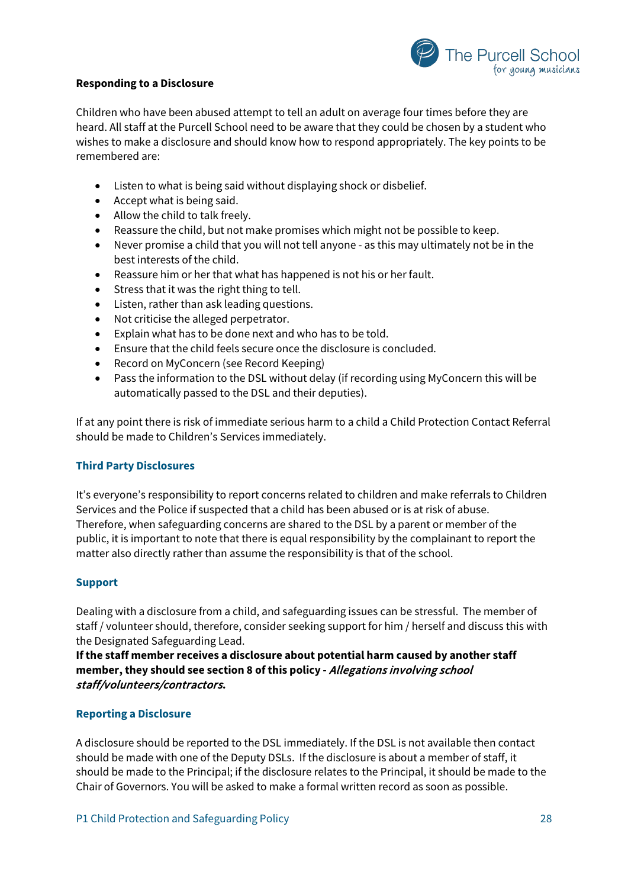**Responding to a Disclosure**

Children who have been abused attempt to tell an adult on average four times before they are heard. All staff at the Purcell School need to be aware that they could be chosen by a student who wishes to make a disclosure and should know how to respond appropriately. The key points to be remembered are:

- Listen to what is being said without displaying shock or disbelief.
- Accept what is being said.
- Allow the child to talk freely.
- Reassure the child, but not make promises which might not be possible to keep.
- Never promise a child that you will not tell anyone - as this may ultimately not be in the best interests of the child.
- Reassure him or her that what has happened is not his or her fault.
- Stress that it was the right thing to tell.
- Listen, rather than ask leading questions.
- Not criticise the alleged perpetrator.
- Explain what has to be done next and who has to be told.
- Ensure that the child feels secure once the disclosure is concluded.
- Record on MyConcern (see Record Keeping)
- Pass the information to the DSL without delay (if recording using MyConcern this will be automatically passed to the DSL and their deputies).

If at any point there is risk of immediate serious harm to a child a Child Protection Contact Referral should be made to Children's Services immediately.

### Third Party Disclosures

It's everyone's responsibility to report concerns related to children and make referrals to Children Services and the Police if suspected that a child has been abused or is at risk of abuse. Therefore, when safeguarding concerns are shared to the DSL by a parent or member of the public, it is important to note that there is equal responsibility by the complainant to report the matter also directly rather than assume the responsibility is that of the school.

### Support

Dealing with a disclosure from a child, and safeguarding issues can be stressful. The member of staff / volunteer should, therefore, consider seeking support for him / herself and discuss this with the Designated Safeguarding Lead.
**If the staff member receives a disclosure about potential harm caused by another staff member, they should see section 8 of this policy - *Allegations involving school staff/volunteers/contractors*.**

### Reporting a Disclosure

A disclosure should be reported to the DSL immediately. If the DSL is not available then contact should be made with one of the Deputy DSLs. If the disclosure is about a member of staff, it should be made to the Principal; if the disclosure relates to the Principal, it should be made to the Chair of Governors. You will be asked to make a formal written record as soon as possible.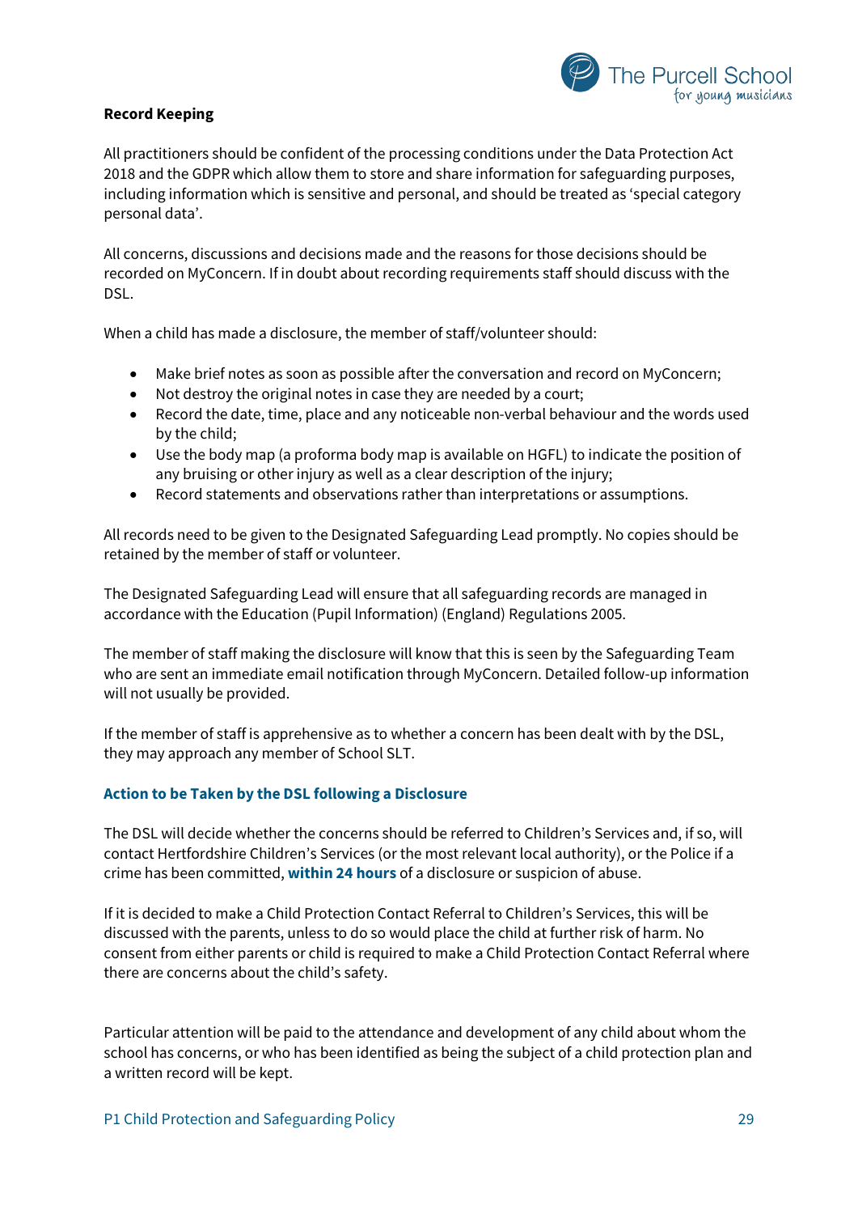**Record Keeping**

All practitioners should be confident of the processing conditions under the Data Protection Act 2018 and the GDPR which allow them to store and share information for safeguarding purposes, including information which is sensitive and personal, and should be treated as 'special category personal data'.

All concerns, discussions and decisions made and the reasons for those decisions should be recorded on MyConcern. If in doubt about recording requirements staff should discuss with the DSL.

When a child has made a disclosure, the member of staff/volunteer should:

- Make brief notes as soon as possible after the conversation and record on MyConcern;
- Not destroy the original notes in case they are needed by a court;
- Record the date, time, place and any noticeable non-verbal behaviour and the words used by the child;
- Use the body map (a proforma body map is available on HGFL) to indicate the position of any bruising or other injury as well as a clear description of the injury;
- Record statements and observations rather than interpretations or assumptions.

All records need to be given to the Designated Safeguarding Lead promptly. No copies should be retained by the member of staff or volunteer.

The Designated Safeguarding Lead will ensure that all safeguarding records are managed in accordance with the Education (Pupil Information) (England) Regulations 2005.

The member of staff making the disclosure will know that this is seen by the Safeguarding Team who are sent an immediate email notification through MyConcern. Detailed follow-up information will not usually be provided.

If the member of staff is apprehensive as to whether a concern has been dealt with by the DSL, they may approach any member of School SLT.

### Action to be Taken by the DSL following a Disclosure

The DSL will decide whether the concerns should be referred to Children's Services and, if so, will contact Hertfordshire Children's Services (or the most relevant local authority), or the Police if a crime has been committed, **within 24 hours** of a disclosure or suspicion of abuse.

If it is decided to make a Child Protection Contact Referral to Children's Services, this will be discussed with the parents, unless to do so would place the child at further risk of harm. No consent from either parents or child is required to make a Child Protection Contact Referral where there are concerns about the child's safety.

Particular attention will be paid to the attendance and development of any child about whom the school has concerns, or who has been identified as being the subject of a child protection plan and a written record will be kept.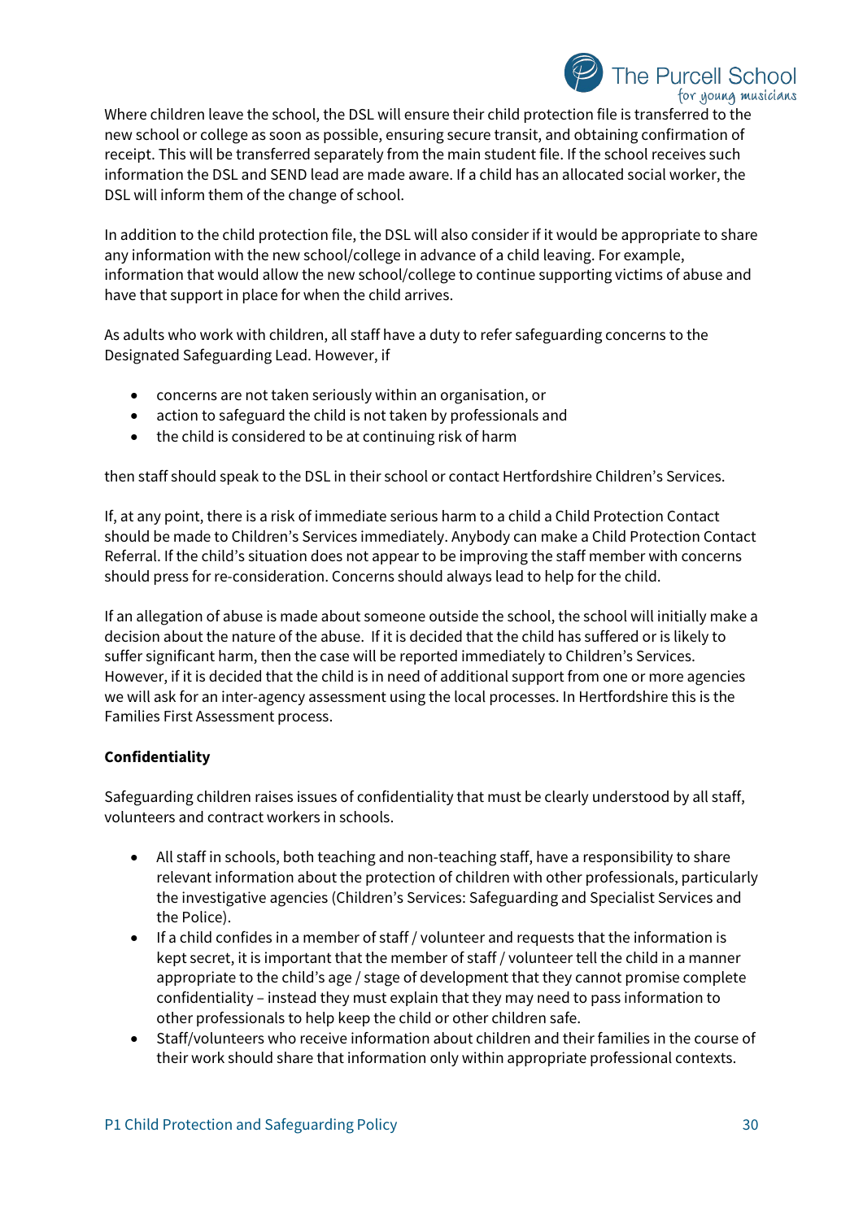Where children leave the school, the DSL will ensure their child protection file is transferred to the new school or college as soon as possible, ensuring secure transit, and obtaining confirmation of receipt. This will be transferred separately from the main student file. If the school receives such information the DSL and SEND lead are made aware. If a child has an allocated social worker, the DSL will inform them of the change of school.

In addition to the child protection file, the DSL will also consider if it would be appropriate to share any information with the new school/college in advance of a child leaving. For example, information that would allow the new school/college to continue supporting victims of abuse and have that support in place for when the child arrives.

As adults who work with children, all staff have a duty to refer safeguarding concerns to the Designated Safeguarding Lead. However, if

- concerns are not taken seriously within an organisation, or
- action to safeguard the child is not taken by professionals and
- the child is considered to be at continuing risk of harm

then staff should speak to the DSL in their school or contact Hertfordshire Children's Services.

If, at any point, there is a risk of immediate serious harm to a child a Child Protection Contact should be made to Children's Services immediately. Anybody can make a Child Protection Contact Referral. If the child's situation does not appear to be improving the staff member with concerns should press for re-consideration. Concerns should always lead to help for the child.

If an allegation of abuse is made about someone outside the school, the school will initially make a decision about the nature of the abuse. If it is decided that the child has suffered or is likely to suffer significant harm, then the case will be reported immediately to Children's Services. However, if it is decided that the child is in need of additional support from one or more agencies we will ask for an inter-agency assessment using the local processes. In Hertfordshire this is the Families First Assessment process.

**Confidentiality**

Safeguarding children raises issues of confidentiality that must be clearly understood by all staff, volunteers and contract workers in schools.

- All staff in schools, both teaching and non-teaching staff, have a responsibility to share relevant information about the protection of children with other professionals, particularly the investigative agencies (Children's Services: Safeguarding and Specialist Services and the Police).
- If a child confides in a member of staff / volunteer and requests that the information is kept secret, it is important that the member of staff / volunteer tell the child in a manner appropriate to the child's age / stage of development that they cannot promise complete confidentiality – instead they must explain that they may need to pass information to other professionals to help keep the child or other children safe.
- Staff/volunteers who receive information about children and their families in the course of their work should share that information only within appropriate professional contexts.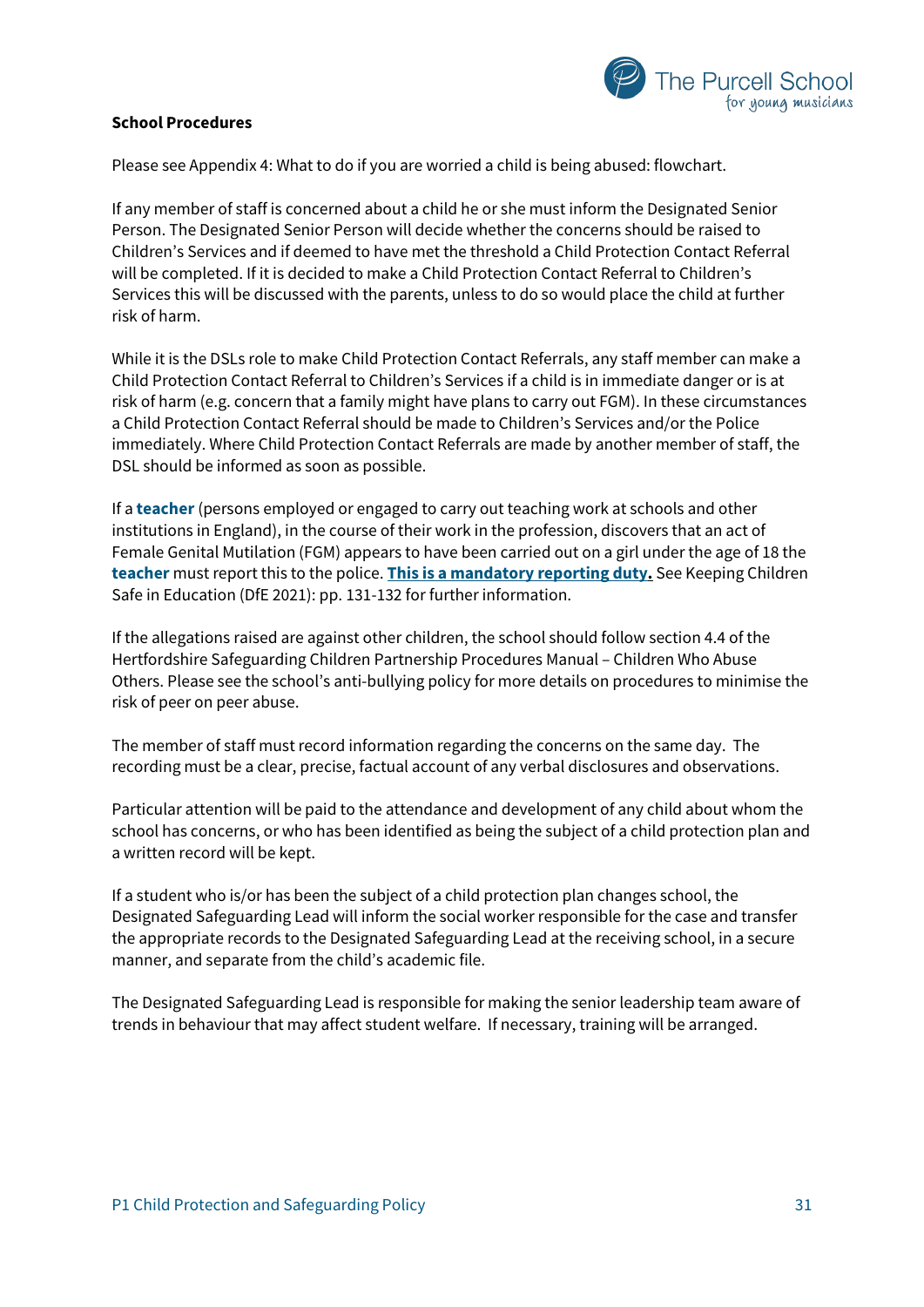**School Procedures**

Please see Appendix 4: What to do if you are worried a child is being abused: flowchart.

If any member of staff is concerned about a child he or she must inform the Designated Senior Person. The Designated Senior Person will decide whether the concerns should be raised to Children's Services and if deemed to have met the threshold a Child Protection Contact Referral will be completed. If it is decided to make a Child Protection Contact Referral to Children's Services this will be discussed with the parents, unless to do so would place the child at further risk of harm.

While it is the DSLs role to make Child Protection Contact Referrals, any staff member can make a Child Protection Contact Referral to Children's Services if a child is in immediate danger or is at risk of harm (e.g. concern that a family might have plans to carry out FGM). In these circumstances a Child Protection Contact Referral should be made to Children's Services and/or the Police immediately. Where Child Protection Contact Referrals are made by another member of staff, the DSL should be informed as soon as possible.

If a **teacher** (persons employed or engaged to carry out teaching work at schools and other institutions in England), in the course of their work in the profession, discovers that an act of Female Genital Mutilation (FGM) appears to have been carried out on a girl under the age of 18 the **teacher** must report this to the police. **This is a mandatory reporting duty.** See Keeping Children Safe in Education (DfE 2021): pp. 131-132 for further information.

If the allegations raised are against other children, the school should follow section 4.4 of the Hertfordshire Safeguarding Children Partnership Procedures Manual – Children Who Abuse Others. Please see the school's anti-bullying policy for more details on procedures to minimise the risk of peer on peer abuse.

The member of staff must record information regarding the concerns on the same day. The recording must be a clear, precise, factual account of any verbal disclosures and observations.

Particular attention will be paid to the attendance and development of any child about whom the school has concerns, or who has been identified as being the subject of a child protection plan and a written record will be kept.

If a student who is/or has been the subject of a child protection plan changes school, the Designated Safeguarding Lead will inform the social worker responsible for the case and transfer the appropriate records to the Designated Safeguarding Lead at the receiving school, in a secure manner, and separate from the child's academic file.

The Designated Safeguarding Lead is responsible for making the senior leadership team aware of trends in behaviour that may affect student welfare. If necessary, training will be arranged.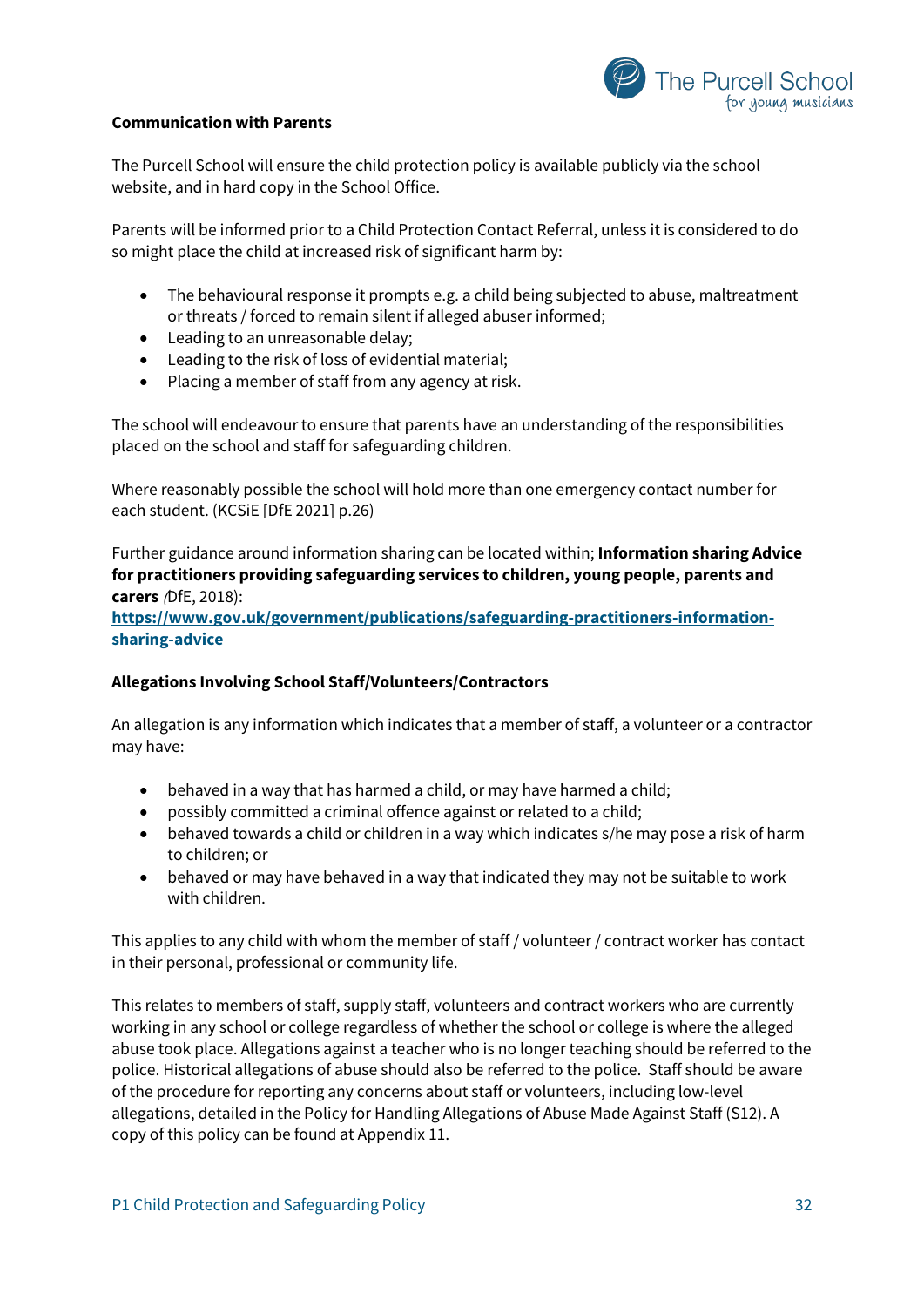**Communication with Parents**

The Purcell School will ensure the child protection policy is available publicly via the school website, and in hard copy in the School Office.

Parents will be informed prior to a Child Protection Contact Referral, unless it is considered to do so might place the child at increased risk of significant harm by:

- The behavioural response it prompts e.g. a child being subjected to abuse, maltreatment or threats / forced to remain silent if alleged abuser informed;
- Leading to an unreasonable delay;
- Leading to the risk of loss of evidential material;
- Placing a member of staff from any agency at risk.

The school will endeavour to ensure that parents have an understanding of the responsibilities placed on the school and staff for safeguarding children.

Where reasonably possible the school will hold more than one emergency contact number for each student. (KCSiE [DfE 2021] p.26)

Further guidance around information sharing can be located within; **Information sharing Advice for practitioners providing safeguarding services to children, young people, parents and carers** *(*DfE, 2018): **https://www.gov.uk/government/publications/safeguarding-practitioners-information-sharing-advice**

**Allegations Involving School Staff/Volunteers/Contractors**

An allegation is any information which indicates that a member of staff, a volunteer or a contractor may have:

- behaved in a way that has harmed a child, or may have harmed a child;
- possibly committed a criminal offence against or related to a child;
- behaved towards a child or children in a way which indicates s/he may pose a risk of harm to children; or
- behaved or may have behaved in a way that indicated they may not be suitable to work with children.

This applies to any child with whom the member of staff / volunteer / contract worker has contact in their personal, professional or community life.

This relates to members of staff, supply staff, volunteers and contract workers who are currently working in any school or college regardless of whether the school or college is where the alleged abuse took place. Allegations against a teacher who is no longer teaching should be referred to the police. Historical allegations of abuse should also be referred to the police. Staff should be aware of the procedure for reporting any concerns about staff or volunteers, including low-level allegations, detailed in the Policy for Handling Allegations of Abuse Made Against Staff (S12). A copy of this policy can be found at Appendix 11.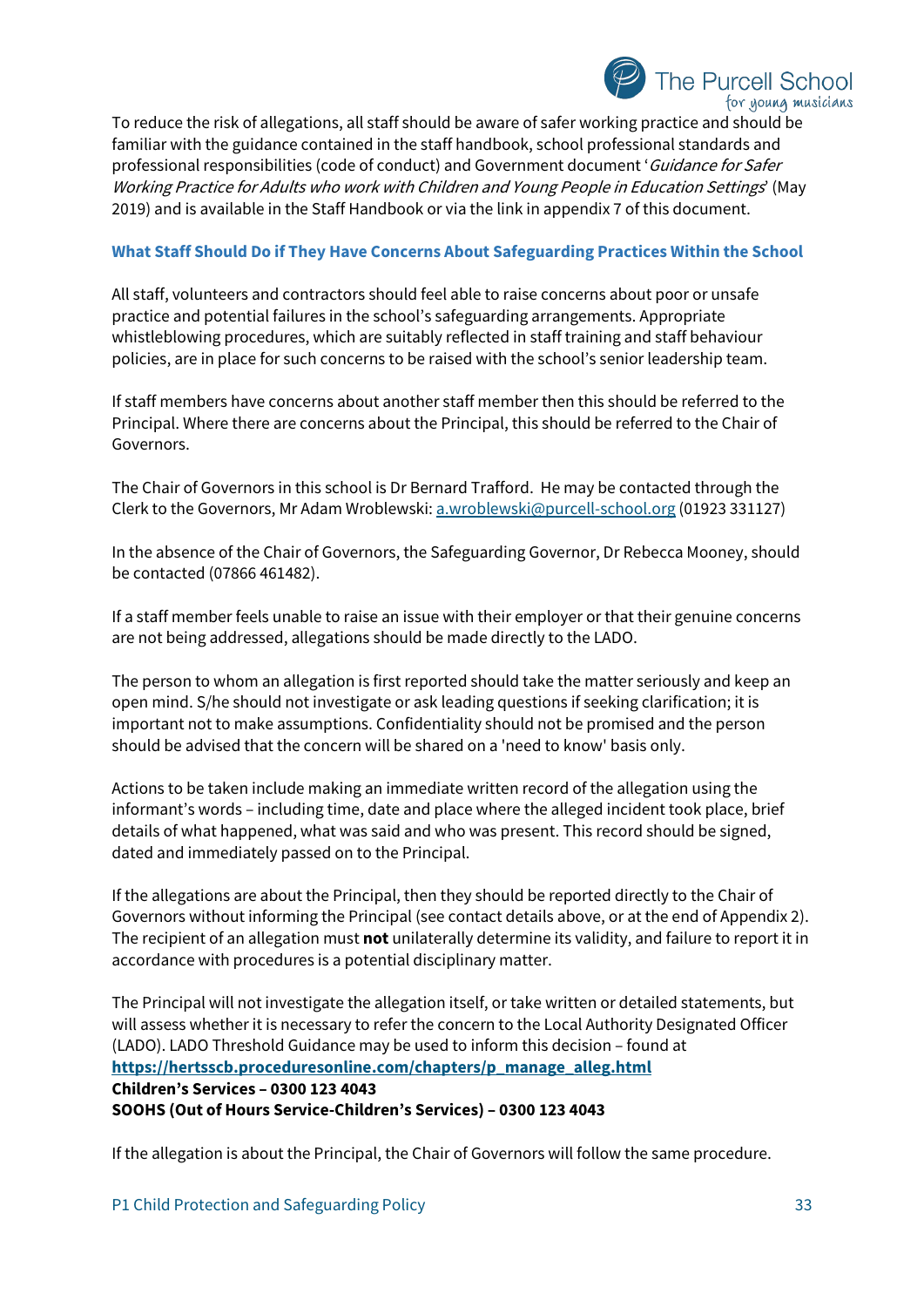To reduce the risk of allegations, all staff should be aware of safer working practice and should be familiar with the guidance contained in the staff handbook, school professional standards and professional responsibilities (code of conduct) and Government document '*Guidance for Safer Working Practice for Adults who work with Children and Young People in Education Settings*' (May 2019) and is available in the Staff Handbook or via the link in appendix 7 of this document.

### What Staff Should Do if They Have Concerns About Safeguarding Practices Within the School

All staff, volunteers and contractors should feel able to raise concerns about poor or unsafe practice and potential failures in the school's safeguarding arrangements. Appropriate whistleblowing procedures, which are suitably reflected in staff training and staff behaviour policies, are in place for such concerns to be raised with the school's senior leadership team.

If staff members have concerns about another staff member then this should be referred to the Principal. Where there are concerns about the Principal, this should be referred to the Chair of Governors.

The Chair of Governors in this school is Dr Bernard Trafford. He may be contacted through the Clerk to the Governors, Mr Adam Wroblewski: a.wroblewski@purcell-school.org (01923 331127)

In the absence of the Chair of Governors, the Safeguarding Governor, Dr Rebecca Mooney, should be contacted (07866 461482).

If a staff member feels unable to raise an issue with their employer or that their genuine concerns are not being addressed, allegations should be made directly to the LADO.

The person to whom an allegation is first reported should take the matter seriously and keep an open mind. S/he should not investigate or ask leading questions if seeking clarification; it is important not to make assumptions. Confidentiality should not be promised and the person should be advised that the concern will be shared on a 'need to know' basis only.

Actions to be taken include making an immediate written record of the allegation using the informant's words – including time, date and place where the alleged incident took place, brief details of what happened, what was said and who was present. This record should be signed, dated and immediately passed on to the Principal.

If the allegations are about the Principal, then they should be reported directly to the Chair of Governors without informing the Principal (see contact details above, or at the end of Appendix 2). The recipient of an allegation must **not** unilaterally determine its validity, and failure to report it in accordance with procedures is a potential disciplinary matter.

The Principal will not investigate the allegation itself, or take written or detailed statements, but will assess whether it is necessary to refer the concern to the Local Authority Designated Officer (LADO). LADO Threshold Guidance may be used to inform this decision – found at **https://hertsscb.proceduresonline.com/chapters/p_manage_alleg.html**
**Children's Services – 0300 123 4043**
**SOOHS (Out of Hours Service-Children's Services) – 0300 123 4043**

If the allegation is about the Principal, the Chair of Governors will follow the same procedure.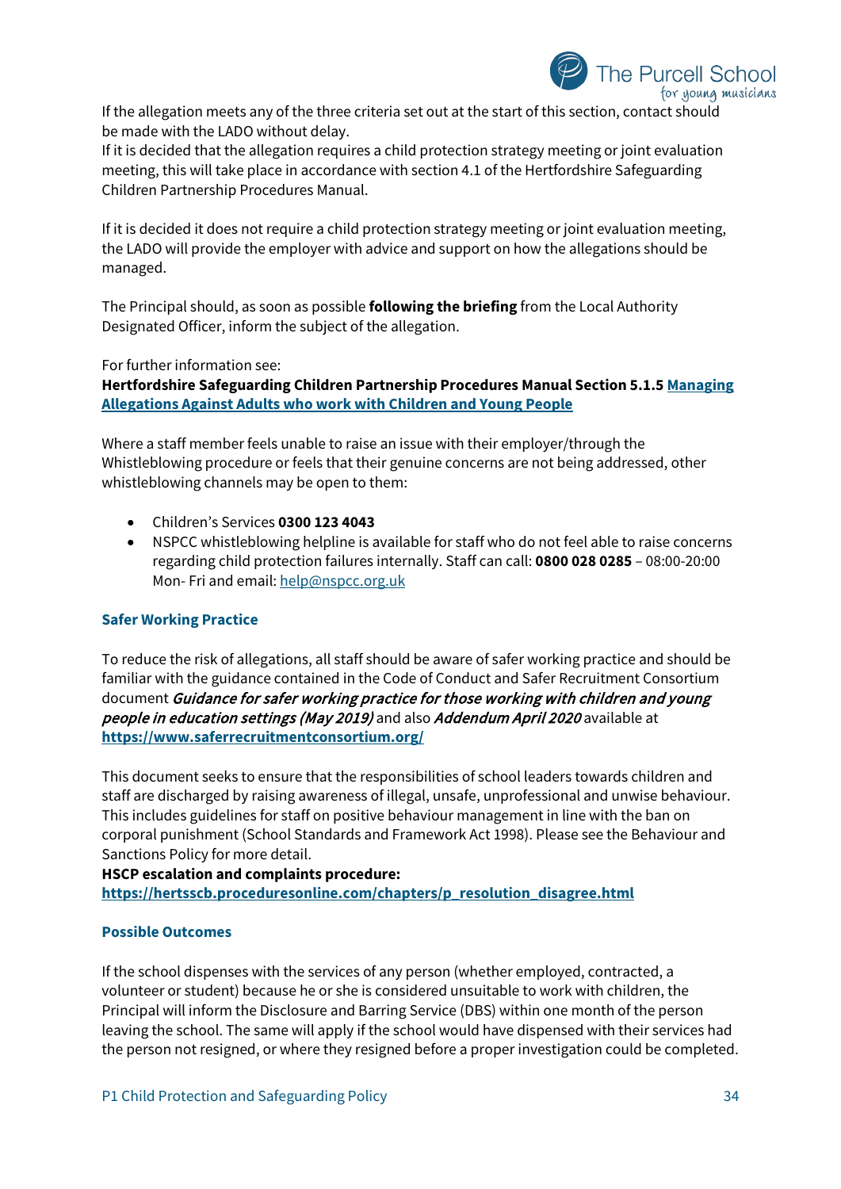If the allegation meets any of the three criteria set out at the start of this section, contact should be made with the LADO without delay.
If it is decided that the allegation requires a child protection strategy meeting or joint evaluation meeting, this will take place in accordance with section 4.1 of the Hertfordshire Safeguarding Children Partnership Procedures Manual.

If it is decided it does not require a child protection strategy meeting or joint evaluation meeting, the LADO will provide the employer with advice and support on how the allegations should be managed.

The Principal should, as soon as possible **following the briefing** from the Local Authority Designated Officer, inform the subject of the allegation.

For further information see:
**Hertfordshire Safeguarding Children Partnership Procedures Manual Section 5.1.5 [Managing Allegations Against Adults who work with Children and Young People]**

Where a staff member feels unable to raise an issue with their employer/through the Whistleblowing procedure or feels that their genuine concerns are not being addressed, other whistleblowing channels may be open to them:

- Children's Services **0300 123 4043**
- NSPCC whistleblowing helpline is available for staff who do not feel able to raise concerns regarding child protection failures internally. Staff can call: **0800 028 0285** – 08:00-20:00 Mon- Fri and email: help@nspcc.org.uk

### Safer Working Practice

To reduce the risk of allegations, all staff should be aware of safer working practice and should be familiar with the guidance contained in the Code of Conduct and Safer Recruitment Consortium document ***Guidance for safer working practice for those working with children and young people in education settings (May 2019)*** and also ***Addendum April 2020*** available at **https://www.saferrecruitmentconsortium.org/**

This document seeks to ensure that the responsibilities of school leaders towards children and staff are discharged by raising awareness of illegal, unsafe, unprofessional and unwise behaviour. This includes guidelines for staff on positive behaviour management in line with the ban on corporal punishment (School Standards and Framework Act 1998). Please see the Behaviour and Sanctions Policy for more detail.
**HSCP escalation and complaints procedure:**
**https://hertsscb.proceduresonline.com/chapters/p_resolution_disagree.html**

### Possible Outcomes

If the school dispenses with the services of any person (whether employed, contracted, a volunteer or student) because he or she is considered unsuitable to work with children, the Principal will inform the Disclosure and Barring Service (DBS) within one month of the person leaving the school. The same will apply if the school would have dispensed with their services had the person not resigned, or where they resigned before a proper investigation could be completed.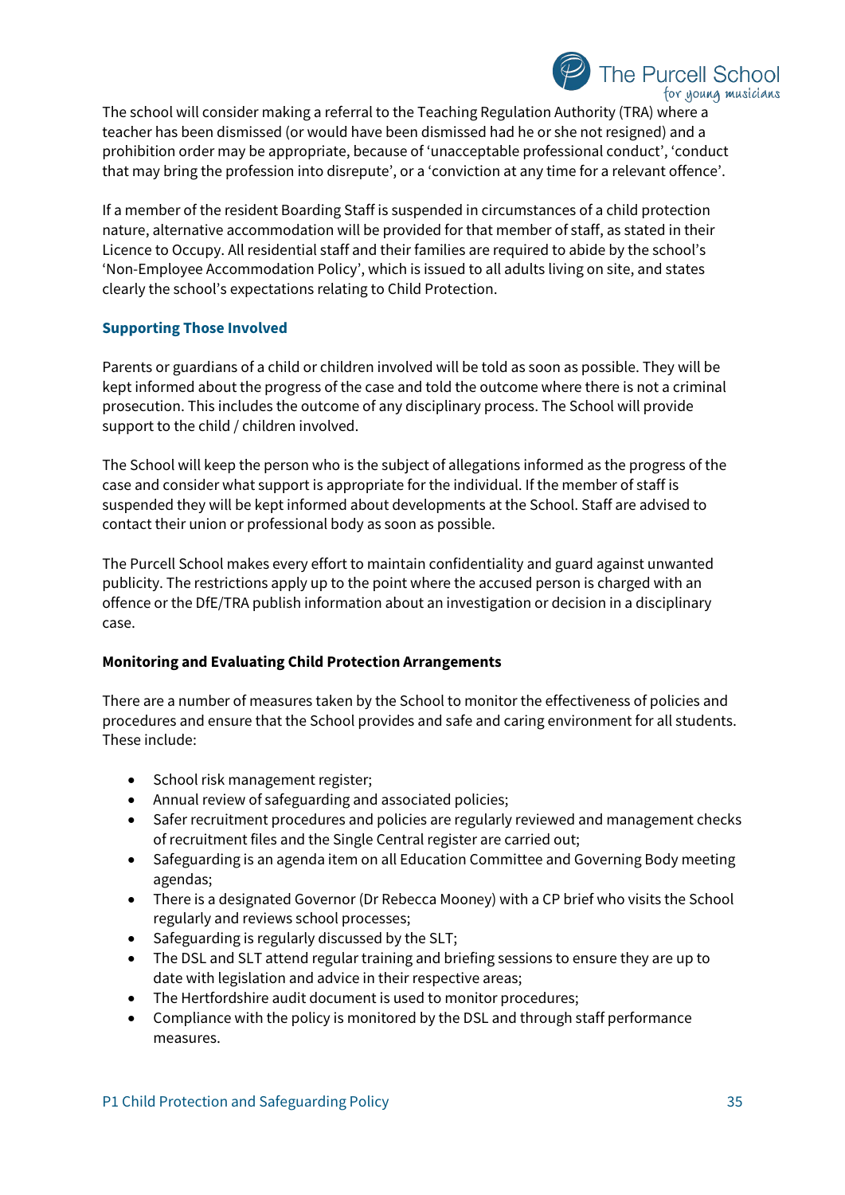The school will consider making a referral to the Teaching Regulation Authority (TRA) where a teacher has been dismissed (or would have been dismissed had he or she not resigned) and a prohibition order may be appropriate, because of 'unacceptable professional conduct', 'conduct that may bring the profession into disrepute', or a 'conviction at any time for a relevant offence'.

If a member of the resident Boarding Staff is suspended in circumstances of a child protection nature, alternative accommodation will be provided for that member of staff, as stated in their Licence to Occupy. All residential staff and their families are required to abide by the school's 'Non-Employee Accommodation Policy', which is issued to all adults living on site, and states clearly the school's expectations relating to Child Protection.

### Supporting Those Involved

Parents or guardians of a child or children involved will be told as soon as possible. They will be kept informed about the progress of the case and told the outcome where there is not a criminal prosecution. This includes the outcome of any disciplinary process. The School will provide support to the child / children involved.

The School will keep the person who is the subject of allegations informed as the progress of the case and consider what support is appropriate for the individual. If the member of staff is suspended they will be kept informed about developments at the School. Staff are advised to contact their union or professional body as soon as possible.

The Purcell School makes every effort to maintain confidentiality and guard against unwanted publicity. The restrictions apply up to the point where the accused person is charged with an offence or the DfE/TRA publish information about an investigation or decision in a disciplinary case.

### Monitoring and Evaluating Child Protection Arrangements

There are a number of measures taken by the School to monitor the effectiveness of policies and procedures and ensure that the School provides and safe and caring environment for all students. These include:

- School risk management register;
- Annual review of safeguarding and associated policies;
- Safer recruitment procedures and policies are regularly reviewed and management checks of recruitment files and the Single Central register are carried out;
- Safeguarding is an agenda item on all Education Committee and Governing Body meeting agendas;
- There is a designated Governor (Dr Rebecca Mooney) with a CP brief who visits the School regularly and reviews school processes;
- Safeguarding is regularly discussed by the SLT;
- The DSL and SLT attend regular training and briefing sessions to ensure they are up to date with legislation and advice in their respective areas;
- The Hertfordshire audit document is used to monitor procedures;
- Compliance with the policy is monitored by the DSL and through staff performance measures.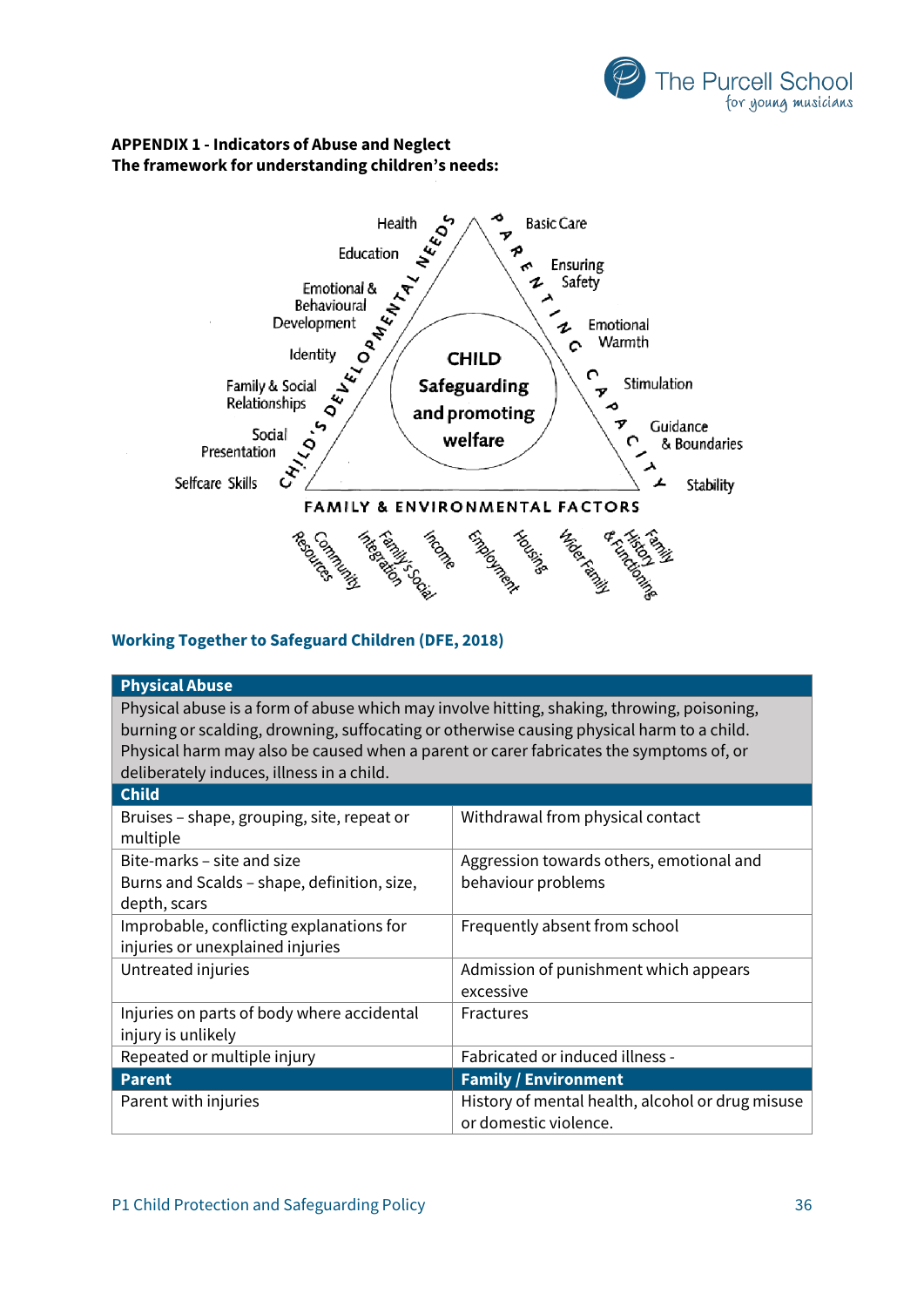**APPENDIX 1 - Indicators of Abuse and Neglect**
**The framework for understanding children's needs:**

Health
Education
Emotional & Behavioural Development
Identity
Family & Social Relationships
Social Presentation
Selfcare Skills

CHILD'S DEVELOPMENTAL NEEDS

CHILD
Safeguarding and promoting welfare

PARENTING CAPACITY

Basic Care
Ensuring Safety
Emotional Warmth
Stimulation
Guidance & Boundaries
Stability

FAMILY & ENVIRONMENTAL FACTORS

Community Resources
Family's Social Integration
Income
Employment
Housing
Wider Family
Family History & Functioning

### Working Together to Safeguard Children (DFE, 2018)

| **Physical Abuse** | |
|---|---|
| Physical abuse is a form of abuse which may involve hitting, shaking, throwing, poisoning, burning or scalding, drowning, suffocating or otherwise causing physical harm to a child. Physical harm may also be caused when a parent or carer fabricates the symptoms of, or deliberately induces, illness in a child. | |
| **Child** | |
| Bruises – shape, grouping, site, repeat or multiple | Withdrawal from physical contact |
| Bite-marks – site and size<br>Burns and Scalds – shape, definition, size, depth, scars | Aggression towards others, emotional and behaviour problems |
| Improbable, conflicting explanations for injuries or unexplained injuries | Frequently absent from school |
| Untreated injuries | Admission of punishment which appears excessive |
| Injuries on parts of body where accidental injury is unlikely | Fractures |
| Repeated or multiple injury | Fabricated or induced illness - |
| **Parent** | **Family / Environment** |
| Parent with injuries | History of mental health, alcohol or drug misuse or domestic violence. |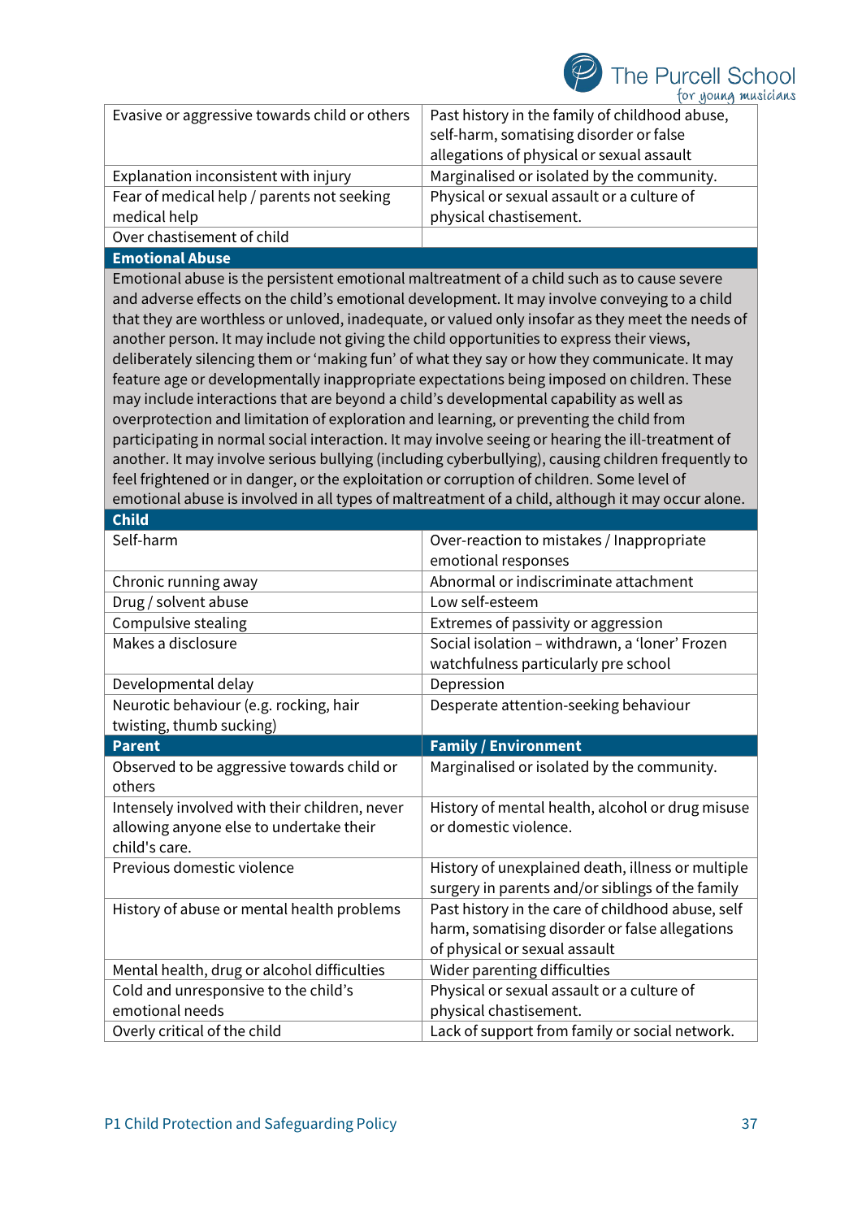| | |
|---|---|
| Evasive or aggressive towards child or others | Past history in the family of childhood abuse, self-harm, somatising disorder or false allegations of physical or sexual assault |
| Explanation inconsistent with injury | Marginalised or isolated by the community. |
| Fear of medical help / parents not seeking medical help | Physical or sexual assault or a culture of physical chastisement. |
| Over chastisement of child | |

**Emotional Abuse**

Emotional abuse is the persistent emotional maltreatment of a child such as to cause severe and adverse effects on the child's emotional development. It may involve conveying to a child that they are worthless or unloved, inadequate, or valued only insofar as they meet the needs of another person. It may include not giving the child opportunities to express their views, deliberately silencing them or 'making fun' of what they say or how they communicate. It may feature age or developmentally inappropriate expectations being imposed on children. These may include interactions that are beyond a child's developmental capability as well as overprotection and limitation of exploration and learning, or preventing the child from participating in normal social interaction. It may involve seeing or hearing the ill-treatment of another. It may involve serious bullying (including cyberbullying), causing children frequently to feel frightened or in danger, or the exploitation or corruption of children. Some level of emotional abuse is involved in all types of maltreatment of a child, although it may occur alone.

| **Child** | |
|---|---|
| Self-harm | Over-reaction to mistakes / Inappropriate emotional responses |
| Chronic running away | Abnormal or indiscriminate attachment |
| Drug / solvent abuse | Low self-esteem |
| Compulsive stealing | Extremes of passivity or aggression |
| Makes a disclosure | Social isolation – withdrawn, a 'loner' Frozen watchfulness particularly pre school |
| Developmental delay | Depression |
| Neurotic behaviour (e.g. rocking, hair twisting, thumb sucking) | Desperate attention-seeking behaviour |

| **Parent** | **Family / Environment** |
|---|---|
| Observed to be aggressive towards child or others | Marginalised or isolated by the community. |
| Intensely involved with their children, never allowing anyone else to undertake their child's care. | History of mental health, alcohol or drug misuse or domestic violence. |
| Previous domestic violence | History of unexplained death, illness or multiple surgery in parents and/or siblings of the family |
| History of abuse or mental health problems | Past history in the care of childhood abuse, self harm, somatising disorder or false allegations of physical or sexual assault |
| Mental health, drug or alcohol difficulties | Wider parenting difficulties |
| Cold and unresponsive to the child's emotional needs | Physical or sexual assault or a culture of physical chastisement. |
| Overly critical of the child | Lack of support from family or social network. |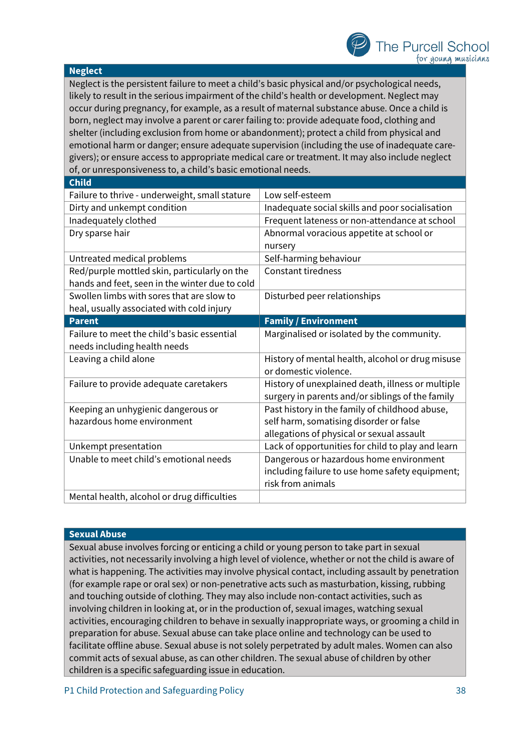## Neglect

Neglect is the persistent failure to meet a child's basic physical and/or psychological needs, likely to result in the serious impairment of the child's health or development. Neglect may occur during pregnancy, for example, as a result of maternal substance abuse. Once a child is born, neglect may involve a parent or carer failing to: provide adequate food, clothing and shelter (including exclusion from home or abandonment); protect a child from physical and emotional harm or danger; ensure adequate supervision (including the use of inadequate care-givers); or ensure access to appropriate medical care or treatment. It may also include neglect of, or unresponsiveness to, a child's basic emotional needs.

| **Child** | |
|---|---|
| Failure to thrive - underweight, small stature | Low self-esteem |
| Dirty and unkempt condition | Inadequate social skills and poor socialisation |
| Inadequately clothed | Frequent lateness or non-attendance at school |
| Dry sparse hair | Abnormal voracious appetite at school or nursery |
| Untreated medical problems | Self-harming behaviour |
| Red/purple mottled skin, particularly on the hands and feet, seen in the winter due to cold | Constant tiredness |
| Swollen limbs with sores that are slow to heal, usually associated with cold injury | Disturbed peer relationships |
| **Parent** | **Family / Environment** |
| Failure to meet the child's basic essential needs including health needs | Marginalised or isolated by the community. |
| Leaving a child alone | History of mental health, alcohol or drug misuse or domestic violence. |
| Failure to provide adequate caretakers | History of unexplained death, illness or multiple surgery in parents and/or siblings of the family |
| Keeping an unhygienic dangerous or hazardous home environment | Past history in the family of childhood abuse, self harm, somatising disorder or false allegations of physical or sexual assault |
| Unkempt presentation | Lack of opportunities for child to play and learn |
| Unable to meet child's emotional needs | Dangerous or hazardous home environment including failure to use home safety equipment; risk from animals |
| Mental health, alcohol or drug difficulties | |

## Sexual Abuse

Sexual abuse involves forcing or enticing a child or young person to take part in sexual activities, not necessarily involving a high level of violence, whether or not the child is aware of what is happening. The activities may involve physical contact, including assault by penetration (for example rape or oral sex) or non-penetrative acts such as masturbation, kissing, rubbing and touching outside of clothing. They may also include non-contact activities, such as involving children in looking at, or in the production of, sexual images, watching sexual activities, encouraging children to behave in sexually inappropriate ways, or grooming a child in preparation for abuse. Sexual abuse can take place online and technology can be used to facilitate offline abuse. Sexual abuse is not solely perpetrated by adult males. Women can also commit acts of sexual abuse, as can other children. The sexual abuse of children by other children is a specific safeguarding issue in education.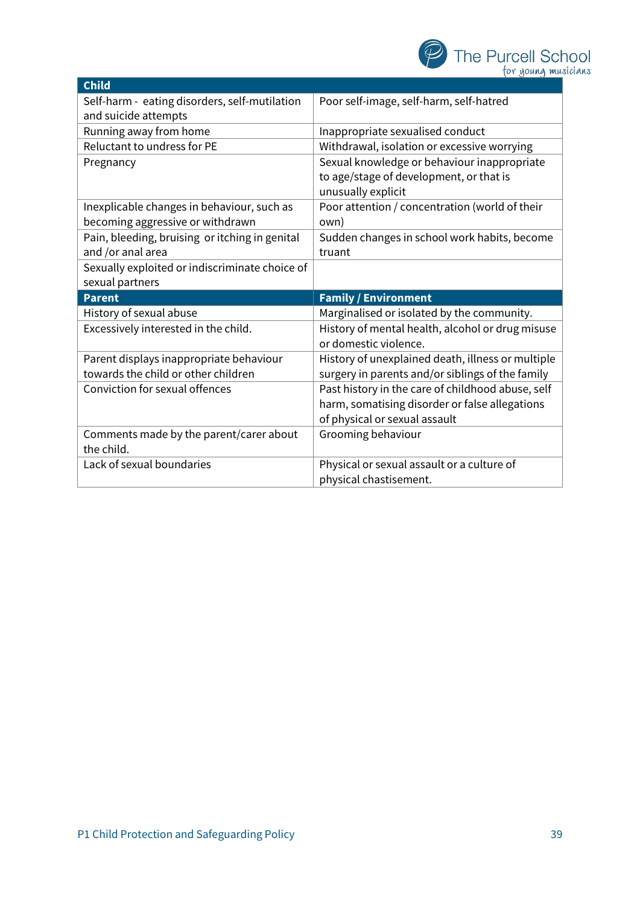| Child | |
|---|---|
| Self-harm - eating disorders, self-mutilation and suicide attempts | Poor self-image, self-harm, self-hatred |
| Running away from home | Inappropriate sexualised conduct |
| Reluctant to undress for PE | Withdrawal, isolation or excessive worrying |
| Pregnancy | Sexual knowledge or behaviour inappropriate to age/stage of development, or that is unusually explicit |
| Inexplicable changes in behaviour, such as becoming aggressive or withdrawn | Poor attention / concentration (world of their own) |
| Pain, bleeding, bruising or itching in genital and /or anal area | Sudden changes in school work habits, become truant |
| Sexually exploited or indiscriminate choice of sexual partners | |
| **Parent** | **Family / Environment** |
| History of sexual abuse | Marginalised or isolated by the community. |
| Excessively interested in the child. | History of mental health, alcohol or drug misuse or domestic violence. |
| Parent displays inappropriate behaviour towards the child or other children | History of unexplained death, illness or multiple surgery in parents and/or siblings of the family |
| Conviction for sexual offences | Past history in the care of childhood abuse, self harm, somatising disorder or false allegations of physical or sexual assault |
| Comments made by the parent/carer about the child. | Grooming behaviour |
| Lack of sexual boundaries | Physical or sexual assault or a culture of physical chastisement. |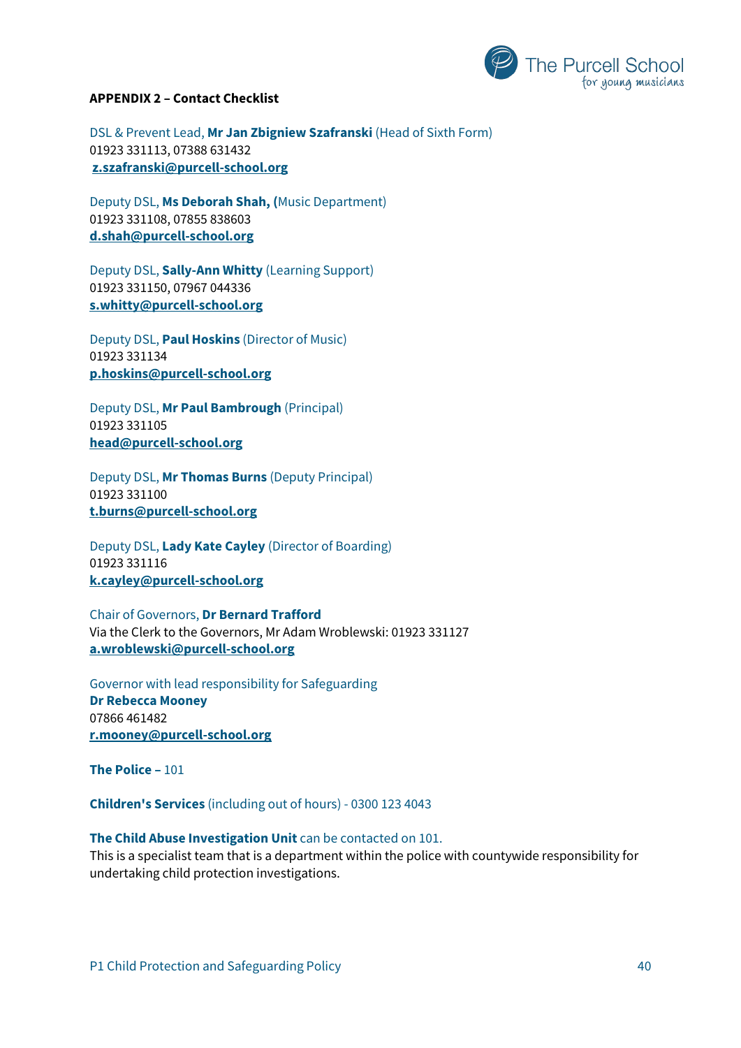**APPENDIX 2 – Contact Checklist**

DSL & Prevent Lead, **Mr Jan Zbigniew Szafranski** (Head of Sixth Form)
01923 331113, 07388 631432
**z.szafranski@purcell-school.org**

Deputy DSL, **Ms Deborah Shah, (**Music Department)
01923 331108, 07855 838603
**d.shah@purcell-school.org**

Deputy DSL, **Sally-Ann Whitty** (Learning Support)
01923 331150, 07967 044336
**s.whitty@purcell-school.org**

Deputy DSL, **Paul Hoskins** (Director of Music)
01923 331134
**p.hoskins@purcell-school.org**

Deputy DSL, **Mr Paul Bambrough** (Principal)
01923 331105
**head@purcell-school.org**

Deputy DSL, **Mr Thomas Burns** (Deputy Principal)
01923 331100
**t.burns@purcell-school.org**

Deputy DSL, **Lady Kate Cayley** (Director of Boarding)
01923 331116
**k.cayley@purcell-school.org**

Chair of Governors, **Dr Bernard Trafford**
Via the Clerk to the Governors, Mr Adam Wroblewski: 01923 331127
**a.wroblewski@purcell-school.org**

Governor with lead responsibility for Safeguarding
**Dr Rebecca Mooney**
07866 461482
**r.mooney@purcell-school.org**

**The Police –** 101

**Children's Services** (including out of hours) - 0300 123 4043

**The Child Abuse Investigation Unit** can be contacted on 101.
This is a specialist team that is a department within the police with countywide responsibility for undertaking child protection investigations.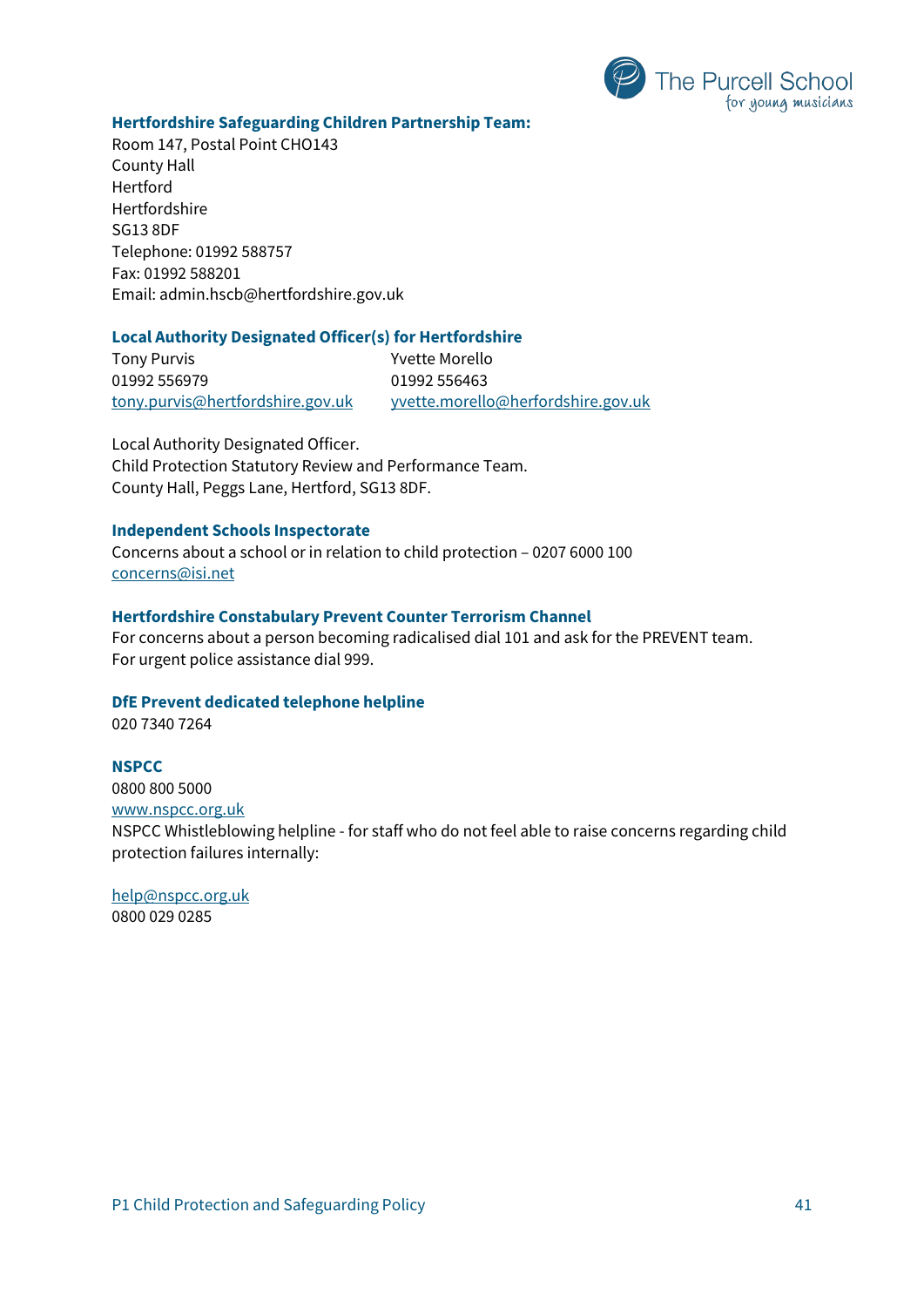**Hertfordshire Safeguarding Children Partnership Team:**
Room 147, Postal Point CHO143
County Hall
Hertford
Hertfordshire
SG13 8DF
Telephone: 01992 588757
Fax: 01992 588201
Email: admin.hscb@hertfordshire.gov.uk

**Local Authority Designated Officer(s) for Hertfordshire**

| | |
|---|---|
| Tony Purvis | Yvette Morello |
| 01992 556979 | 01992 556463 |
| tony.purvis@hertfordshire.gov.uk | yvette.morello@herfordshire.gov.uk |

Local Authority Designated Officer.
Child Protection Statutory Review and Performance Team.
County Hall, Peggs Lane, Hertford, SG13 8DF.

**Independent Schools Inspectorate**
Concerns about a school or in relation to child protection – 0207 6000 100
concerns@isi.net

**Hertfordshire Constabulary Prevent Counter Terrorism Channel**
For concerns about a person becoming radicalised dial 101 and ask for the PREVENT team.
For urgent police assistance dial 999.

**DfE Prevent dedicated telephone helpline**
020 7340 7264

**NSPCC**
0800 800 5000
www.nspcc.org.uk
NSPCC Whistleblowing helpline - for staff who do not feel able to raise concerns regarding child protection failures internally:

help@nspcc.org.uk
0800 029 0285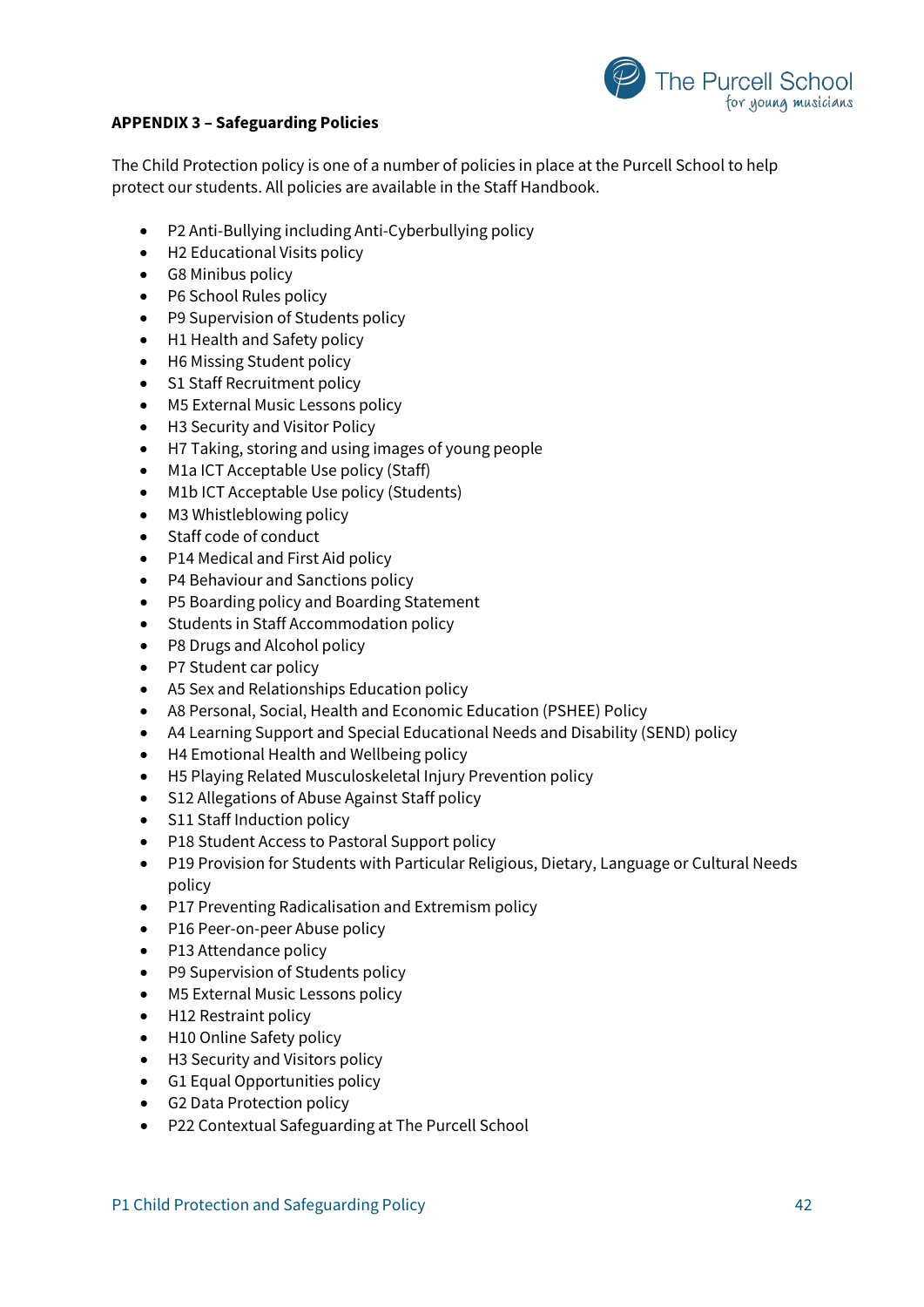**APPENDIX 3 – Safeguarding Policies**

The Child Protection policy is one of a number of policies in place at the Purcell School to help protect our students. All policies are available in the Staff Handbook.

- P2 Anti-Bullying including Anti-Cyberbullying policy
- H2 Educational Visits policy
- G8 Minibus policy
- P6 School Rules policy
- P9 Supervision of Students policy
- H1 Health and Safety policy
- H6 Missing Student policy
- S1 Staff Recruitment policy
- M5 External Music Lessons policy
- H3 Security and Visitor Policy
- H7 Taking, storing and using images of young people
- M1a ICT Acceptable Use policy (Staff)
- M1b ICT Acceptable Use policy (Students)
- M3 Whistleblowing policy
- Staff code of conduct
- P14 Medical and First Aid policy
- P4 Behaviour and Sanctions policy
- P5 Boarding policy and Boarding Statement
- Students in Staff Accommodation policy
- P8 Drugs and Alcohol policy
- P7 Student car policy
- A5 Sex and Relationships Education policy
- A8 Personal, Social, Health and Economic Education (PSHEE) Policy
- A4 Learning Support and Special Educational Needs and Disability (SEND) policy
- H4 Emotional Health and Wellbeing policy
- H5 Playing Related Musculoskeletal Injury Prevention policy
- S12 Allegations of Abuse Against Staff policy
- S11 Staff Induction policy
- P18 Student Access to Pastoral Support policy
- P19 Provision for Students with Particular Religious, Dietary, Language or Cultural Needs policy
- P17 Preventing Radicalisation and Extremism policy
- P16 Peer-on-peer Abuse policy
- P13 Attendance policy
- P9 Supervision of Students policy
- M5 External Music Lessons policy
- H12 Restraint policy
- H10 Online Safety policy
- H3 Security and Visitors policy
- G1 Equal Opportunities policy
- G2 Data Protection policy
- P22 Contextual Safeguarding at The Purcell School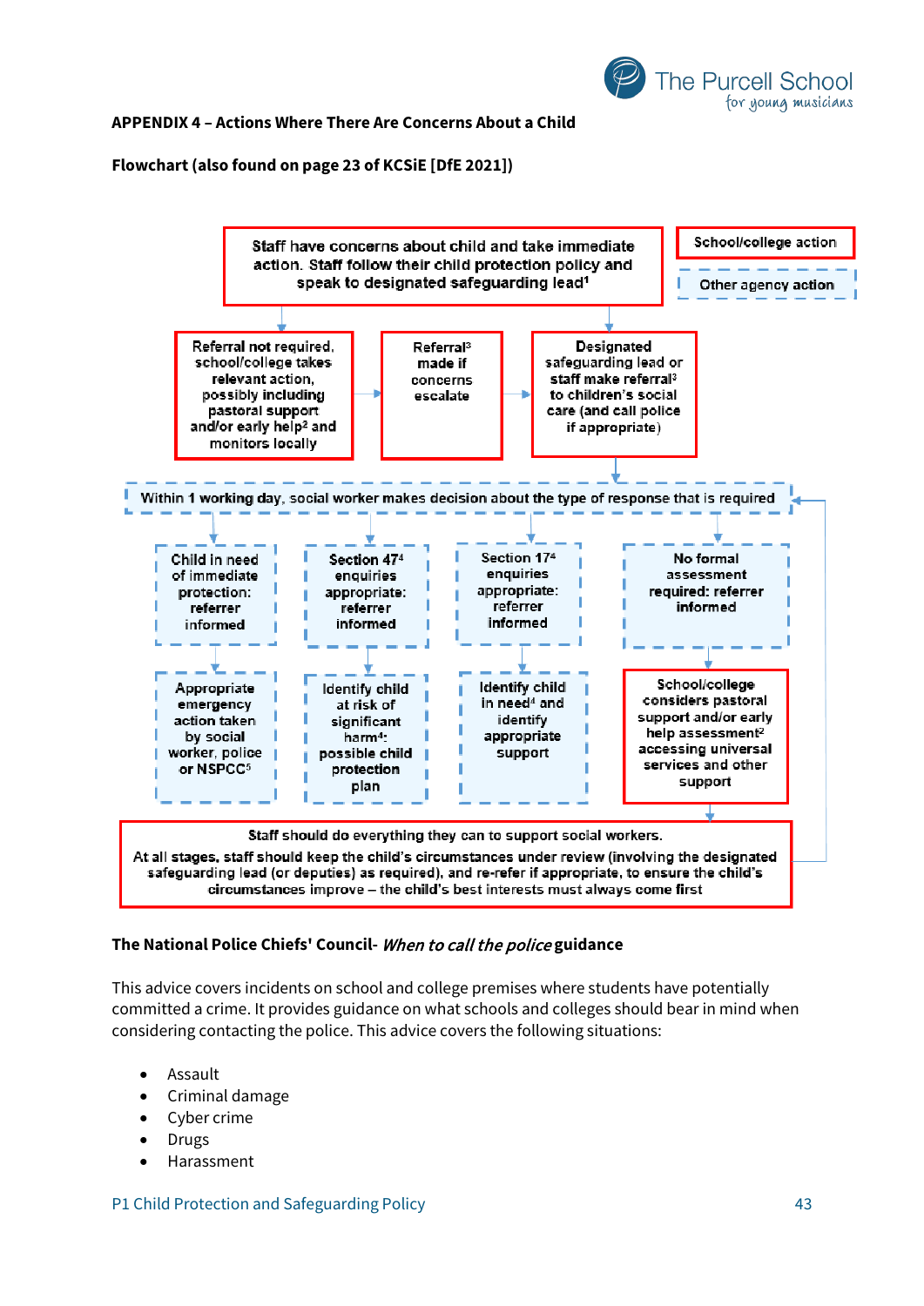**APPENDIX 4 – Actions Where There Are Concerns About a Child**

**Flowchart (also found on page 23 of KCSiE [DfE 2021])**

School/college action

Other agency action

Staff have concerns about child and take immediate action. Staff follow their child protection policy and speak to designated safeguarding lead[1]

Referral not required, school/college takes relevant action, possibly including pastoral support and/or early help[2] and monitors locally

Referral[3] made if concerns escalate

Designated safeguarding lead or staff make referral[3] to children's social care (and call police if appropriate)

Within 1 working day, social worker makes decision about the type of response that is required

Child in need of immediate protection: referrer informed

Appropriate emergency action taken by social worker, police or NSPCC[5]

Section 47[4] enquiries appropriate: referrer informed

Identify child at risk of significant harm[4]: possible child protection plan

Section 17[4] enquiries appropriate: referrer informed

Identify child in need[4] and identify appropriate support

No formal assessment required: referrer informed

School/college considers pastoral support and/or early help assessment[2] accessing universal services and other support

Staff should do everything they can to support social workers.

At all stages, staff should keep the child's circumstances under review (involving the designated safeguarding lead (or deputies) as required), and re-refer if appropriate, to ensure the child's circumstances improve – the child's best interests must always come first

**The National Police Chiefs' Council-** ***When to call the police*** **guidance**

This advice covers incidents on school and college premises where students have potentially committed a crime. It provides guidance on what schools and colleges should bear in mind when considering contacting the police. This advice covers the following situations:

- Assault
- Criminal damage
- Cyber crime
- Drugs
- Harassment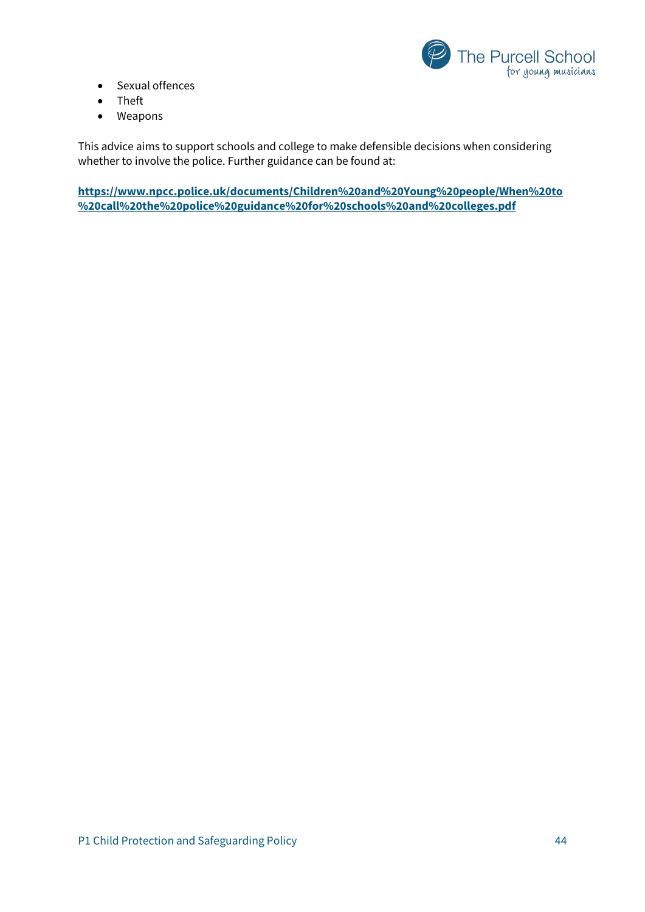- Sexual offences
- Theft
- Weapons

This advice aims to support schools and college to make defensible decisions when considering whether to involve the police. Further guidance can be found at:

**https://www.npcc.police.uk/documents/Children%20and%20Young%20people/When%20to%20call%20the%20police%20guidance%20for%20schools%20and%20colleges.pdf**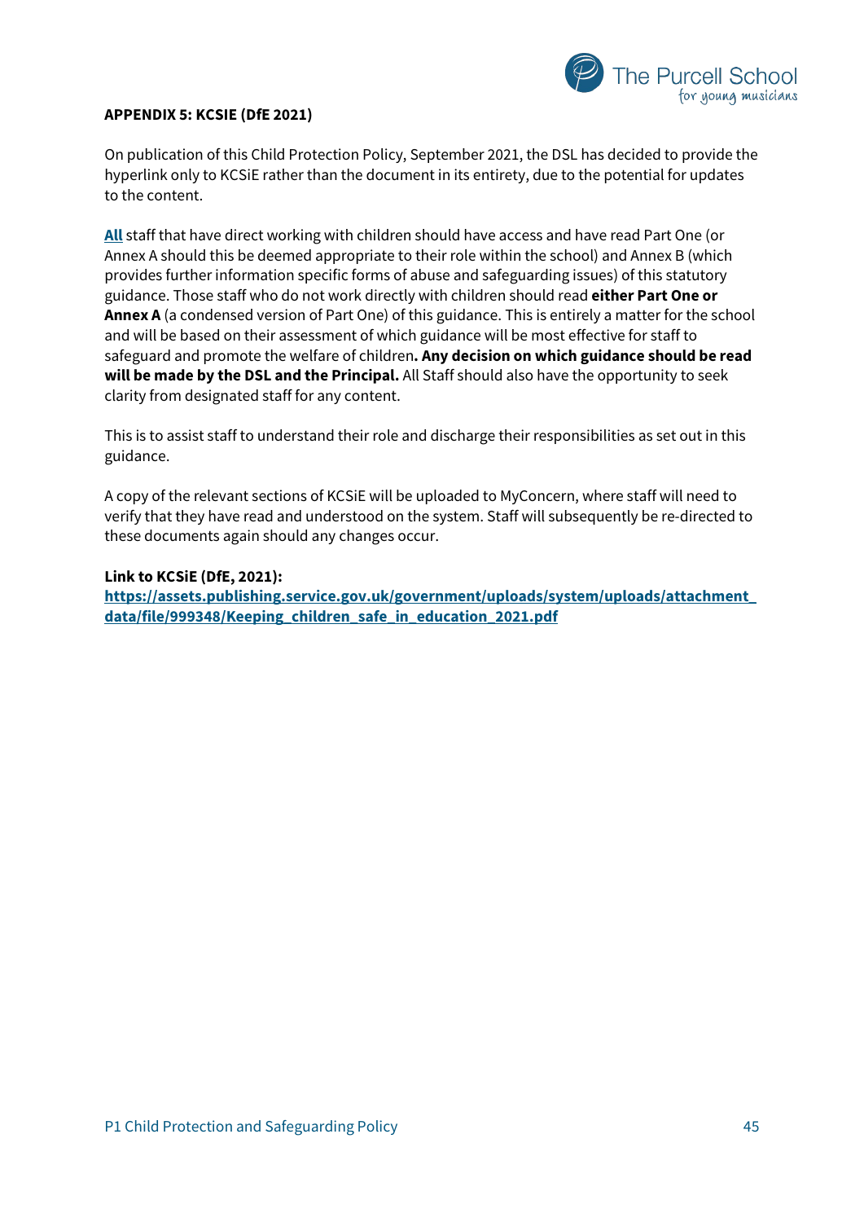**APPENDIX 5: KCSIE (DfE 2021)**

On publication of this Child Protection Policy, September 2021, the DSL has decided to provide the hyperlink only to KCSiE rather than the document in its entirety, due to the potential for updates to the content.

**All** staff that have direct working with children should have access and have read Part One (or Annex A should this be deemed appropriate to their role within the school) and Annex B (which provides further information specific forms of abuse and safeguarding issues) of this statutory guidance. Those staff who do not work directly with children should read **either Part One or Annex A** (a condensed version of Part One) of this guidance. This is entirely a matter for the school and will be based on their assessment of which guidance will be most effective for staff to safeguard and promote the welfare of children**. Any decision on which guidance should be read will be made by the DSL and the Principal.** All Staff should also have the opportunity to seek clarity from designated staff for any content.

This is to assist staff to understand their role and discharge their responsibilities as set out in this guidance.

A copy of the relevant sections of KCSiE will be uploaded to MyConcern, where staff will need to verify that they have read and understood on the system. Staff will subsequently be re-directed to these documents again should any changes occur.

**Link to KCSiE (DfE, 2021):**
**https://assets.publishing.service.gov.uk/government/uploads/system/uploads/attachment_data/file/999348/Keeping_children_safe_in_education_2021.pdf**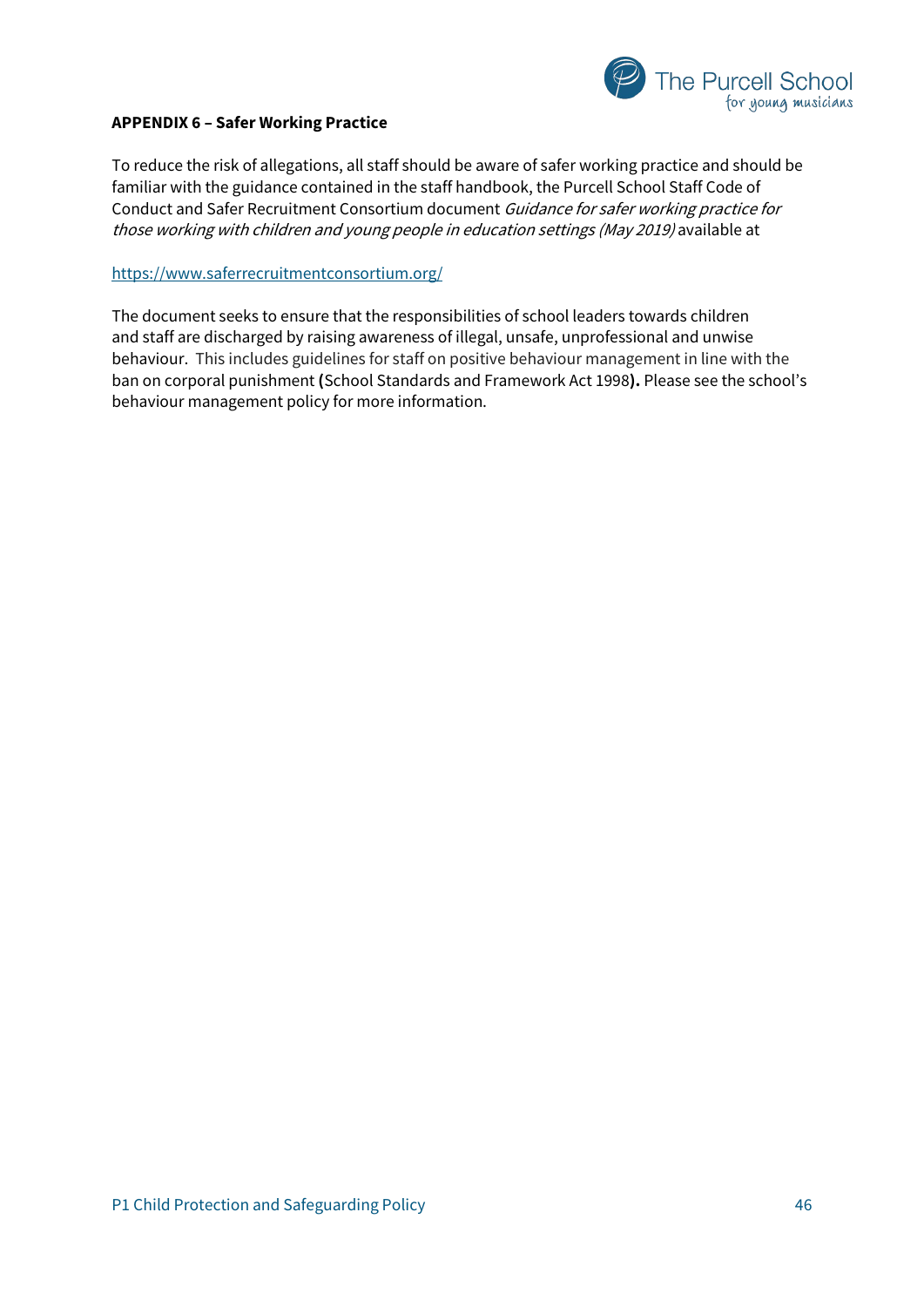**APPENDIX 6 – Safer Working Practice**

To reduce the risk of allegations, all staff should be aware of safer working practice and should be familiar with the guidance contained in the staff handbook, the Purcell School Staff Code of Conduct and Safer Recruitment Consortium document *Guidance for safer working practice for those working with children and young people in education settings (May 2019)* available at

https://www.saferrecruitmentconsortium.org/

The document seeks to ensure that the responsibilities of school leaders towards children and staff are discharged by raising awareness of illegal, unsafe, unprofessional and unwise behaviour. This includes guidelines for staff on positive behaviour management in line with the ban on corporal punishment **(**School Standards and Framework Act 1998**).** Please see the school's behaviour management policy for more information.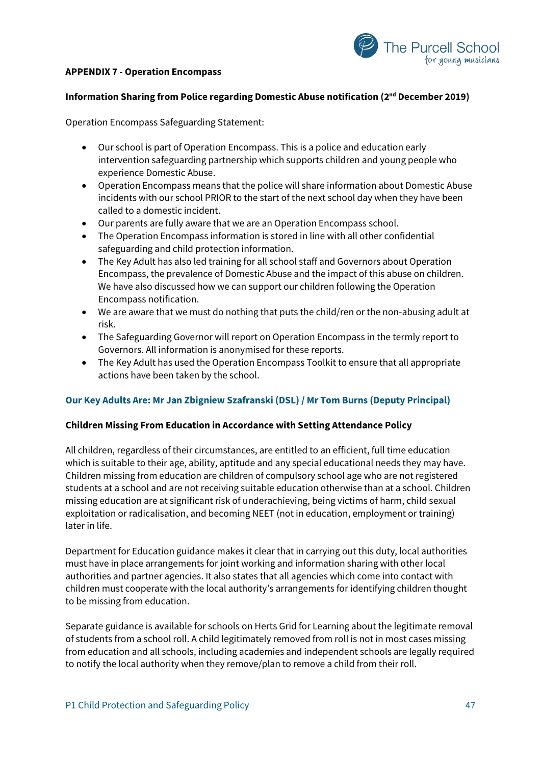**APPENDIX 7 - Operation Encompass**

**Information Sharing from Police regarding Domestic Abuse notification (2nd December 2019)**

Operation Encompass Safeguarding Statement:

- Our school is part of Operation Encompass. This is a police and education early intervention safeguarding partnership which supports children and young people who experience Domestic Abuse.
- Operation Encompass means that the police will share information about Domestic Abuse incidents with our school PRIOR to the start of the next school day when they have been called to a domestic incident.
- Our parents are fully aware that we are an Operation Encompass school.
- The Operation Encompass information is stored in line with all other confidential safeguarding and child protection information.
- The Key Adult has also led training for all school staff and Governors about Operation Encompass, the prevalence of Domestic Abuse and the impact of this abuse on children. We have also discussed how we can support our children following the Operation Encompass notification.
- We are aware that we must do nothing that puts the child/ren or the non-abusing adult at risk.
- The Safeguarding Governor will report on Operation Encompass in the termly report to Governors. All information is anonymised for these reports.
- The Key Adult has used the Operation Encompass Toolkit to ensure that all appropriate actions have been taken by the school.

**Our Key Adults Are: Mr Jan Zbigniew Szafranski (DSL) / Mr Tom Burns (Deputy Principal)**

**Children Missing From Education in Accordance with Setting Attendance Policy**

All children, regardless of their circumstances, are entitled to an efficient, full time education which is suitable to their age, ability, aptitude and any special educational needs they may have. Children missing from education are children of compulsory school age who are not registered students at a school and are not receiving suitable education otherwise than at a school. Children missing education are at significant risk of underachieving, being victims of harm, child sexual exploitation or radicalisation, and becoming NEET (not in education, employment or training) later in life.

Department for Education guidance makes it clear that in carrying out this duty, local authorities must have in place arrangements for joint working and information sharing with other local authorities and partner agencies. It also states that all agencies which come into contact with children must cooperate with the local authority's arrangements for identifying children thought to be missing from education.

Separate guidance is available for schools on Herts Grid for Learning about the legitimate removal of students from a school roll. A child legitimately removed from roll is not in most cases missing from education and all schools, including academies and independent schools are legally required to notify the local authority when they remove/plan to remove a child from their roll.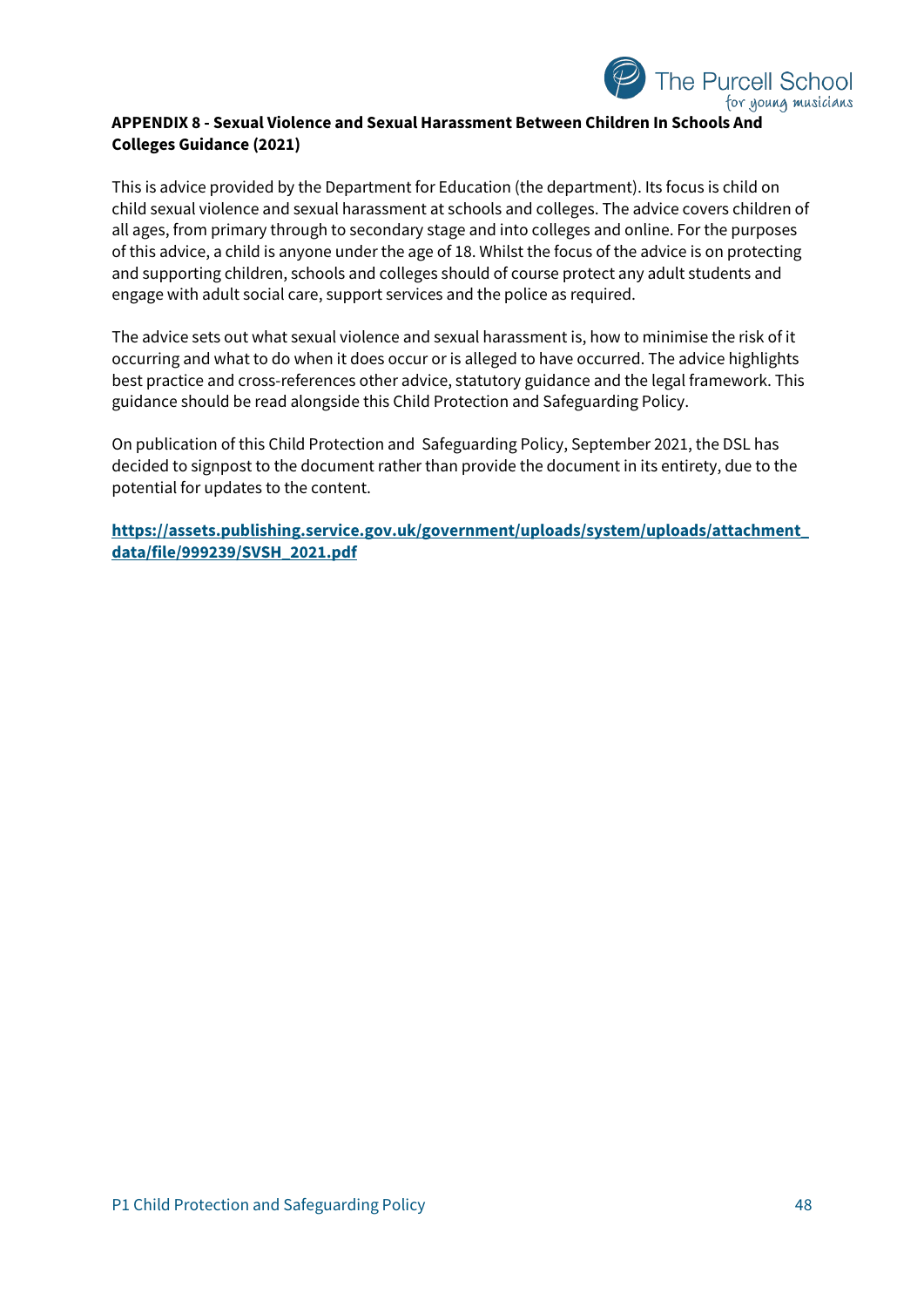**APPENDIX 8 - Sexual Violence and Sexual Harassment Between Children In Schools And Colleges Guidance (2021)**

This is advice provided by the Department for Education (the department). Its focus is child on child sexual violence and sexual harassment at schools and colleges. The advice covers children of all ages, from primary through to secondary stage and into colleges and online. For the purposes of this advice, a child is anyone under the age of 18. Whilst the focus of the advice is on protecting and supporting children, schools and colleges should of course protect any adult students and engage with adult social care, support services and the police as required.

The advice sets out what sexual violence and sexual harassment is, how to minimise the risk of it occurring and what to do when it does occur or is alleged to have occurred. The advice highlights best practice and cross-references other advice, statutory guidance and the legal framework. This guidance should be read alongside this Child Protection and Safeguarding Policy.

On publication of this Child Protection and Safeguarding Policy, September 2021, the DSL has decided to signpost to the document rather than provide the document in its entirety, due to the potential for updates to the content.

**https://assets.publishing.service.gov.uk/government/uploads/system/uploads/attachment_data/file/999239/SVSH_2021.pdf**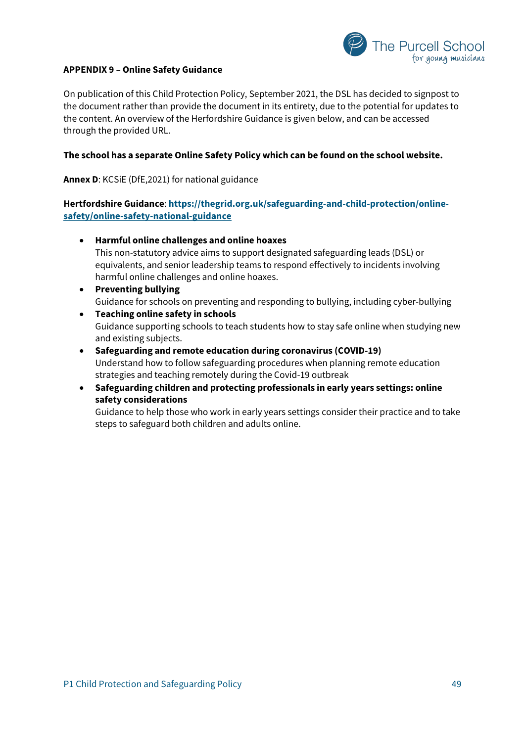**APPENDIX 9 – Online Safety Guidance**

On publication of this Child Protection Policy, September 2021, the DSL has decided to signpost to the document rather than provide the document in its entirety, due to the potential for updates to the content. An overview of the Herfordshire Guidance is given below, and can be accessed through the provided URL.

**The school has a separate Online Safety Policy which can be found on the school website.**

**Annex D**: KCSiE (DfE,2021) for national guidance

**Hertfordshire Guidance**: **https://thegrid.org.uk/safeguarding-and-child-protection/online-safety/online-safety-national-guidance**

- **Harmful online challenges and online hoaxes**
  This non-statutory advice aims to support designated safeguarding leads (DSL) or equivalents, and senior leadership teams to respond effectively to incidents involving harmful online challenges and online hoaxes.
- **Preventing bullying**
  Guidance for schools on preventing and responding to bullying, including cyber-bullying
- **Teaching online safety in schools**
  Guidance supporting schools to teach students how to stay safe online when studying new and existing subjects.
- **Safeguarding and remote education during coronavirus (COVID-19)**
  Understand how to follow safeguarding procedures when planning remote education strategies and teaching remotely during the Covid-19 outbreak
- **Safeguarding children and protecting professionals in early years settings: online safety considerations**
  Guidance to help those who work in early years settings consider their practice and to take steps to safeguard both children and adults online.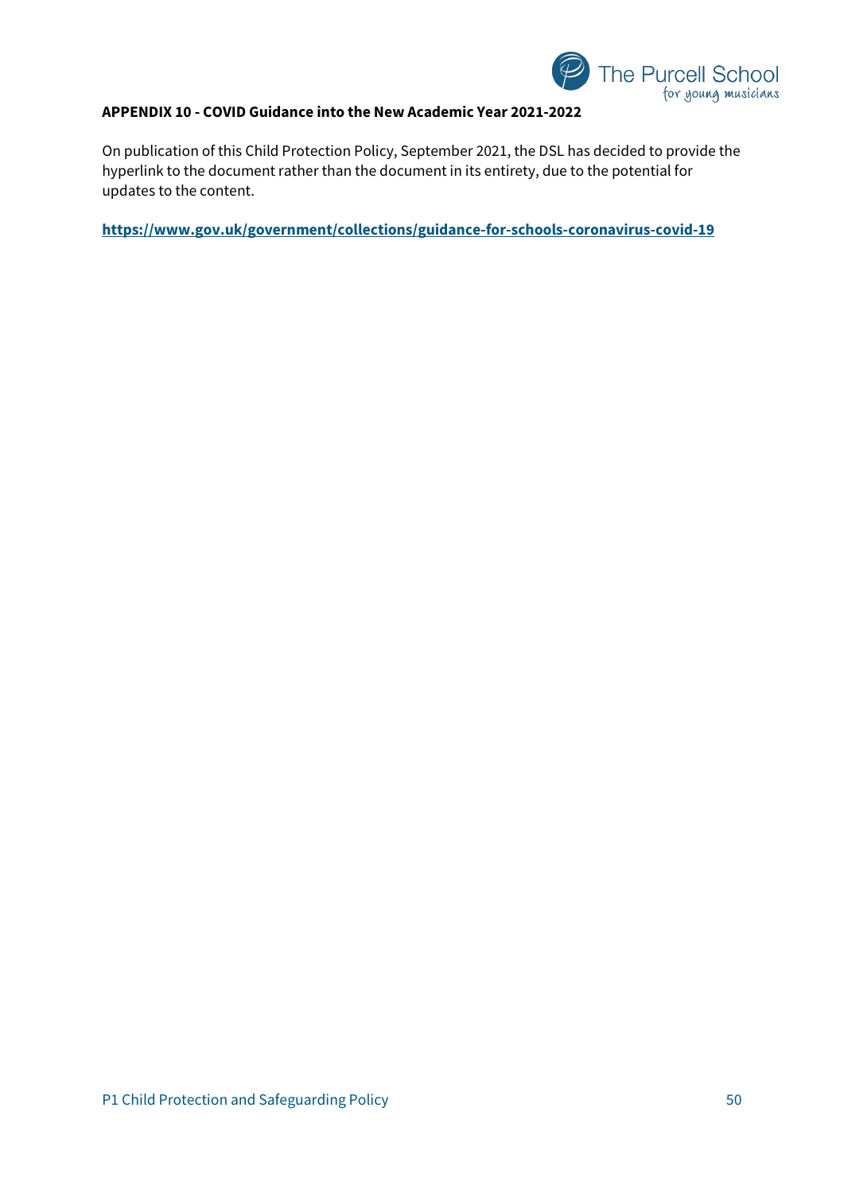**APPENDIX 10 - COVID Guidance into the New Academic Year 2021-2022**

On publication of this Child Protection Policy, September 2021, the DSL has decided to provide the hyperlink to the document rather than the document in its entirety, due to the potential for updates to the content.

**https://www.gov.uk/government/collections/guidance-for-schools-coronavirus-covid-19**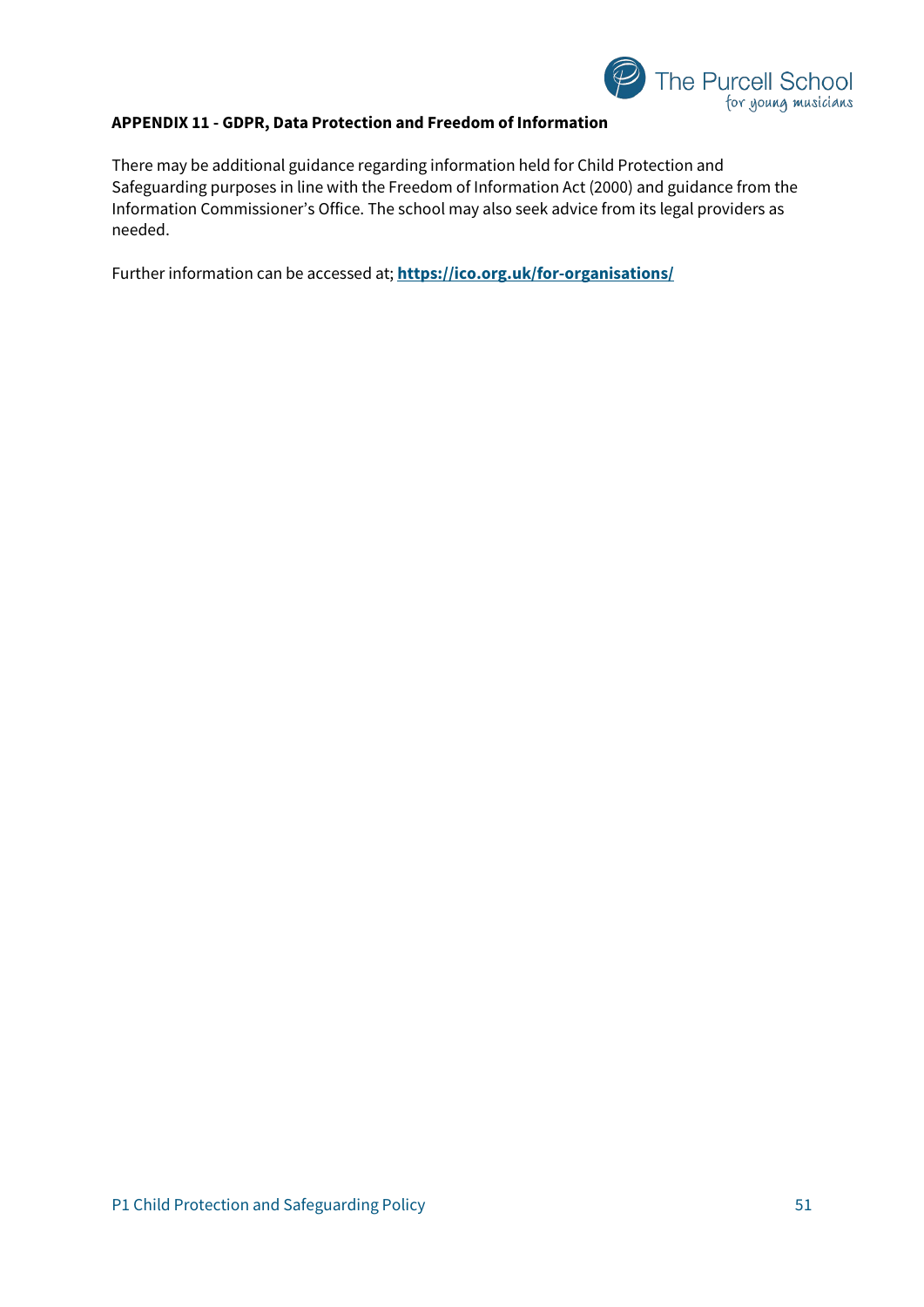**APPENDIX 11 - GDPR, Data Protection and Freedom of Information**

There may be additional guidance regarding information held for Child Protection and Safeguarding purposes in line with the Freedom of Information Act (2000) and guidance from the Information Commissioner's Office. The school may also seek advice from its legal providers as needed.

Further information can be accessed at; **https://ico.org.uk/for-organisations/**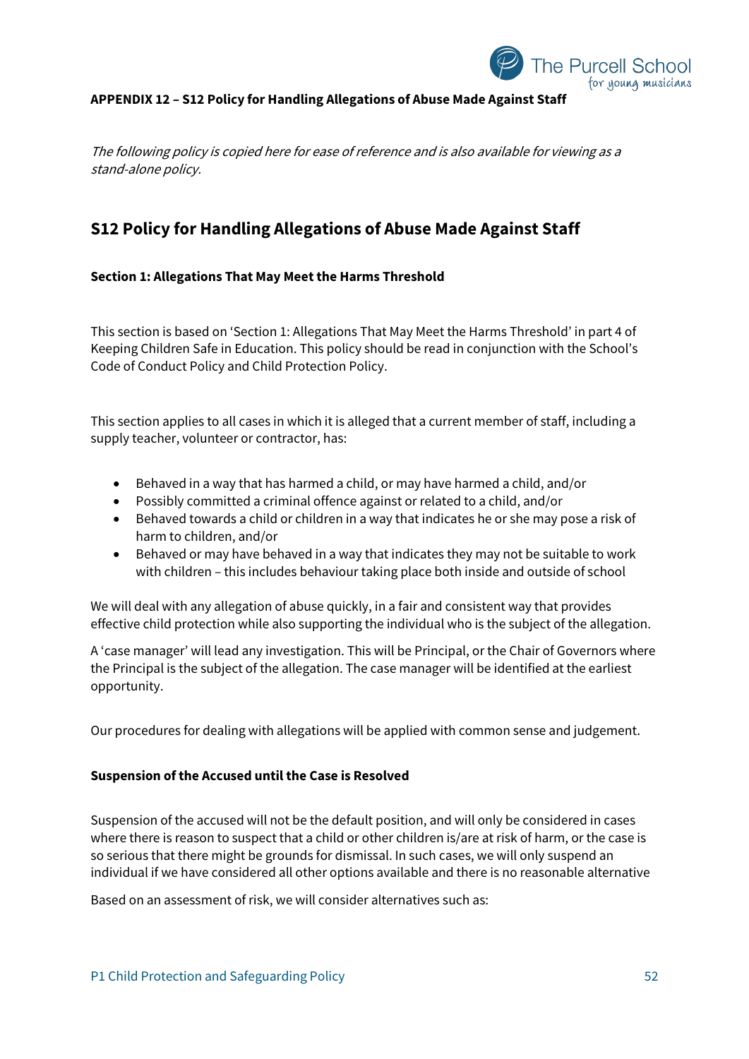**APPENDIX 12 – S12 Policy for Handling Allegations of Abuse Made Against Staff**

*The following policy is copied here for ease of reference and is also available for viewing as a stand-alone policy.*

## S12 Policy for Handling Allegations of Abuse Made Against Staff

### Section 1: Allegations That May Meet the Harms Threshold

This section is based on 'Section 1: Allegations That May Meet the Harms Threshold' in part 4 of Keeping Children Safe in Education. This policy should be read in conjunction with the School's Code of Conduct Policy and Child Protection Policy.

This section applies to all cases in which it is alleged that a current member of staff, including a supply teacher, volunteer or contractor, has:

- Behaved in a way that has harmed a child, or may have harmed a child, and/or
- Possibly committed a criminal offence against or related to a child, and/or
- Behaved towards a child or children in a way that indicates he or she may pose a risk of harm to children, and/or
- Behaved or may have behaved in a way that indicates they may not be suitable to work with children – this includes behaviour taking place both inside and outside of school

We will deal with any allegation of abuse quickly, in a fair and consistent way that provides effective child protection while also supporting the individual who is the subject of the allegation.

A 'case manager' will lead any investigation. This will be Principal, or the Chair of Governors where the Principal is the subject of the allegation. The case manager will be identified at the earliest opportunity.

Our procedures for dealing with allegations will be applied with common sense and judgement.

### Suspension of the Accused until the Case is Resolved

Suspension of the accused will not be the default position, and will only be considered in cases where there is reason to suspect that a child or other children is/are at risk of harm, or the case is so serious that there might be grounds for dismissal. In such cases, we will only suspend an individual if we have considered all other options available and there is no reasonable alternative

Based on an assessment of risk, we will consider alternatives such as: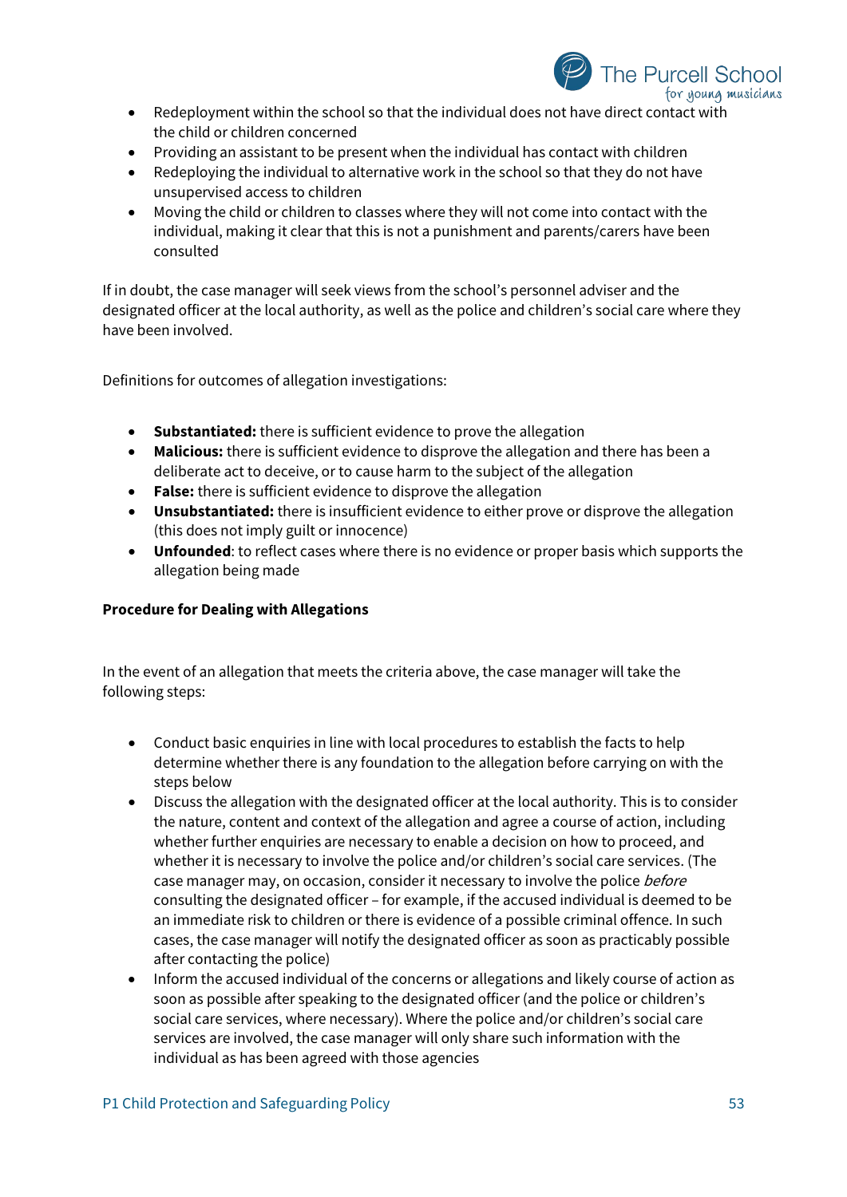- Redeployment within the school so that the individual does not have direct contact with the child or children concerned
- Providing an assistant to be present when the individual has contact with children
- Redeploying the individual to alternative work in the school so that they do not have unsupervised access to children
- Moving the child or children to classes where they will not come into contact with the individual, making it clear that this is not a punishment and parents/carers have been consulted

If in doubt, the case manager will seek views from the school's personnel adviser and the designated officer at the local authority, as well as the police and children's social care where they have been involved.

Definitions for outcomes of allegation investigations:

- **Substantiated:** there is sufficient evidence to prove the allegation
- **Malicious:** there is sufficient evidence to disprove the allegation and there has been a deliberate act to deceive, or to cause harm to the subject of the allegation
- **False:** there is sufficient evidence to disprove the allegation
- **Unsubstantiated:** there is insufficient evidence to either prove or disprove the allegation (this does not imply guilt or innocence)
- **Unfounded**: to reflect cases where there is no evidence or proper basis which supports the allegation being made

**Procedure for Dealing with Allegations**

In the event of an allegation that meets the criteria above, the case manager will take the following steps:

- Conduct basic enquiries in line with local procedures to establish the facts to help determine whether there is any foundation to the allegation before carrying on with the steps below
- Discuss the allegation with the designated officer at the local authority. This is to consider the nature, content and context of the allegation and agree a course of action, including whether further enquiries are necessary to enable a decision on how to proceed, and whether it is necessary to involve the police and/or children's social care services. (The case manager may, on occasion, consider it necessary to involve the police *before* consulting the designated officer – for example, if the accused individual is deemed to be an immediate risk to children or there is evidence of a possible criminal offence. In such cases, the case manager will notify the designated officer as soon as practicably possible after contacting the police)
- Inform the accused individual of the concerns or allegations and likely course of action as soon as possible after speaking to the designated officer (and the police or children's social care services, where necessary). Where the police and/or children's social care services are involved, the case manager will only share such information with the individual as has been agreed with those agencies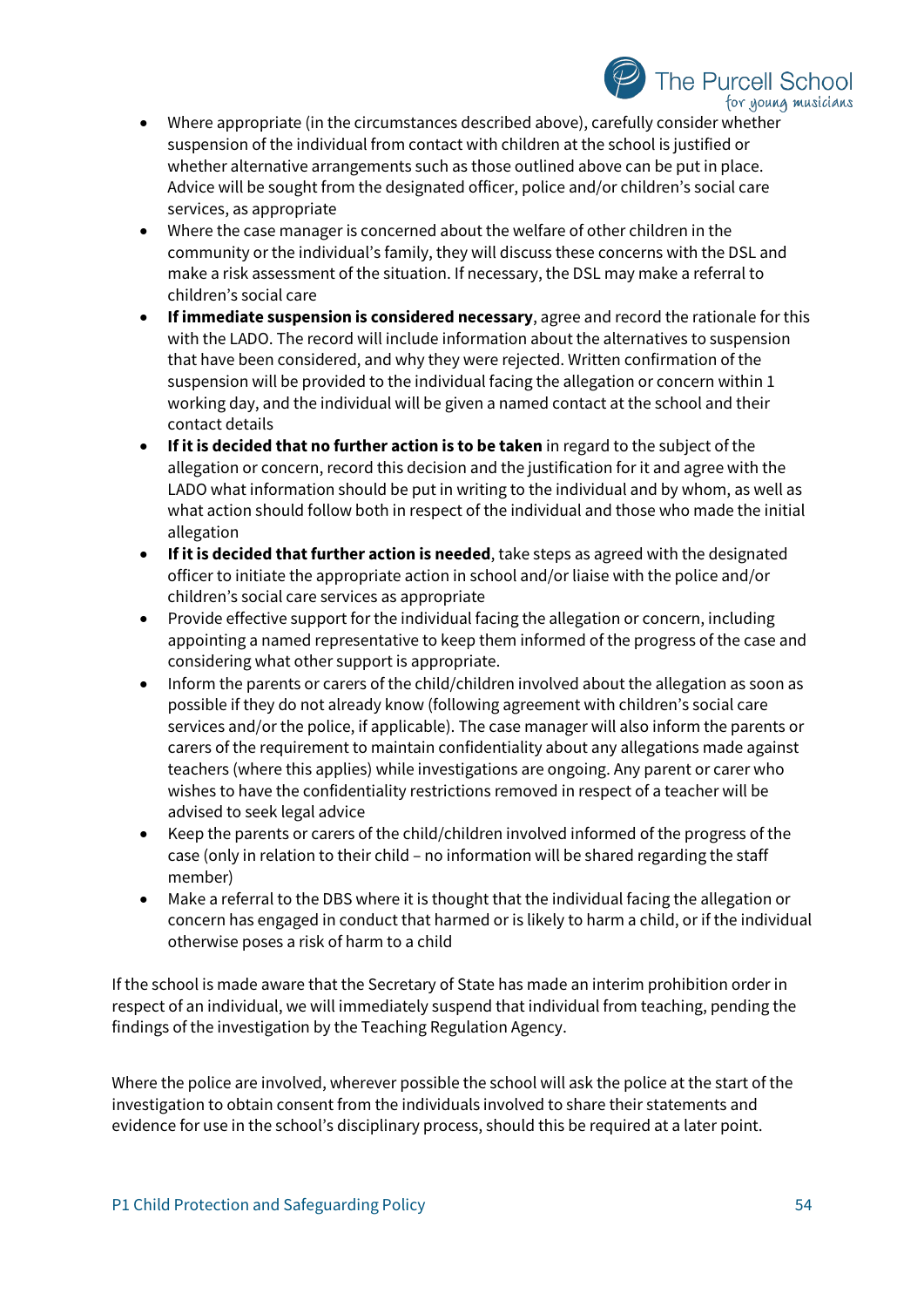- Where appropriate (in the circumstances described above), carefully consider whether suspension of the individual from contact with children at the school is justified or whether alternative arrangements such as those outlined above can be put in place. Advice will be sought from the designated officer, police and/or children's social care services, as appropriate
- Where the case manager is concerned about the welfare of other children in the community or the individual's family, they will discuss these concerns with the DSL and make a risk assessment of the situation. If necessary, the DSL may make a referral to children's social care
- **If immediate suspension is considered necessary**, agree and record the rationale for this with the LADO. The record will include information about the alternatives to suspension that have been considered, and why they were rejected. Written confirmation of the suspension will be provided to the individual facing the allegation or concern within 1 working day, and the individual will be given a named contact at the school and their contact details
- **If it is decided that no further action is to be taken** in regard to the subject of the allegation or concern, record this decision and the justification for it and agree with the LADO what information should be put in writing to the individual and by whom, as well as what action should follow both in respect of the individual and those who made the initial allegation
- **If it is decided that further action is needed**, take steps as agreed with the designated officer to initiate the appropriate action in school and/or liaise with the police and/or children's social care services as appropriate
- Provide effective support for the individual facing the allegation or concern, including appointing a named representative to keep them informed of the progress of the case and considering what other support is appropriate.
- Inform the parents or carers of the child/children involved about the allegation as soon as possible if they do not already know (following agreement with children's social care services and/or the police, if applicable). The case manager will also inform the parents or carers of the requirement to maintain confidentiality about any allegations made against teachers (where this applies) while investigations are ongoing. Any parent or carer who wishes to have the confidentiality restrictions removed in respect of a teacher will be advised to seek legal advice
- Keep the parents or carers of the child/children involved informed of the progress of the case (only in relation to their child – no information will be shared regarding the staff member)
- Make a referral to the DBS where it is thought that the individual facing the allegation or concern has engaged in conduct that harmed or is likely to harm a child, or if the individual otherwise poses a risk of harm to a child

If the school is made aware that the Secretary of State has made an interim prohibition order in respect of an individual, we will immediately suspend that individual from teaching, pending the findings of the investigation by the Teaching Regulation Agency.

Where the police are involved, wherever possible the school will ask the police at the start of the investigation to obtain consent from the individuals involved to share their statements and evidence for use in the school's disciplinary process, should this be required at a later point.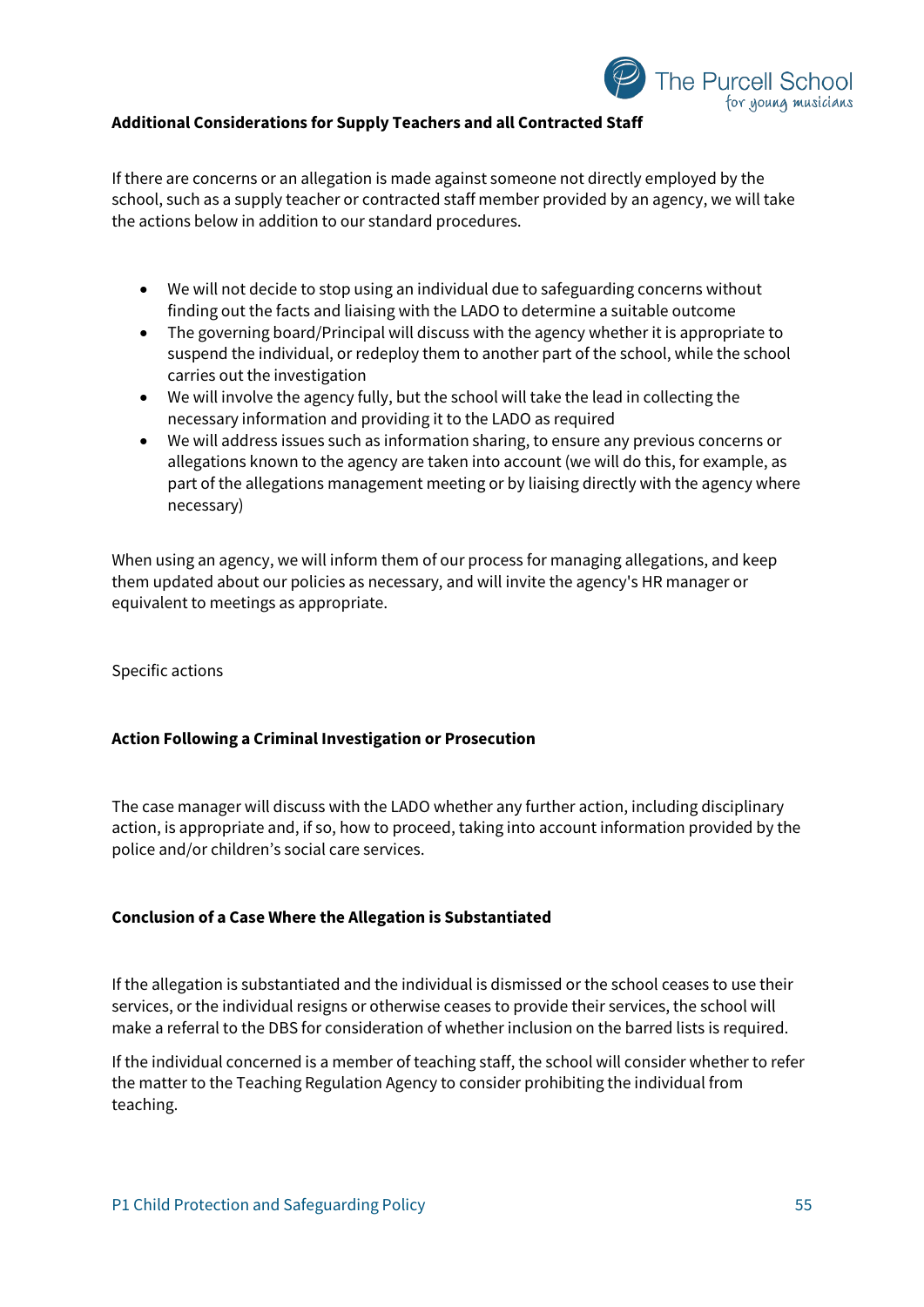**Additional Considerations for Supply Teachers and all Contracted Staff**

If there are concerns or an allegation is made against someone not directly employed by the school, such as a supply teacher or contracted staff member provided by an agency, we will take the actions below in addition to our standard procedures.

- We will not decide to stop using an individual due to safeguarding concerns without finding out the facts and liaising with the LADO to determine a suitable outcome
- The governing board/Principal will discuss with the agency whether it is appropriate to suspend the individual, or redeploy them to another part of the school, while the school carries out the investigation
- We will involve the agency fully, but the school will take the lead in collecting the necessary information and providing it to the LADO as required
- We will address issues such as information sharing, to ensure any previous concerns or allegations known to the agency are taken into account (we will do this, for example, as part of the allegations management meeting or by liaising directly with the agency where necessary)

When using an agency, we will inform them of our process for managing allegations, and keep them updated about our policies as necessary, and will invite the agency's HR manager or equivalent to meetings as appropriate.

Specific actions

**Action Following a Criminal Investigation or Prosecution**

The case manager will discuss with the LADO whether any further action, including disciplinary action, is appropriate and, if so, how to proceed, taking into account information provided by the police and/or children's social care services.

**Conclusion of a Case Where the Allegation is Substantiated**

If the allegation is substantiated and the individual is dismissed or the school ceases to use their services, or the individual resigns or otherwise ceases to provide their services, the school will make a referral to the DBS for consideration of whether inclusion on the barred lists is required.

If the individual concerned is a member of teaching staff, the school will consider whether to refer the matter to the Teaching Regulation Agency to consider prohibiting the individual from teaching.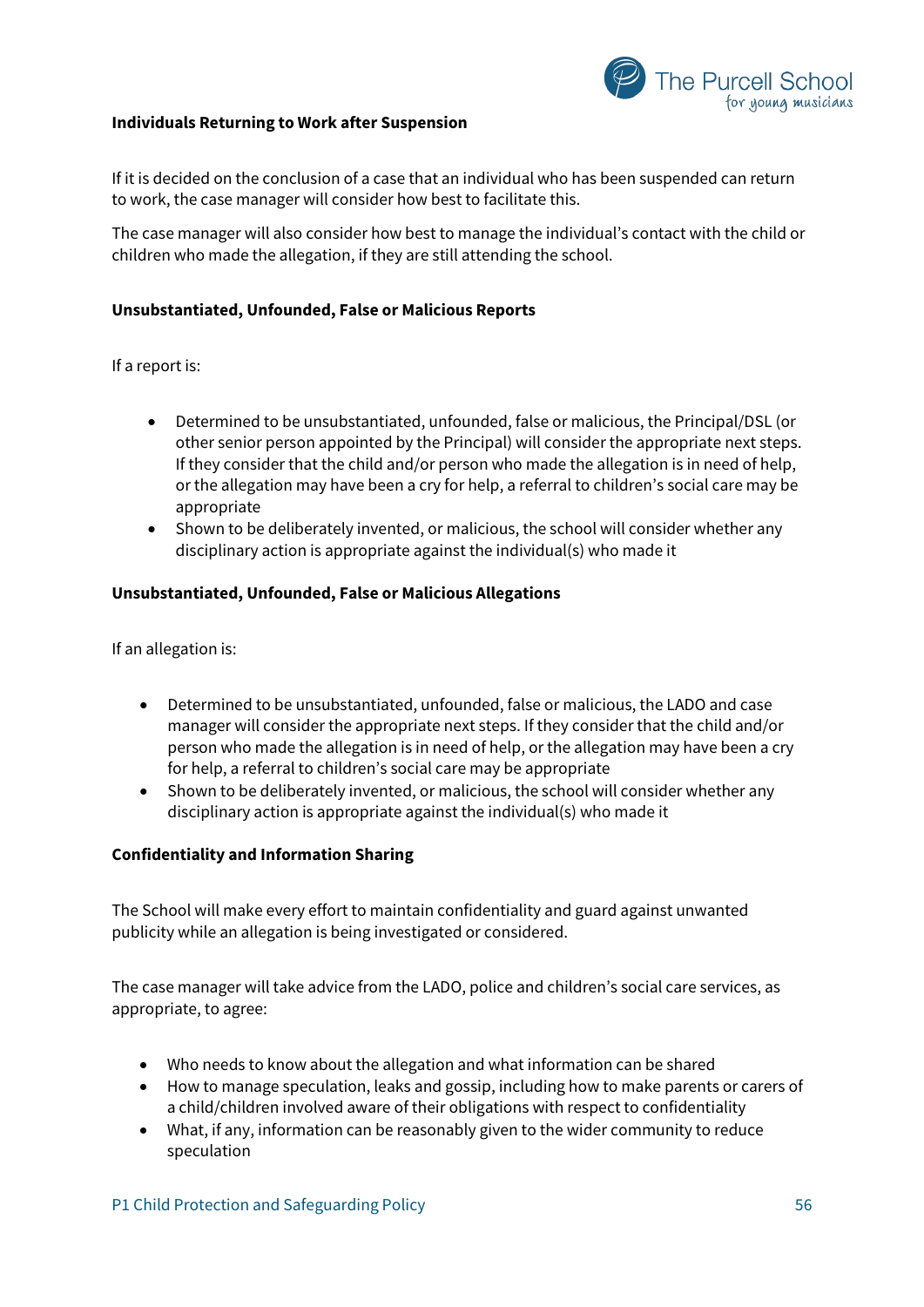**Individuals Returning to Work after Suspension**

If it is decided on the conclusion of a case that an individual who has been suspended can return to work, the case manager will consider how best to facilitate this.

The case manager will also consider how best to manage the individual's contact with the child or children who made the allegation, if they are still attending the school.

**Unsubstantiated, Unfounded, False or Malicious Reports**

If a report is:

- Determined to be unsubstantiated, unfounded, false or malicious, the Principal/DSL (or other senior person appointed by the Principal) will consider the appropriate next steps. If they consider that the child and/or person who made the allegation is in need of help, or the allegation may have been a cry for help, a referral to children's social care may be appropriate
- Shown to be deliberately invented, or malicious, the school will consider whether any disciplinary action is appropriate against the individual(s) who made it

**Unsubstantiated, Unfounded, False or Malicious Allegations**

If an allegation is:

- Determined to be unsubstantiated, unfounded, false or malicious, the LADO and case manager will consider the appropriate next steps. If they consider that the child and/or person who made the allegation is in need of help, or the allegation may have been a cry for help, a referral to children's social care may be appropriate
- Shown to be deliberately invented, or malicious, the school will consider whether any disciplinary action is appropriate against the individual(s) who made it

**Confidentiality and Information Sharing**

The School will make every effort to maintain confidentiality and guard against unwanted publicity while an allegation is being investigated or considered.

The case manager will take advice from the LADO, police and children's social care services, as appropriate, to agree:

- Who needs to know about the allegation and what information can be shared
- How to manage speculation, leaks and gossip, including how to make parents or carers of a child/children involved aware of their obligations with respect to confidentiality
- What, if any, information can be reasonably given to the wider community to reduce speculation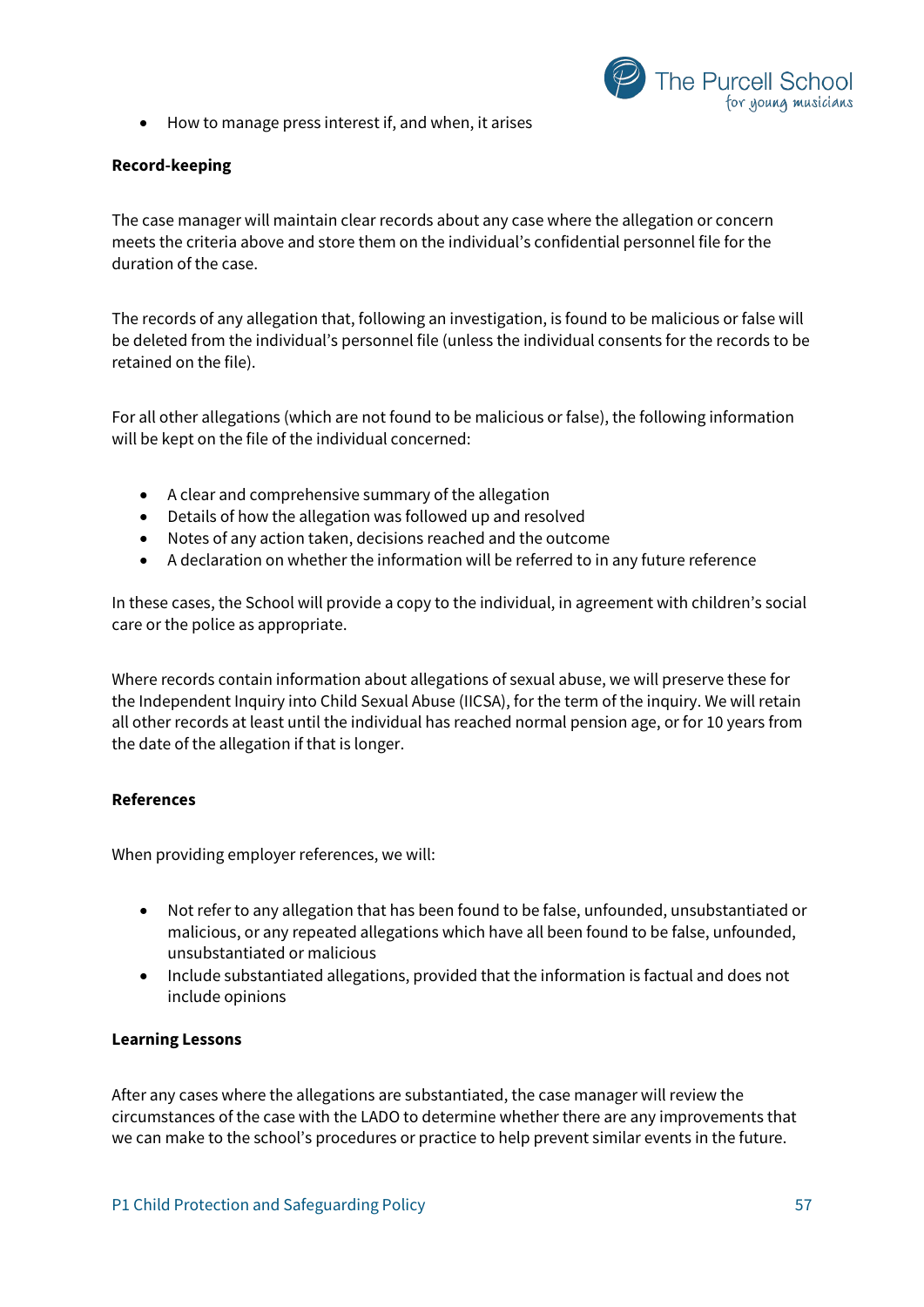- How to manage press interest if, and when, it arises

**Record-keeping**

The case manager will maintain clear records about any case where the allegation or concern meets the criteria above and store them on the individual's confidential personnel file for the duration of the case.

The records of any allegation that, following an investigation, is found to be malicious or false will be deleted from the individual's personnel file (unless the individual consents for the records to be retained on the file).

For all other allegations (which are not found to be malicious or false), the following information will be kept on the file of the individual concerned:

- A clear and comprehensive summary of the allegation
- Details of how the allegation was followed up and resolved
- Notes of any action taken, decisions reached and the outcome
- A declaration on whether the information will be referred to in any future reference

In these cases, the School will provide a copy to the individual, in agreement with children's social care or the police as appropriate.

Where records contain information about allegations of sexual abuse, we will preserve these for the Independent Inquiry into Child Sexual Abuse (IICSA), for the term of the inquiry. We will retain all other records at least until the individual has reached normal pension age, or for 10 years from the date of the allegation if that is longer.

**References**

When providing employer references, we will:

- Not refer to any allegation that has been found to be false, unfounded, unsubstantiated or malicious, or any repeated allegations which have all been found to be false, unfounded, unsubstantiated or malicious
- Include substantiated allegations, provided that the information is factual and does not include opinions

**Learning Lessons**

After any cases where the allegations are substantiated, the case manager will review the circumstances of the case with the LADO to determine whether there are any improvements that we can make to the school's procedures or practice to help prevent similar events in the future.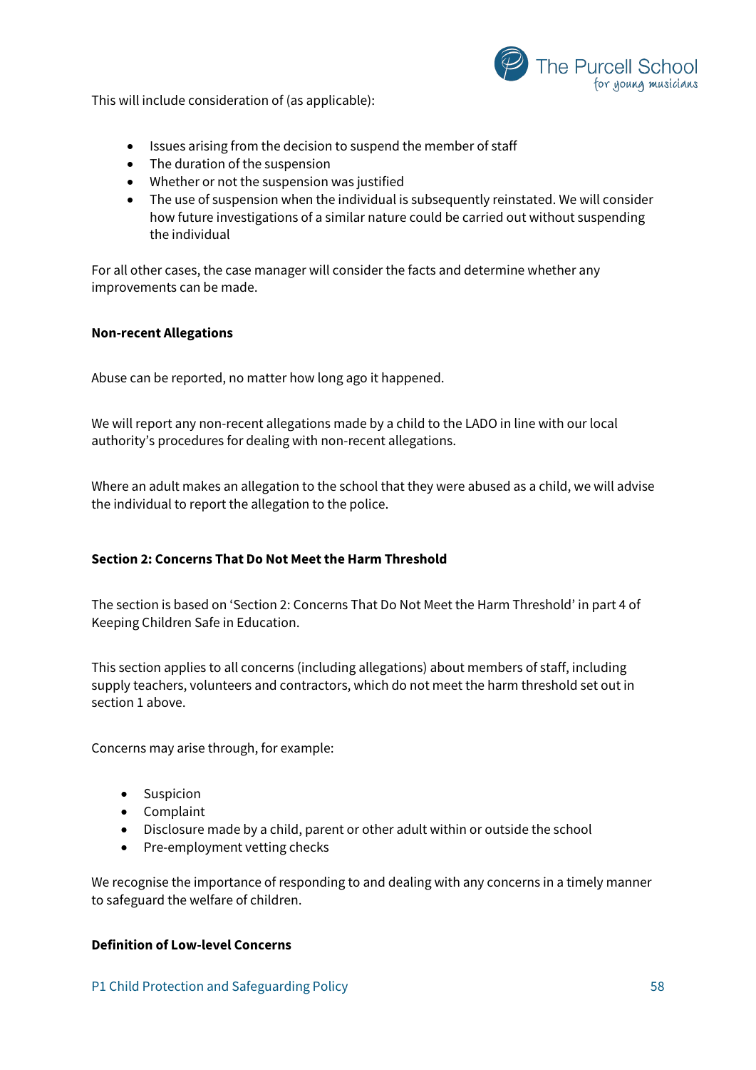This will include consideration of (as applicable):

- Issues arising from the decision to suspend the member of staff
- The duration of the suspension
- Whether or not the suspension was justified
- The use of suspension when the individual is subsequently reinstated. We will consider how future investigations of a similar nature could be carried out without suspending the individual

For all other cases, the case manager will consider the facts and determine whether any improvements can be made.

**Non-recent Allegations**

Abuse can be reported, no matter how long ago it happened.

We will report any non-recent allegations made by a child to the LADO in line with our local authority's procedures for dealing with non-recent allegations.

Where an adult makes an allegation to the school that they were abused as a child, we will advise the individual to report the allegation to the police.

**Section 2: Concerns That Do Not Meet the Harm Threshold**

The section is based on 'Section 2: Concerns That Do Not Meet the Harm Threshold' in part 4 of Keeping Children Safe in Education.

This section applies to all concerns (including allegations) about members of staff, including supply teachers, volunteers and contractors, which do not meet the harm threshold set out in section 1 above.

Concerns may arise through, for example:

- Suspicion
- Complaint
- Disclosure made by a child, parent or other adult within or outside the school
- Pre-employment vetting checks

We recognise the importance of responding to and dealing with any concerns in a timely manner to safeguard the welfare of children.

**Definition of Low-level Concerns**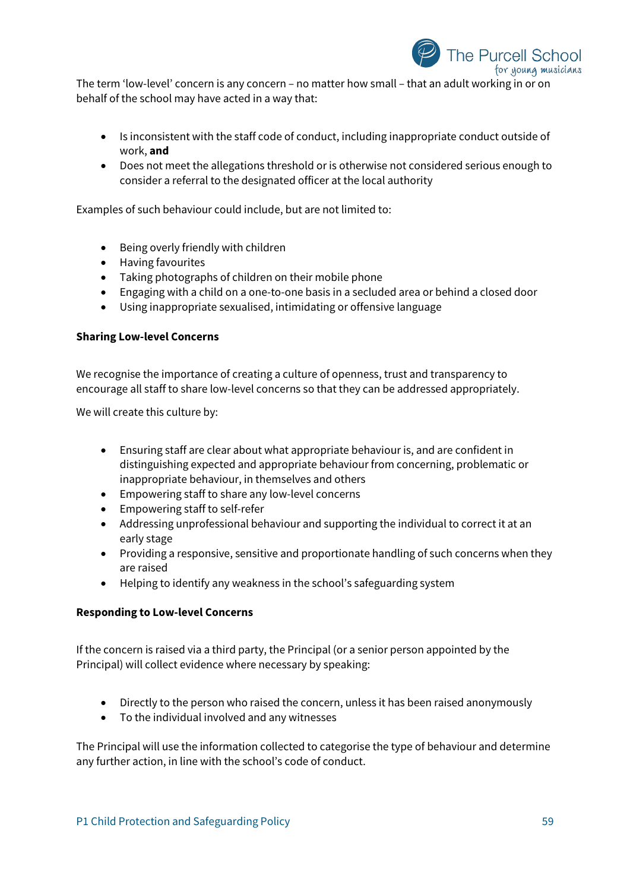The term 'low-level' concern is any concern – no matter how small – that an adult working in or on behalf of the school may have acted in a way that:

- Is inconsistent with the staff code of conduct, including inappropriate conduct outside of work, **and**
- Does not meet the allegations threshold or is otherwise not considered serious enough to consider a referral to the designated officer at the local authority

Examples of such behaviour could include, but are not limited to:

- Being overly friendly with children
- Having favourites
- Taking photographs of children on their mobile phone
- Engaging with a child on a one-to-one basis in a secluded area or behind a closed door
- Using inappropriate sexualised, intimidating or offensive language

**Sharing Low-level Concerns**

We recognise the importance of creating a culture of openness, trust and transparency to encourage all staff to share low-level concerns so that they can be addressed appropriately.

We will create this culture by:

- Ensuring staff are clear about what appropriate behaviour is, and are confident in distinguishing expected and appropriate behaviour from concerning, problematic or inappropriate behaviour, in themselves and others
- Empowering staff to share any low-level concerns
- Empowering staff to self-refer
- Addressing unprofessional behaviour and supporting the individual to correct it at an early stage
- Providing a responsive, sensitive and proportionate handling of such concerns when they are raised
- Helping to identify any weakness in the school's safeguarding system

**Responding to Low-level Concerns**

If the concern is raised via a third party, the Principal (or a senior person appointed by the Principal) will collect evidence where necessary by speaking:

- Directly to the person who raised the concern, unless it has been raised anonymously
- To the individual involved and any witnesses

The Principal will use the information collected to categorise the type of behaviour and determine any further action, in line with the school's code of conduct.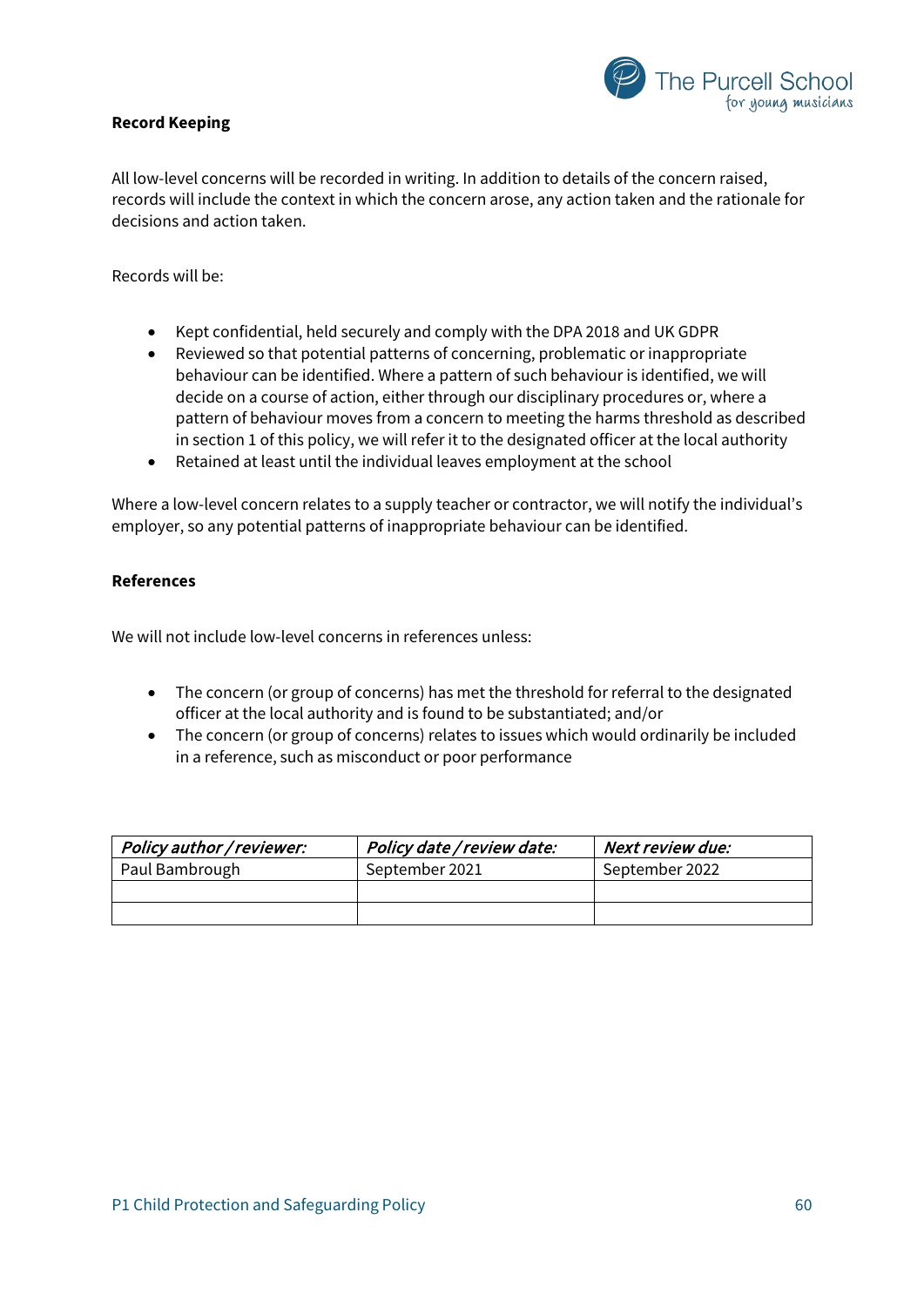**Record Keeping**

All low-level concerns will be recorded in writing. In addition to details of the concern raised, records will include the context in which the concern arose, any action taken and the rationale for decisions and action taken.

Records will be:

- Kept confidential, held securely and comply with the DPA 2018 and UK GDPR
- Reviewed so that potential patterns of concerning, problematic or inappropriate behaviour can be identified. Where a pattern of such behaviour is identified, we will decide on a course of action, either through our disciplinary procedures or, where a pattern of behaviour moves from a concern to meeting the harms threshold as described in section 1 of this policy, we will refer it to the designated officer at the local authority
- Retained at least until the individual leaves employment at the school

Where a low-level concern relates to a supply teacher or contractor, we will notify the individual's employer, so any potential patterns of inappropriate behaviour can be identified.

**References**

We will not include low-level concerns in references unless:

- The concern (or group of concerns) has met the threshold for referral to the designated officer at the local authority and is found to be substantiated; and/or
- The concern (or group of concerns) relates to issues which would ordinarily be included in a reference, such as misconduct or poor performance

| *Policy author / reviewer:* | *Policy date / review date:* | *Next review due:* |
|---|---|---|
| Paul Bambrough | September 2021 | September 2022 |
| | | |
| | | |